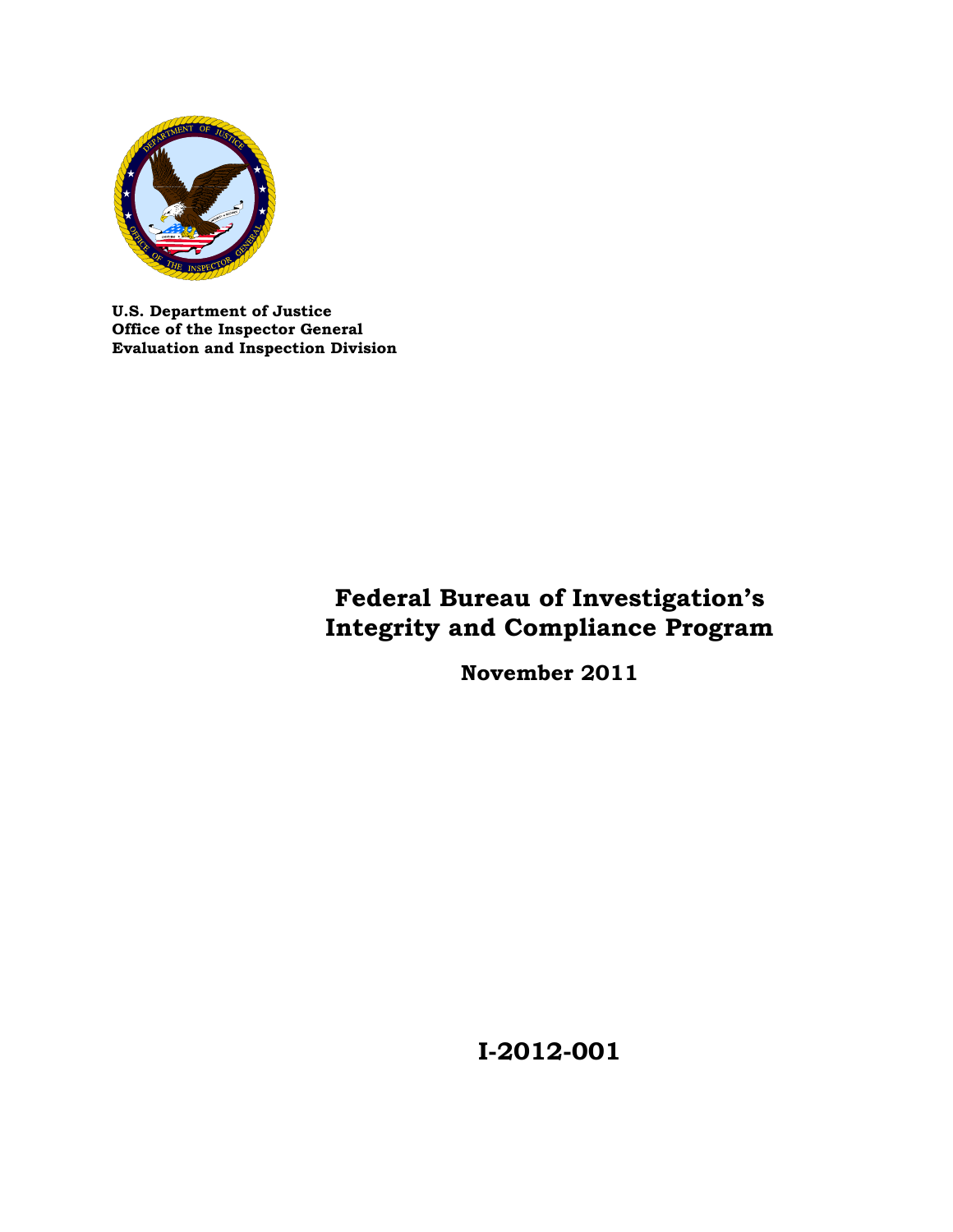**U.S. Department of Justice**
**Office of the Inspector General**
**Evaluation and Inspection Division**

# Federal Bureau of Investigation's Integrity and Compliance Program

**November 2011**

**I-2012-001**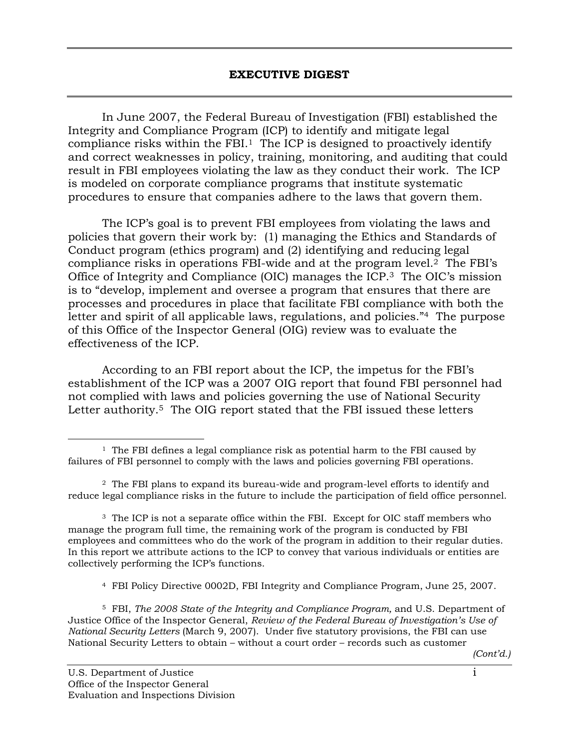## EXECUTIVE DIGEST

In June 2007, the Federal Bureau of Investigation (FBI) established the Integrity and Compliance Program (ICP) to identify and mitigate legal compliance risks within the FBI.[1] The ICP is designed to proactively identify and correct weaknesses in policy, training, monitoring, and auditing that could result in FBI employees violating the law as they conduct their work. The ICP is modeled on corporate compliance programs that institute systematic procedures to ensure that companies adhere to the laws that govern them.

The ICP's goal is to prevent FBI employees from violating the laws and policies that govern their work by: (1) managing the Ethics and Standards of Conduct program (ethics program) and (2) identifying and reducing legal compliance risks in operations FBI-wide and at the program level.[2] The FBI's Office of Integrity and Compliance (OIC) manages the ICP.[3] The OIC's mission is to "develop, implement and oversee a program that ensures that there are processes and procedures in place that facilitate FBI compliance with both the letter and spirit of all applicable laws, regulations, and policies."[4] The purpose of this Office of the Inspector General (OIG) review was to evaluate the effectiveness of the ICP.

According to an FBI report about the ICP, the impetus for the FBI's establishment of the ICP was a 2007 OIG report that found FBI personnel had not complied with laws and policies governing the use of National Security Letter authority.[5] The OIG report stated that the FBI issued these letters

---

[1] The FBI defines a legal compliance risk as potential harm to the FBI caused by failures of FBI personnel to comply with the laws and policies governing FBI operations.

[2] The FBI plans to expand its bureau-wide and program-level efforts to identify and reduce legal compliance risks in the future to include the participation of field office personnel.

[3] The ICP is not a separate office within the FBI. Except for OIC staff members who manage the program full time, the remaining work of the program is conducted by FBI employees and committees who do the work of the program in addition to their regular duties. In this report we attribute actions to the ICP to convey that various individuals or entities are collectively performing the ICP's functions.

[4] FBI Policy Directive 0002D, FBI Integrity and Compliance Program, June 25, 2007.

[5] FBI, *The 2008 State of the Integrity and Compliance Program,* and U.S. Department of Justice Office of the Inspector General, *Review of the Federal Bureau of Investigation's Use of National Security Letters* (March 9, 2007). Under five statutory provisions, the FBI can use National Security Letters to obtain – without a court order – records such as customer

*(Cont'd.)*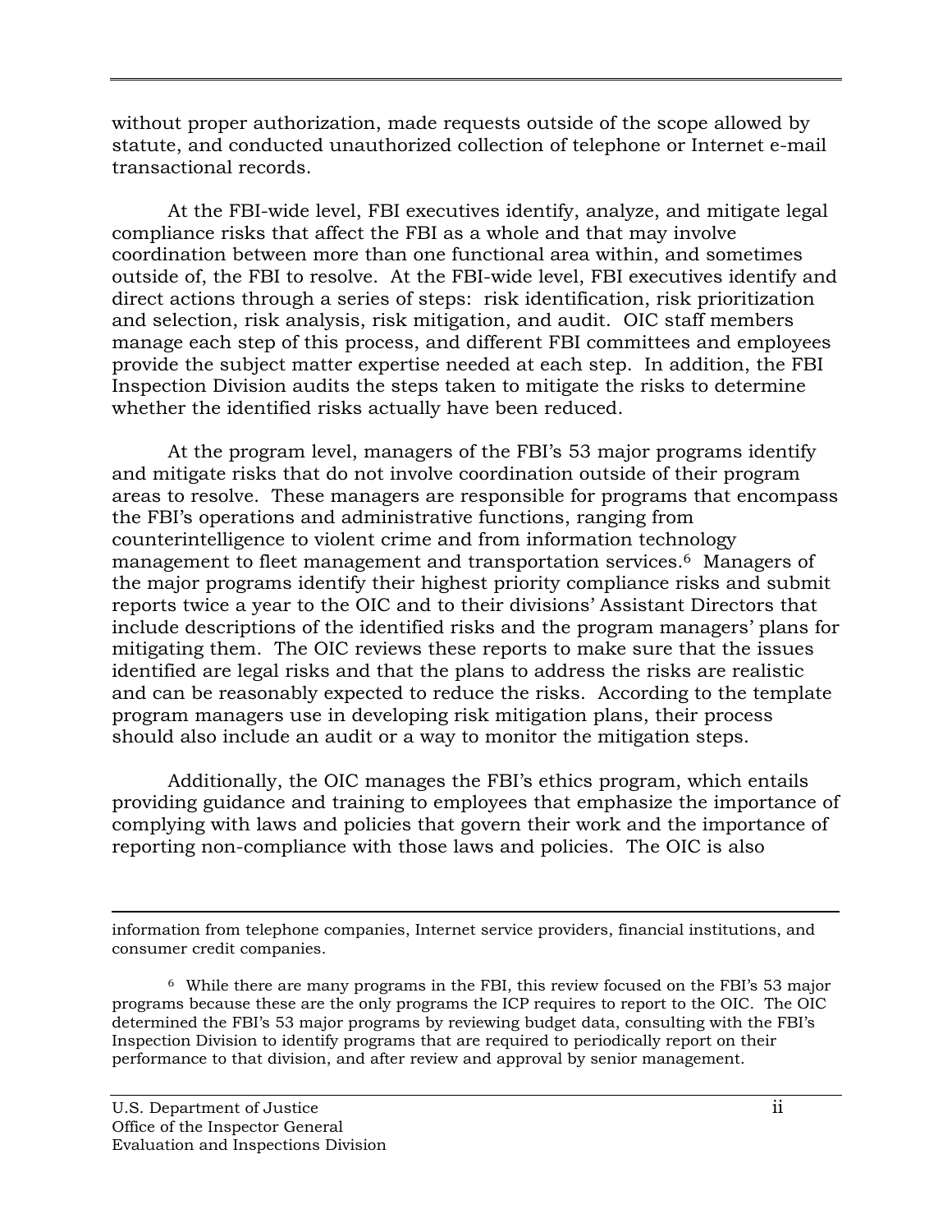without proper authorization, made requests outside of the scope allowed by statute, and conducted unauthorized collection of telephone or Internet e-mail transactional records.

At the FBI-wide level, FBI executives identify, analyze, and mitigate legal compliance risks that affect the FBI as a whole and that may involve coordination between more than one functional area within, and sometimes outside of, the FBI to resolve. At the FBI-wide level, FBI executives identify and direct actions through a series of steps: risk identification, risk prioritization and selection, risk analysis, risk mitigation, and audit. OIC staff members manage each step of this process, and different FBI committees and employees provide the subject matter expertise needed at each step. In addition, the FBI Inspection Division audits the steps taken to mitigate the risks to determine whether the identified risks actually have been reduced.

At the program level, managers of the FBI's 53 major programs identify and mitigate risks that do not involve coordination outside of their program areas to resolve. These managers are responsible for programs that encompass the FBI's operations and administrative functions, ranging from counterintelligence to violent crime and from information technology management to fleet management and transportation services.[6] Managers of the major programs identify their highest priority compliance risks and submit reports twice a year to the OIC and to their divisions' Assistant Directors that include descriptions of the identified risks and the program managers' plans for mitigating them. The OIC reviews these reports to make sure that the issues identified are legal risks and that the plans to address the risks are realistic and can be reasonably expected to reduce the risks. According to the template program managers use in developing risk mitigation plans, their process should also include an audit or a way to monitor the mitigation steps.

Additionally, the OIC manages the FBI's ethics program, which entails providing guidance and training to employees that emphasize the importance of complying with laws and policies that govern their work and the importance of reporting non-compliance with those laws and policies. The OIC is also

---

information from telephone companies, Internet service providers, financial institutions, and consumer credit companies.

[6] While there are many programs in the FBI, this review focused on the FBI's 53 major programs because these are the only programs the ICP requires to report to the OIC. The OIC determined the FBI's 53 major programs by reviewing budget data, consulting with the FBI's Inspection Division to identify programs that are required to periodically report on their performance to that division, and after review and approval by senior management.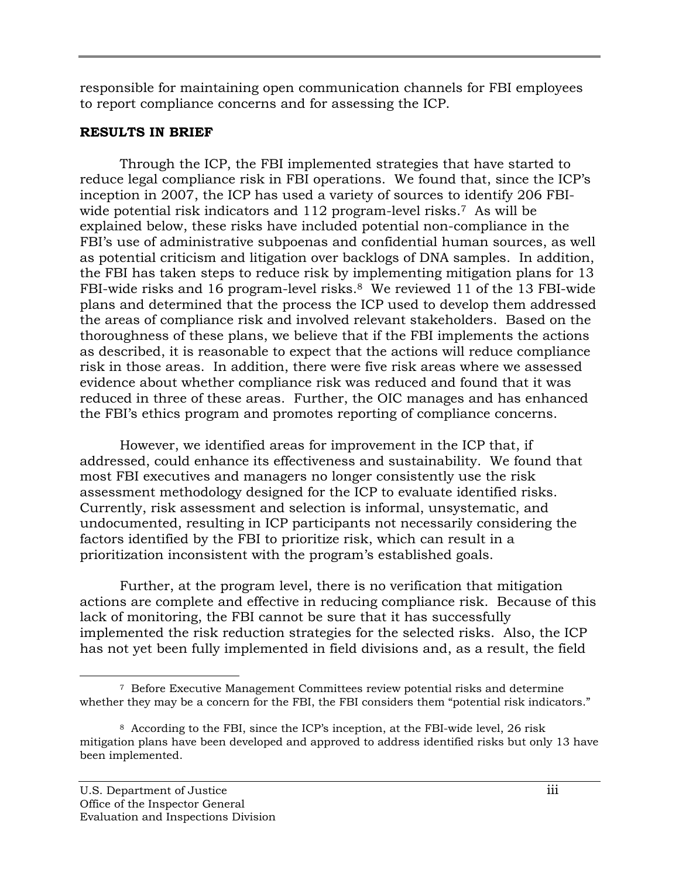responsible for maintaining open communication channels for FBI employees to report compliance concerns and for assessing the ICP.

**RESULTS IN BRIEF**

Through the ICP, the FBI implemented strategies that have started to reduce legal compliance risk in FBI operations. We found that, since the ICP's inception in 2007, the ICP has used a variety of sources to identify 206 FBI-wide potential risk indicators and 112 program-level risks.[7] As will be explained below, these risks have included potential non-compliance in the FBI's use of administrative subpoenas and confidential human sources, as well as potential criticism and litigation over backlogs of DNA samples. In addition, the FBI has taken steps to reduce risk by implementing mitigation plans for 13 FBI-wide risks and 16 program-level risks.[8] We reviewed 11 of the 13 FBI-wide plans and determined that the process the ICP used to develop them addressed the areas of compliance risk and involved relevant stakeholders. Based on the thoroughness of these plans, we believe that if the FBI implements the actions as described, it is reasonable to expect that the actions will reduce compliance risk in those areas. In addition, there were five risk areas where we assessed evidence about whether compliance risk was reduced and found that it was reduced in three of these areas. Further, the OIC manages and has enhanced the FBI's ethics program and promotes reporting of compliance concerns.

However, we identified areas for improvement in the ICP that, if addressed, could enhance its effectiveness and sustainability. We found that most FBI executives and managers no longer consistently use the risk assessment methodology designed for the ICP to evaluate identified risks. Currently, risk assessment and selection is informal, unsystematic, and undocumented, resulting in ICP participants not necessarily considering the factors identified by the FBI to prioritize risk, which can result in a prioritization inconsistent with the program's established goals.

Further, at the program level, there is no verification that mitigation actions are complete and effective in reducing compliance risk. Because of this lack of monitoring, the FBI cannot be sure that it has successfully implemented the risk reduction strategies for the selected risks. Also, the ICP has not yet been fully implemented in field divisions and, as a result, the field

---

[7] Before Executive Management Committees review potential risks and determine whether they may be a concern for the FBI, the FBI considers them "potential risk indicators."

[8] According to the FBI, since the ICP's inception, at the FBI-wide level, 26 risk mitigation plans have been developed and approved to address identified risks but only 13 have been implemented.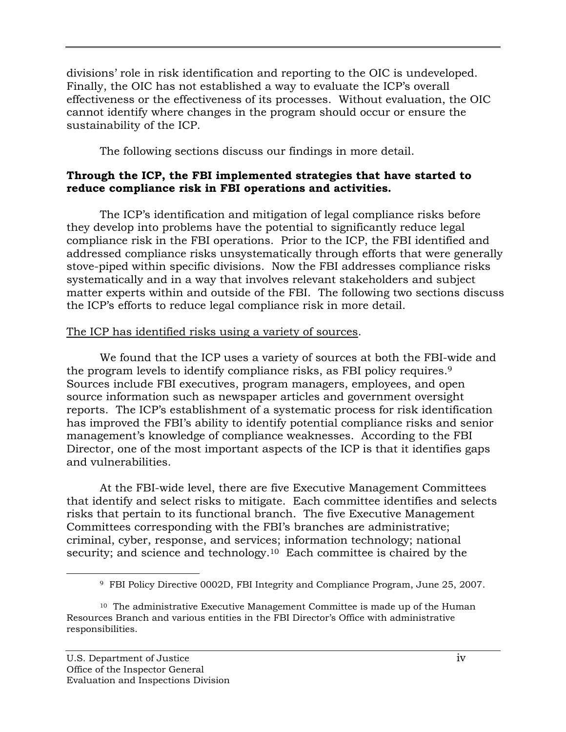divisions' role in risk identification and reporting to the OIC is undeveloped. Finally, the OIC has not established a way to evaluate the ICP's overall effectiveness or the effectiveness of its processes. Without evaluation, the OIC cannot identify where changes in the program should occur or ensure the sustainability of the ICP.

The following sections discuss our findings in more detail.

**Through the ICP, the FBI implemented strategies that have started to reduce compliance risk in FBI operations and activities.**

The ICP's identification and mitigation of legal compliance risks before they develop into problems have the potential to significantly reduce legal compliance risk in the FBI operations. Prior to the ICP, the FBI identified and addressed compliance risks unsystematically through efforts that were generally stove-piped within specific divisions. Now the FBI addresses compliance risks systematically and in a way that involves relevant stakeholders and subject matter experts within and outside of the FBI. The following two sections discuss the ICP's efforts to reduce legal compliance risk in more detail.

The ICP has identified risks using a variety of sources.

We found that the ICP uses a variety of sources at both the FBI-wide and the program levels to identify compliance risks, as FBI policy requires.[9] Sources include FBI executives, program managers, employees, and open source information such as newspaper articles and government oversight reports. The ICP's establishment of a systematic process for risk identification has improved the FBI's ability to identify potential compliance risks and senior management's knowledge of compliance weaknesses. According to the FBI Director, one of the most important aspects of the ICP is that it identifies gaps and vulnerabilities.

At the FBI-wide level, there are five Executive Management Committees that identify and select risks to mitigate. Each committee identifies and selects risks that pertain to its functional branch. The five Executive Management Committees corresponding with the FBI's branches are administrative; criminal, cyber, response, and services; information technology; national security; and science and technology.[10] Each committee is chaired by the

[9] FBI Policy Directive 0002D, FBI Integrity and Compliance Program, June 25, 2007.

[10] The administrative Executive Management Committee is made up of the Human Resources Branch and various entities in the FBI Director's Office with administrative responsibilities.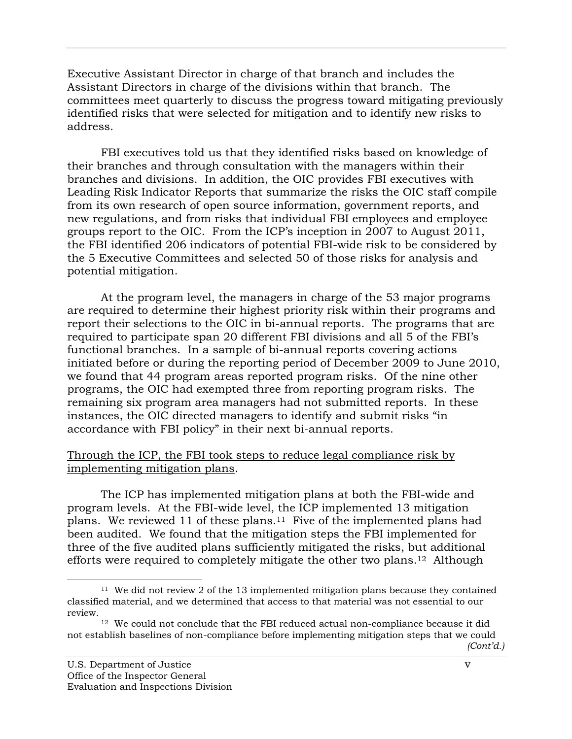Executive Assistant Director in charge of that branch and includes the Assistant Directors in charge of the divisions within that branch. The committees meet quarterly to discuss the progress toward mitigating previously identified risks that were selected for mitigation and to identify new risks to address.

FBI executives told us that they identified risks based on knowledge of their branches and through consultation with the managers within their branches and divisions. In addition, the OIC provides FBI executives with Leading Risk Indicator Reports that summarize the risks the OIC staff compile from its own research of open source information, government reports, and new regulations, and from risks that individual FBI employees and employee groups report to the OIC. From the ICP's inception in 2007 to August 2011, the FBI identified 206 indicators of potential FBI-wide risk to be considered by the 5 Executive Committees and selected 50 of those risks for analysis and potential mitigation.

At the program level, the managers in charge of the 53 major programs are required to determine their highest priority risk within their programs and report their selections to the OIC in bi-annual reports. The programs that are required to participate span 20 different FBI divisions and all 5 of the FBI's functional branches. In a sample of bi-annual reports covering actions initiated before or during the reporting period of December 2009 to June 2010, we found that 44 program areas reported program risks. Of the nine other programs, the OIC had exempted three from reporting program risks. The remaining six program area managers had not submitted reports. In these instances, the OIC directed managers to identify and submit risks "in accordance with FBI policy" in their next bi-annual reports.

<u>Through the ICP, the FBI took steps to reduce legal compliance risk by implementing mitigation plans</u>.

The ICP has implemented mitigation plans at both the FBI-wide and program levels. At the FBI-wide level, the ICP implemented 13 mitigation plans. We reviewed 11 of these plans.[11] Five of the implemented plans had been audited. We found that the mitigation steps the FBI implemented for three of the five audited plans sufficiently mitigated the risks, but additional efforts were required to completely mitigate the other two plans.[12] Although

---

[11] We did not review 2 of the 13 implemented mitigation plans because they contained classified material, and we determined that access to that material was not essential to our review.

[12] We could not conclude that the FBI reduced actual non-compliance because it did not establish baselines of non-compliance before implementing mitigation steps that we could *(Cont'd.)*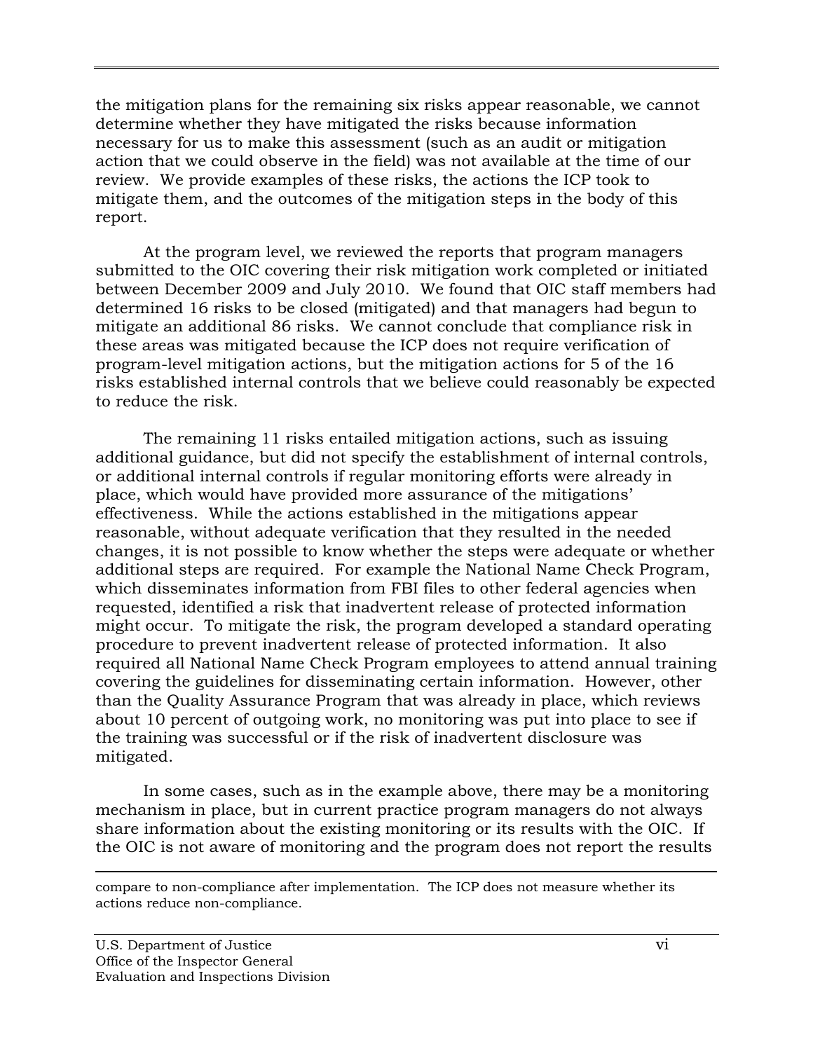the mitigation plans for the remaining six risks appear reasonable, we cannot determine whether they have mitigated the risks because information necessary for us to make this assessment (such as an audit or mitigation action that we could observe in the field) was not available at the time of our review. We provide examples of these risks, the actions the ICP took to mitigate them, and the outcomes of the mitigation steps in the body of this report.

At the program level, we reviewed the reports that program managers submitted to the OIC covering their risk mitigation work completed or initiated between December 2009 and July 2010. We found that OIC staff members had determined 16 risks to be closed (mitigated) and that managers had begun to mitigate an additional 86 risks. We cannot conclude that compliance risk in these areas was mitigated because the ICP does not require verification of program-level mitigation actions, but the mitigation actions for 5 of the 16 risks established internal controls that we believe could reasonably be expected to reduce the risk.

The remaining 11 risks entailed mitigation actions, such as issuing additional guidance, but did not specify the establishment of internal controls, or additional internal controls if regular monitoring efforts were already in place, which would have provided more assurance of the mitigations' effectiveness. While the actions established in the mitigations appear reasonable, without adequate verification that they resulted in the needed changes, it is not possible to know whether the steps were adequate or whether additional steps are required. For example the National Name Check Program, which disseminates information from FBI files to other federal agencies when requested, identified a risk that inadvertent release of protected information might occur. To mitigate the risk, the program developed a standard operating procedure to prevent inadvertent release of protected information. It also required all National Name Check Program employees to attend annual training covering the guidelines for disseminating certain information. However, other than the Quality Assurance Program that was already in place, which reviews about 10 percent of outgoing work, no monitoring was put into place to see if the training was successful or if the risk of inadvertent disclosure was mitigated.

In some cases, such as in the example above, there may be a monitoring mechanism in place, but in current practice program managers do not always share information about the existing monitoring or its results with the OIC. If the OIC is not aware of monitoring and the program does not report the results

compare to non-compliance after implementation. The ICP does not measure whether its actions reduce non-compliance.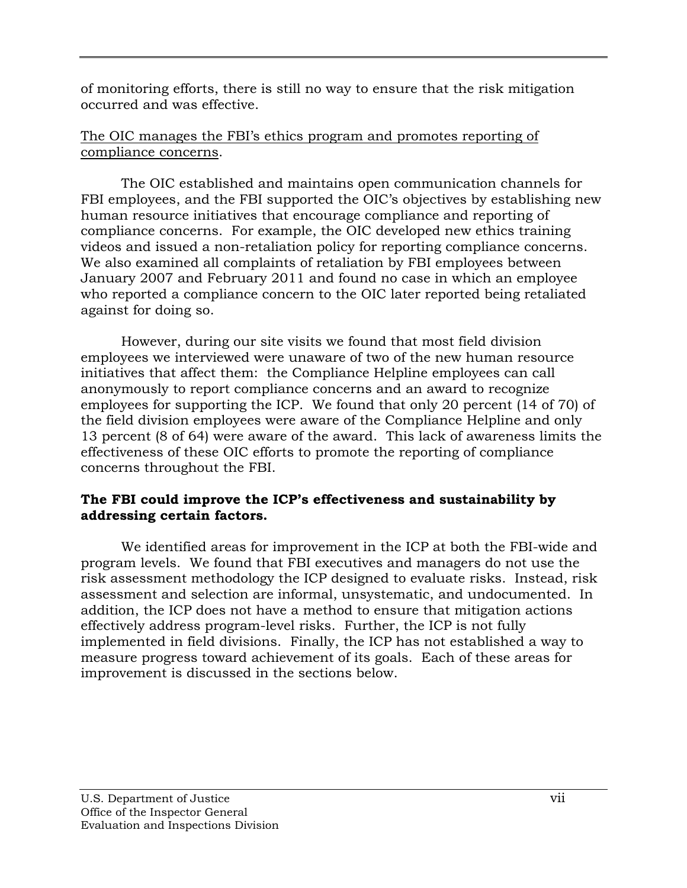of monitoring efforts, there is still no way to ensure that the risk mitigation occurred and was effective.

<u>The OIC manages the FBI's ethics program and promotes reporting of compliance concerns</u>.

The OIC established and maintains open communication channels for FBI employees, and the FBI supported the OIC's objectives by establishing new human resource initiatives that encourage compliance and reporting of compliance concerns. For example, the OIC developed new ethics training videos and issued a non-retaliation policy for reporting compliance concerns. We also examined all complaints of retaliation by FBI employees between January 2007 and February 2011 and found no case in which an employee who reported a compliance concern to the OIC later reported being retaliated against for doing so.

However, during our site visits we found that most field division employees we interviewed were unaware of two of the new human resource initiatives that affect them: the Compliance Helpline employees can call anonymously to report compliance concerns and an award to recognize employees for supporting the ICP. We found that only 20 percent (14 of 70) of the field division employees were aware of the Compliance Helpline and only 13 percent (8 of 64) were aware of the award. This lack of awareness limits the effectiveness of these OIC efforts to promote the reporting of compliance concerns throughout the FBI.

**The FBI could improve the ICP's effectiveness and sustainability by addressing certain factors.**

We identified areas for improvement in the ICP at both the FBI-wide and program levels. We found that FBI executives and managers do not use the risk assessment methodology the ICP designed to evaluate risks. Instead, risk assessment and selection are informal, unsystematic, and undocumented. In addition, the ICP does not have a method to ensure that mitigation actions effectively address program-level risks. Further, the ICP is not fully implemented in field divisions. Finally, the ICP has not established a way to measure progress toward achievement of its goals. Each of these areas for improvement is discussed in the sections below.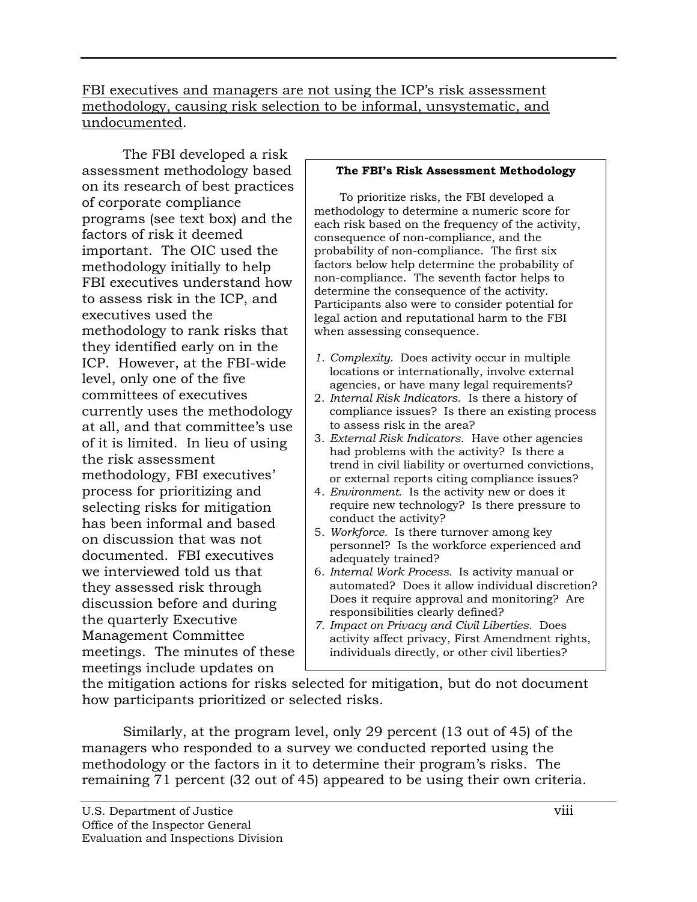<u>FBI executives and managers are not using the ICP's risk assessment methodology, causing risk selection to be informal, unsystematic, and undocumented</u>.

The FBI developed a risk assessment methodology based on its research of best practices of corporate compliance programs (see text box) and the factors of risk it deemed important. The OIC used the methodology initially to help FBI executives understand how to assess risk in the ICP, and executives used the methodology to rank risks that they identified early on in the ICP. However, at the FBI-wide level, only one of the five committees of executives currently uses the methodology at all, and that committee's use of it is limited. In lieu of using the risk assessment methodology, FBI executives' process for prioritizing and selecting risks for mitigation has been informal and based on discussion that was not documented. FBI executives we interviewed told us that they assessed risk through discussion before and during the quarterly Executive Management Committee meetings. The minutes of these meetings include updates on the mitigation actions for risks selected for mitigation, but do not document how participants prioritized or selected risks.

> **The FBI's Risk Assessment Methodology**
>
> To prioritize risks, the FBI developed a methodology to determine a numeric score for each risk based on the frequency of the activity, consequence of non-compliance, and the probability of non-compliance. The first six factors below help determine the probability of non-compliance. The seventh factor helps to determine the consequence of the activity. Participants also were to consider potential for legal action and reputational harm to the FBI when assessing consequence.
>
> 1. *Complexity.* Does activity occur in multiple locations or internationally, involve external agencies, or have many legal requirements?
> 2. *Internal Risk Indicators.* Is there a history of compliance issues? Is there an existing process to assess risk in the area?
> 3. *External Risk Indicators.* Have other agencies had problems with the activity? Is there a trend in civil liability or overturned convictions, or external reports citing compliance issues?
> 4. *Environment.* Is the activity new or does it require new technology? Is there pressure to conduct the activity?
> 5. *Workforce.* Is there turnover among key personnel? Is the workforce experienced and adequately trained?
> 6. *Internal Work Process.* Is activity manual or automated? Does it allow individual discretion? Does it require approval and monitoring? Are responsibilities clearly defined?
> 7. *Impact on Privacy and Civil Liberties.* Does activity affect privacy, First Amendment rights, individuals directly, or other civil liberties?

Similarly, at the program level, only 29 percent (13 out of 45) of the managers who responded to a survey we conducted reported using the methodology or the factors in it to determine their program's risks. The remaining 71 percent (32 out of 45) appeared to be using their own criteria.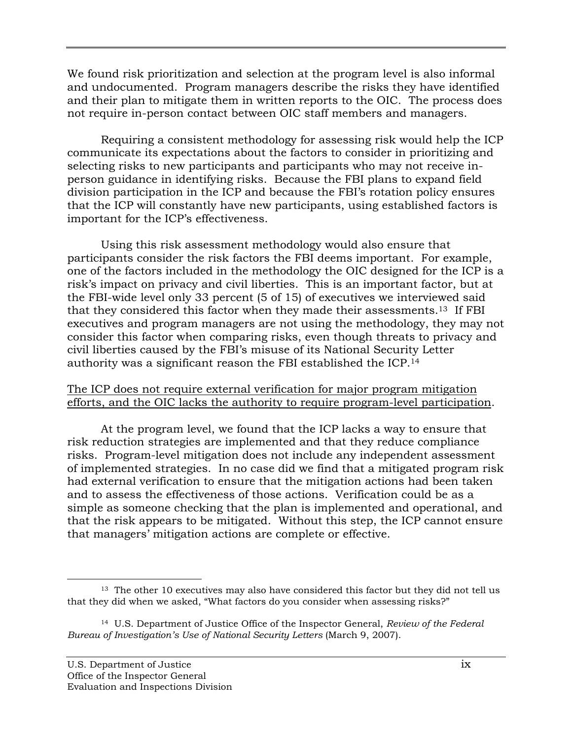We found risk prioritization and selection at the program level is also informal and undocumented. Program managers describe the risks they have identified and their plan to mitigate them in written reports to the OIC. The process does not require in-person contact between OIC staff members and managers.

Requiring a consistent methodology for assessing risk would help the ICP communicate its expectations about the factors to consider in prioritizing and selecting risks to new participants and participants who may not receive in-person guidance in identifying risks. Because the FBI plans to expand field division participation in the ICP and because the FBI's rotation policy ensures that the ICP will constantly have new participants, using established factors is important for the ICP's effectiveness.

Using this risk assessment methodology would also ensure that participants consider the risk factors the FBI deems important. For example, one of the factors included in the methodology the OIC designed for the ICP is a risk's impact on privacy and civil liberties. This is an important factor, but at the FBI-wide level only 33 percent (5 of 15) of executives we interviewed said that they considered this factor when they made their assessments.[13] If FBI executives and program managers are not using the methodology, they may not consider this factor when comparing risks, even though threats to privacy and civil liberties caused by the FBI's misuse of its National Security Letter authority was a significant reason the FBI established the ICP.[14]

<u>The ICP does not require external verification for major program mitigation efforts, and the OIC lacks the authority to require program-level participation</u>.

At the program level, we found that the ICP lacks a way to ensure that risk reduction strategies are implemented and that they reduce compliance risks. Program-level mitigation does not include any independent assessment of implemented strategies. In no case did we find that a mitigated program risk had external verification to ensure that the mitigation actions had been taken and to assess the effectiveness of those actions. Verification could be as a simple as someone checking that the plan is implemented and operational, and that the risk appears to be mitigated. Without this step, the ICP cannot ensure that managers' mitigation actions are complete or effective.

---

[13] The other 10 executives may also have considered this factor but they did not tell us that they did when we asked, "What factors do you consider when assessing risks?"

[14] U.S. Department of Justice Office of the Inspector General, *Review of the Federal Bureau of Investigation's Use of National Security Letters* (March 9, 2007).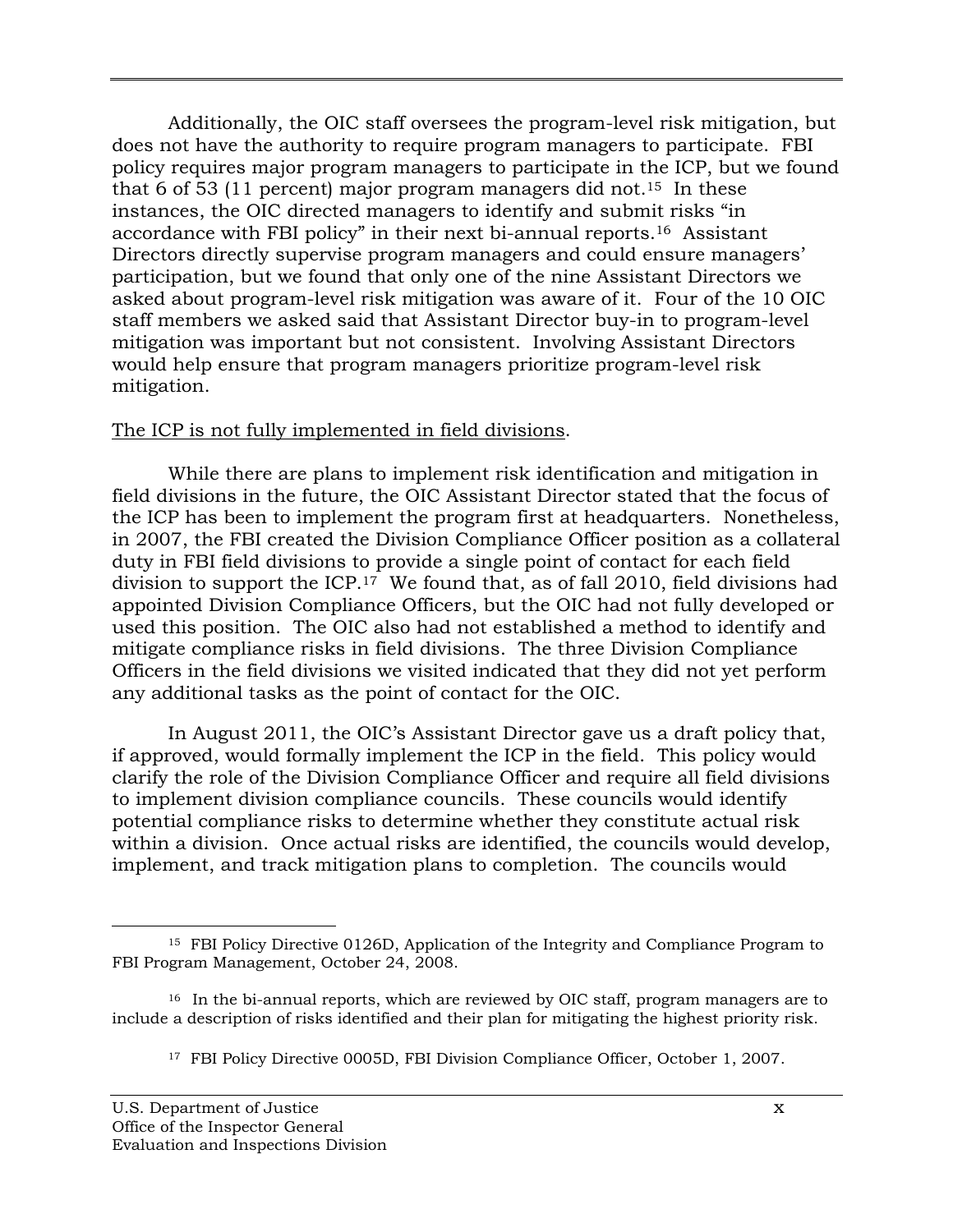Additionally, the OIC staff oversees the program-level risk mitigation, but does not have the authority to require program managers to participate. FBI policy requires major program managers to participate in the ICP, but we found that 6 of 53 (11 percent) major program managers did not.[15] In these instances, the OIC directed managers to identify and submit risks "in accordance with FBI policy" in their next bi-annual reports.[16] Assistant Directors directly supervise program managers and could ensure managers' participation, but we found that only one of the nine Assistant Directors we asked about program-level risk mitigation was aware of it. Four of the 10 OIC staff members we asked said that Assistant Director buy-in to program-level mitigation was important but not consistent. Involving Assistant Directors would help ensure that program managers prioritize program-level risk mitigation.

The ICP is not fully implemented in field divisions.

While there are plans to implement risk identification and mitigation in field divisions in the future, the OIC Assistant Director stated that the focus of the ICP has been to implement the program first at headquarters. Nonetheless, in 2007, the FBI created the Division Compliance Officer position as a collateral duty in FBI field divisions to provide a single point of contact for each field division to support the ICP.[17] We found that, as of fall 2010, field divisions had appointed Division Compliance Officers, but the OIC had not fully developed or used this position. The OIC also had not established a method to identify and mitigate compliance risks in field divisions. The three Division Compliance Officers in the field divisions we visited indicated that they did not yet perform any additional tasks as the point of contact for the OIC.

In August 2011, the OIC's Assistant Director gave us a draft policy that, if approved, would formally implement the ICP in the field. This policy would clarify the role of the Division Compliance Officer and require all field divisions to implement division compliance councils. These councils would identify potential compliance risks to determine whether they constitute actual risk within a division. Once actual risks are identified, the councils would develop, implement, and track mitigation plans to completion. The councils would

[15] FBI Policy Directive 0126D, Application of the Integrity and Compliance Program to FBI Program Management, October 24, 2008.

[16] In the bi-annual reports, which are reviewed by OIC staff, program managers are to include a description of risks identified and their plan for mitigating the highest priority risk.

[17] FBI Policy Directive 0005D, FBI Division Compliance Officer, October 1, 2007.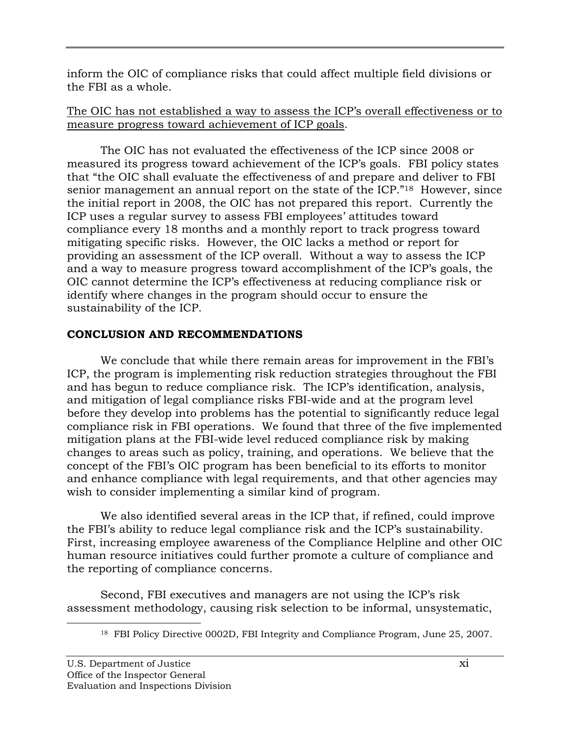inform the OIC of compliance risks that could affect multiple field divisions or the FBI as a whole.

<u>The OIC has not established a way to assess the ICP's overall effectiveness or to measure progress toward achievement of ICP goals</u>.

The OIC has not evaluated the effectiveness of the ICP since 2008 or measured its progress toward achievement of the ICP's goals. FBI policy states that "the OIC shall evaluate the effectiveness of and prepare and deliver to FBI senior management an annual report on the state of the ICP."[18] However, since the initial report in 2008, the OIC has not prepared this report. Currently the ICP uses a regular survey to assess FBI employees' attitudes toward compliance every 18 months and a monthly report to track progress toward mitigating specific risks. However, the OIC lacks a method or report for providing an assessment of the ICP overall. Without a way to assess the ICP and a way to measure progress toward accomplishment of the ICP's goals, the OIC cannot determine the ICP's effectiveness at reducing compliance risk or identify where changes in the program should occur to ensure the sustainability of the ICP.

## CONCLUSION AND RECOMMENDATIONS

We conclude that while there remain areas for improvement in the FBI's ICP, the program is implementing risk reduction strategies throughout the FBI and has begun to reduce compliance risk. The ICP's identification, analysis, and mitigation of legal compliance risks FBI-wide and at the program level before they develop into problems has the potential to significantly reduce legal compliance risk in FBI operations. We found that three of the five implemented mitigation plans at the FBI-wide level reduced compliance risk by making changes to areas such as policy, training, and operations. We believe that the concept of the FBI's OIC program has been beneficial to its efforts to monitor and enhance compliance with legal requirements, and that other agencies may wish to consider implementing a similar kind of program.

We also identified several areas in the ICP that, if refined, could improve the FBI's ability to reduce legal compliance risk and the ICP's sustainability. First, increasing employee awareness of the Compliance Helpline and other OIC human resource initiatives could further promote a culture of compliance and the reporting of compliance concerns.

Second, FBI executives and managers are not using the ICP's risk assessment methodology, causing risk selection to be informal, unsystematic,

[18] FBI Policy Directive 0002D, FBI Integrity and Compliance Program, June 25, 2007.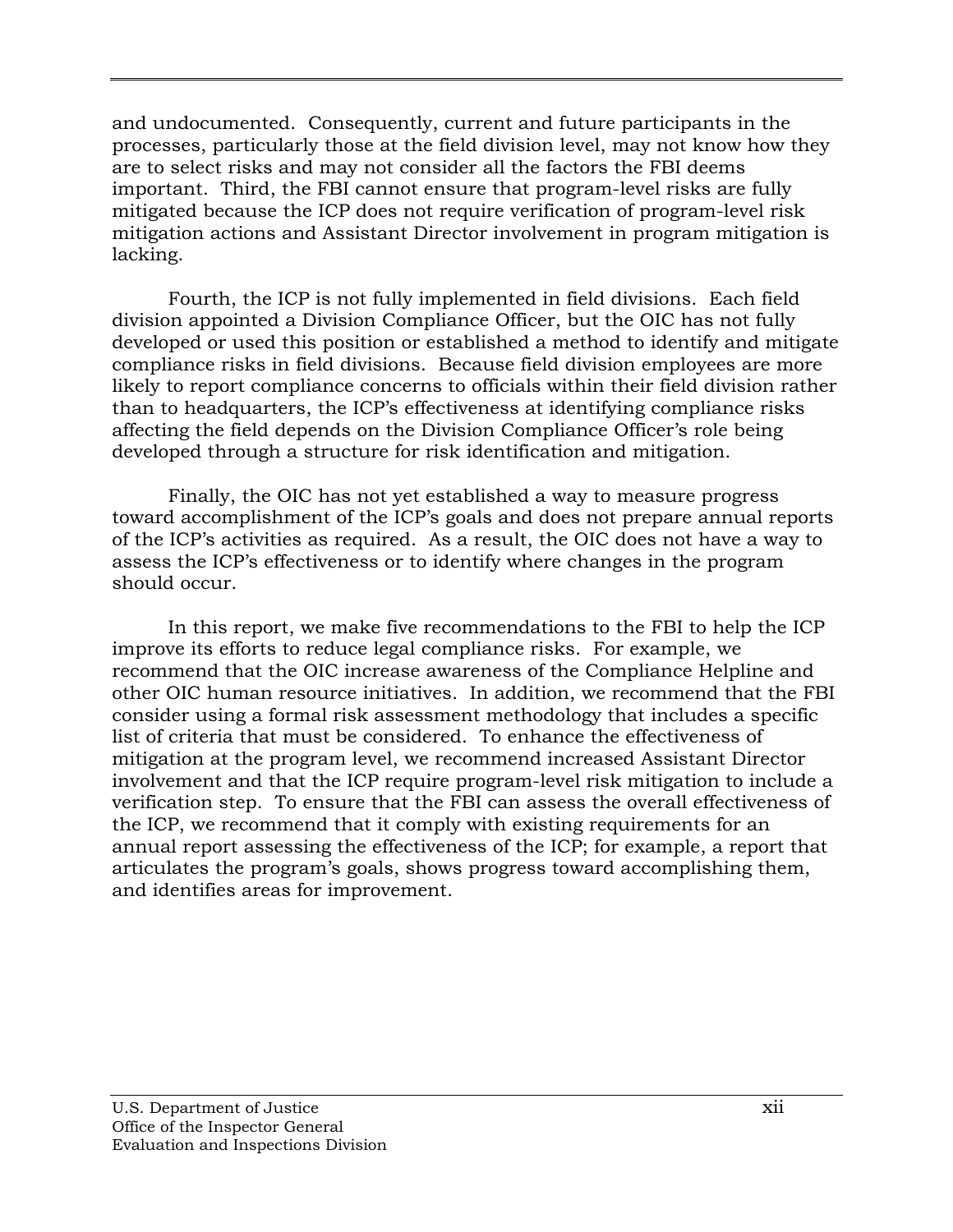and undocumented. Consequently, current and future participants in the processes, particularly those at the field division level, may not know how they are to select risks and may not consider all the factors the FBI deems important. Third, the FBI cannot ensure that program-level risks are fully mitigated because the ICP does not require verification of program-level risk mitigation actions and Assistant Director involvement in program mitigation is lacking.

Fourth, the ICP is not fully implemented in field divisions. Each field division appointed a Division Compliance Officer, but the OIC has not fully developed or used this position or established a method to identify and mitigate compliance risks in field divisions. Because field division employees are more likely to report compliance concerns to officials within their field division rather than to headquarters, the ICP's effectiveness at identifying compliance risks affecting the field depends on the Division Compliance Officer's role being developed through a structure for risk identification and mitigation.

Finally, the OIC has not yet established a way to measure progress toward accomplishment of the ICP's goals and does not prepare annual reports of the ICP's activities as required. As a result, the OIC does not have a way to assess the ICP's effectiveness or to identify where changes in the program should occur.

In this report, we make five recommendations to the FBI to help the ICP improve its efforts to reduce legal compliance risks. For example, we recommend that the OIC increase awareness of the Compliance Helpline and other OIC human resource initiatives. In addition, we recommend that the FBI consider using a formal risk assessment methodology that includes a specific list of criteria that must be considered. To enhance the effectiveness of mitigation at the program level, we recommend increased Assistant Director involvement and that the ICP require program-level risk mitigation to include a verification step. To ensure that the FBI can assess the overall effectiveness of the ICP, we recommend that it comply with existing requirements for an annual report assessing the effectiveness of the ICP; for example, a report that articulates the program's goals, shows progress toward accomplishing them, and identifies areas for improvement.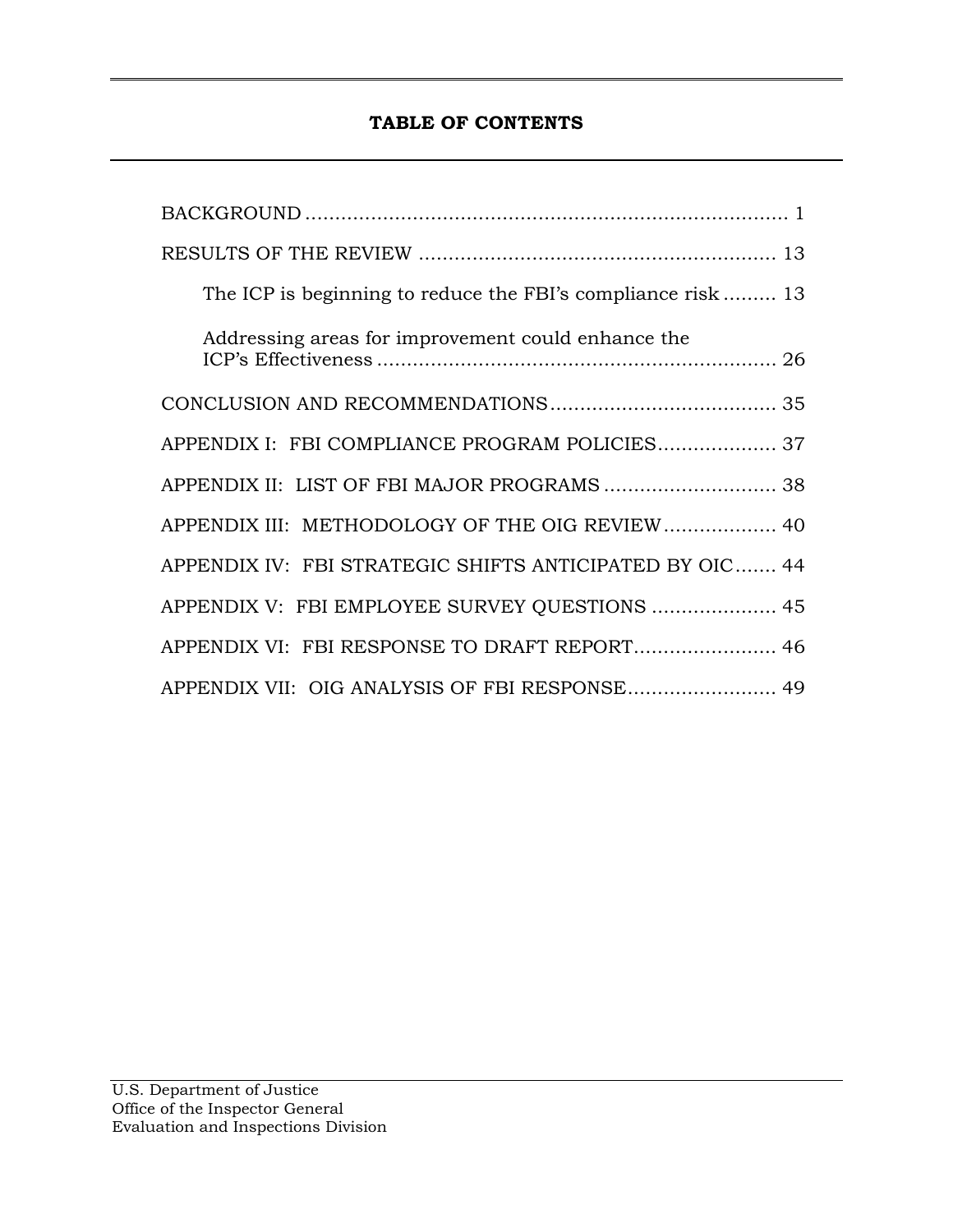## TABLE OF CONTENTS

BACKGROUND .................................................................................. 1

RESULTS OF THE REVIEW ........................................................... 13

- The ICP is beginning to reduce the FBI's compliance risk ......... 13
- Addressing areas for improvement could enhance the ICP's Effectiveness .................................................................... 26

CONCLUSION AND RECOMMENDATIONS...................................... 35

APPENDIX I: FBI COMPLIANCE PROGRAM POLICIES.................... 37

APPENDIX II: LIST OF FBI MAJOR PROGRAMS ............................ 38

APPENDIX III: METHODOLOGY OF THE OIG REVIEW................... 40

APPENDIX IV: FBI STRATEGIC SHIFTS ANTICIPATED BY OIC....... 44

APPENDIX V: FBI EMPLOYEE SURVEY QUESTIONS ..................... 45

APPENDIX VI: FBI RESPONSE TO DRAFT REPORT........................ 46

APPENDIX VII: OIG ANALYSIS OF FBI RESPONSE......................... 49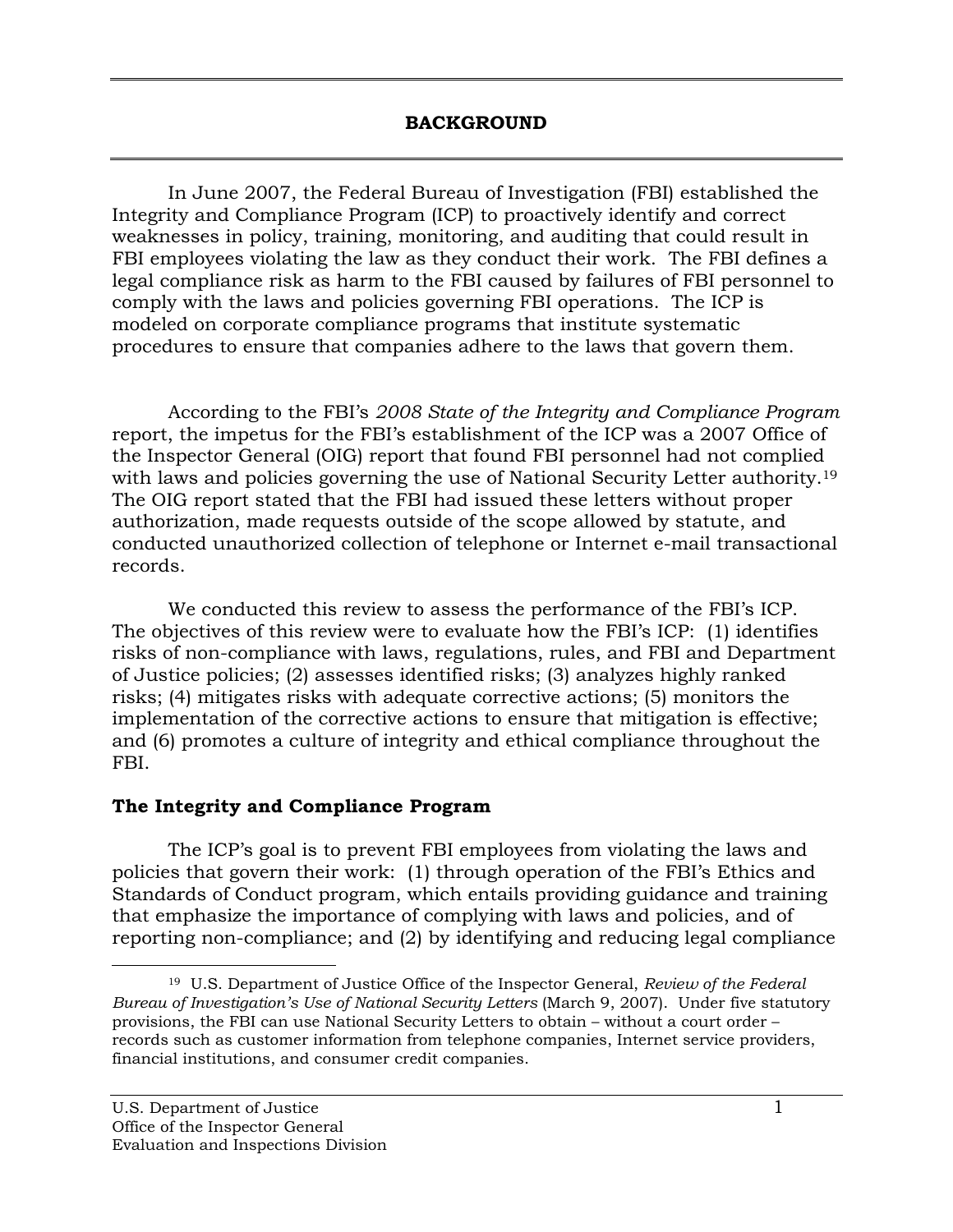# BACKGROUND

In June 2007, the Federal Bureau of Investigation (FBI) established the Integrity and Compliance Program (ICP) to proactively identify and correct weaknesses in policy, training, monitoring, and auditing that could result in FBI employees violating the law as they conduct their work. The FBI defines a legal compliance risk as harm to the FBI caused by failures of FBI personnel to comply with the laws and policies governing FBI operations. The ICP is modeled on corporate compliance programs that institute systematic procedures to ensure that companies adhere to the laws that govern them.

According to the FBI's *2008 State of the Integrity and Compliance Program* report, the impetus for the FBI's establishment of the ICP was a 2007 Office of the Inspector General (OIG) report that found FBI personnel had not complied with laws and policies governing the use of National Security Letter authority.[19] The OIG report stated that the FBI had issued these letters without proper authorization, made requests outside of the scope allowed by statute, and conducted unauthorized collection of telephone or Internet e-mail transactional records.

We conducted this review to assess the performance of the FBI's ICP. The objectives of this review were to evaluate how the FBI's ICP: (1) identifies risks of non-compliance with laws, regulations, rules, and FBI and Department of Justice policies; (2) assesses identified risks; (3) analyzes highly ranked risks; (4) mitigates risks with adequate corrective actions; (5) monitors the implementation of the corrective actions to ensure that mitigation is effective; and (6) promotes a culture of integrity and ethical compliance throughout the FBI.

## The Integrity and Compliance Program

The ICP's goal is to prevent FBI employees from violating the laws and policies that govern their work: (1) through operation of the FBI's Ethics and Standards of Conduct program, which entails providing guidance and training that emphasize the importance of complying with laws and policies, and of reporting non-compliance; and (2) by identifying and reducing legal compliance

[19] U.S. Department of Justice Office of the Inspector General, *Review of the Federal Bureau of Investigation's Use of National Security Letters* (March 9, 2007). Under five statutory provisions, the FBI can use National Security Letters to obtain – without a court order – records such as customer information from telephone companies, Internet service providers, financial institutions, and consumer credit companies.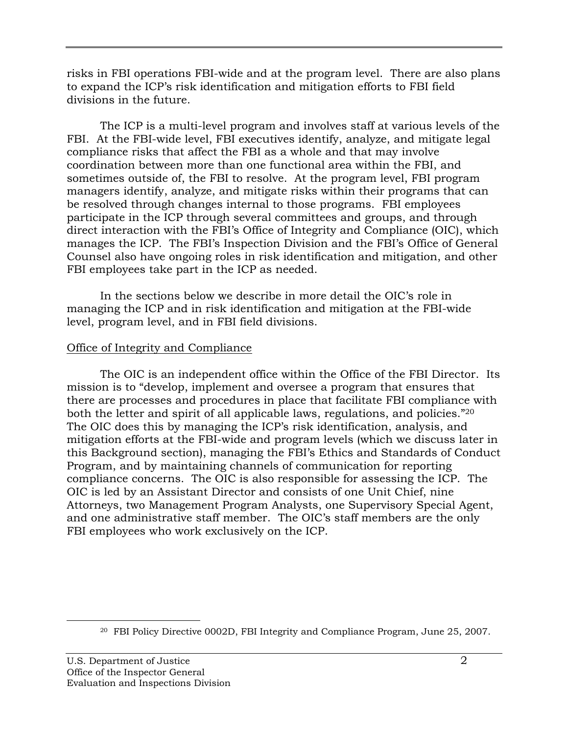risks in FBI operations FBI-wide and at the program level. There are also plans to expand the ICP's risk identification and mitigation efforts to FBI field divisions in the future.

The ICP is a multi-level program and involves staff at various levels of the FBI. At the FBI-wide level, FBI executives identify, analyze, and mitigate legal compliance risks that affect the FBI as a whole and that may involve coordination between more than one functional area within the FBI, and sometimes outside of, the FBI to resolve. At the program level, FBI program managers identify, analyze, and mitigate risks within their programs that can be resolved through changes internal to those programs. FBI employees participate in the ICP through several committees and groups, and through direct interaction with the FBI's Office of Integrity and Compliance (OIC), which manages the ICP. The FBI's Inspection Division and the FBI's Office of General Counsel also have ongoing roles in risk identification and mitigation, and other FBI employees take part in the ICP as needed.

In the sections below we describe in more detail the OIC's role in managing the ICP and in risk identification and mitigation at the FBI-wide level, program level, and in FBI field divisions.

Office of Integrity and Compliance

The OIC is an independent office within the Office of the FBI Director. Its mission is to "develop, implement and oversee a program that ensures that there are processes and procedures in place that facilitate FBI compliance with both the letter and spirit of all applicable laws, regulations, and policies."[20] The OIC does this by managing the ICP's risk identification, analysis, and mitigation efforts at the FBI-wide and program levels (which we discuss later in this Background section), managing the FBI's Ethics and Standards of Conduct Program, and by maintaining channels of communication for reporting compliance concerns. The OIC is also responsible for assessing the ICP. The OIC is led by an Assistant Director and consists of one Unit Chief, nine Attorneys, two Management Program Analysts, one Supervisory Special Agent, and one administrative staff member. The OIC's staff members are the only FBI employees who work exclusively on the ICP.

[20] FBI Policy Directive 0002D, FBI Integrity and Compliance Program, June 25, 2007.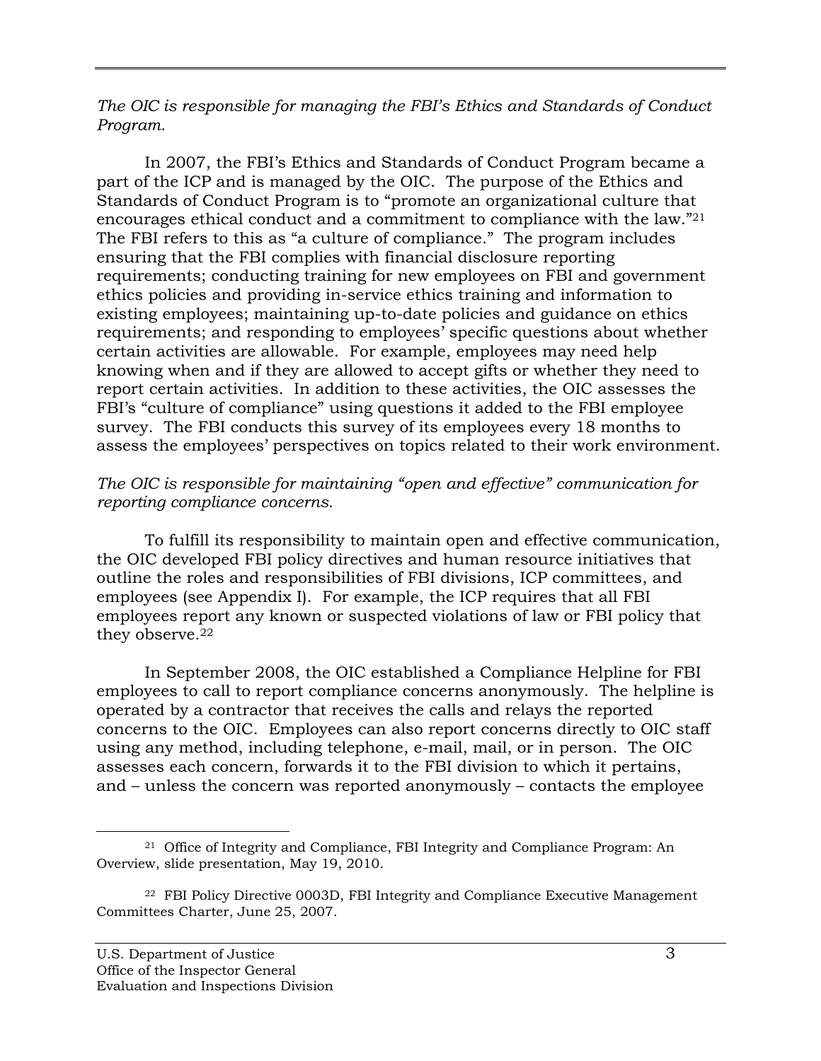*The OIC is responsible for managing the FBI's Ethics and Standards of Conduct Program.*

In 2007, the FBI's Ethics and Standards of Conduct Program became a part of the ICP and is managed by the OIC. The purpose of the Ethics and Standards of Conduct Program is to "promote an organizational culture that encourages ethical conduct and a commitment to compliance with the law."[21] The FBI refers to this as "a culture of compliance." The program includes ensuring that the FBI complies with financial disclosure reporting requirements; conducting training for new employees on FBI and government ethics policies and providing in-service ethics training and information to existing employees; maintaining up-to-date policies and guidance on ethics requirements; and responding to employees' specific questions about whether certain activities are allowable. For example, employees may need help knowing when and if they are allowed to accept gifts or whether they need to report certain activities. In addition to these activities, the OIC assesses the FBI's "culture of compliance" using questions it added to the FBI employee survey. The FBI conducts this survey of its employees every 18 months to assess the employees' perspectives on topics related to their work environment.

*The OIC is responsible for maintaining "open and effective" communication for reporting compliance concerns.*

To fulfill its responsibility to maintain open and effective communication, the OIC developed FBI policy directives and human resource initiatives that outline the roles and responsibilities of FBI divisions, ICP committees, and employees (see Appendix I). For example, the ICP requires that all FBI employees report any known or suspected violations of law or FBI policy that they observe.[22]

In September 2008, the OIC established a Compliance Helpline for FBI employees to call to report compliance concerns anonymously. The helpline is operated by a contractor that receives the calls and relays the reported concerns to the OIC. Employees can also report concerns directly to OIC staff using any method, including telephone, e-mail, mail, or in person. The OIC assesses each concern, forwards it to the FBI division to which it pertains, and – unless the concern was reported anonymously – contacts the employee

---

[21] Office of Integrity and Compliance, FBI Integrity and Compliance Program: An Overview, slide presentation, May 19, 2010.

[22] FBI Policy Directive 0003D, FBI Integrity and Compliance Executive Management Committees Charter, June 25, 2007.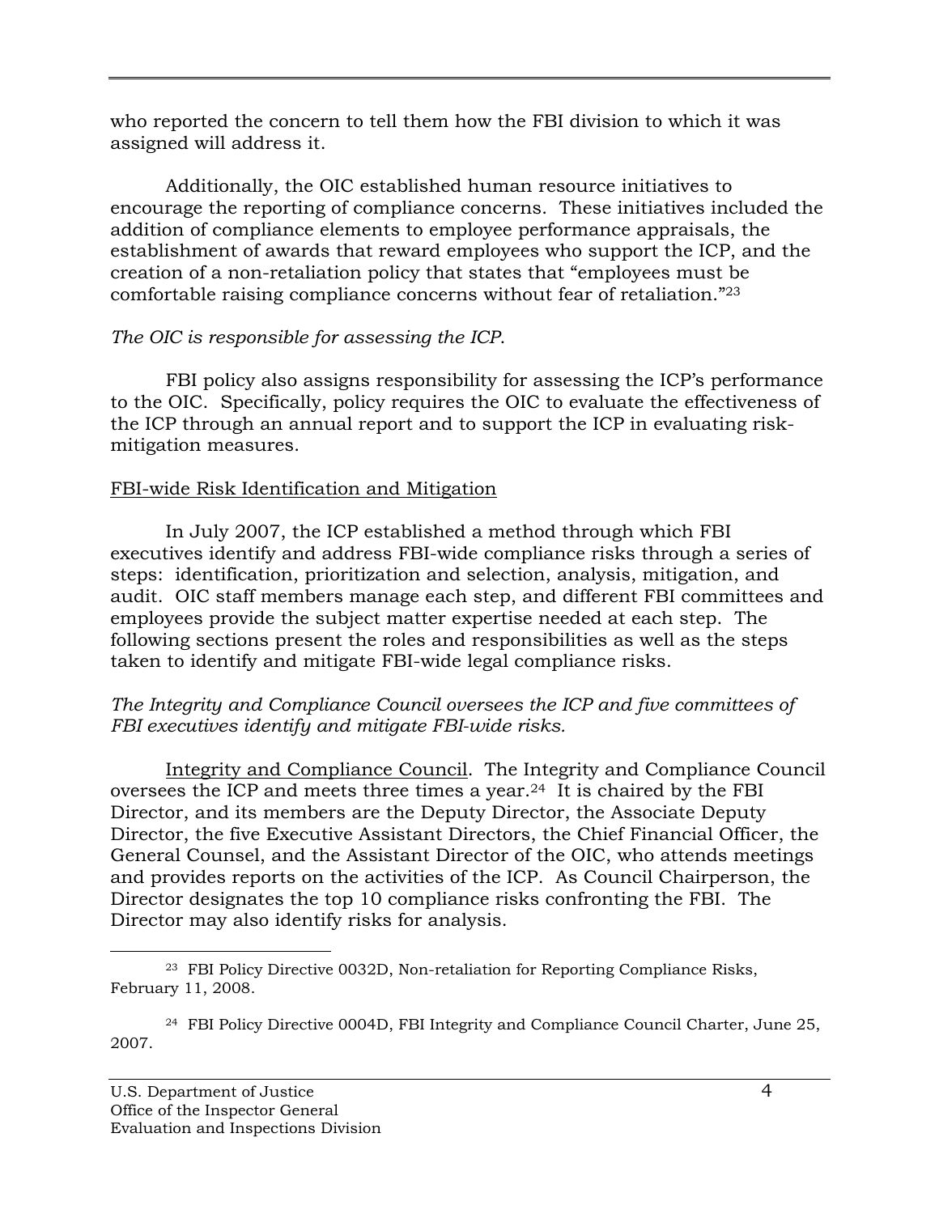who reported the concern to tell them how the FBI division to which it was assigned will address it.

Additionally, the OIC established human resource initiatives to encourage the reporting of compliance concerns. These initiatives included the addition of compliance elements to employee performance appraisals, the establishment of awards that reward employees who support the ICP, and the creation of a non-retaliation policy that states that "employees must be comfortable raising compliance concerns without fear of retaliation."[23]

*The OIC is responsible for assessing the ICP.*

FBI policy also assigns responsibility for assessing the ICP's performance to the OIC. Specifically, policy requires the OIC to evaluate the effectiveness of the ICP through an annual report and to support the ICP in evaluating risk-mitigation measures.

<u>FBI-wide Risk Identification and Mitigation</u>

In July 2007, the ICP established a method through which FBI executives identify and address FBI-wide compliance risks through a series of steps: identification, prioritization and selection, analysis, mitigation, and audit. OIC staff members manage each step, and different FBI committees and employees provide the subject matter expertise needed at each step. The following sections present the roles and responsibilities as well as the steps taken to identify and mitigate FBI-wide legal compliance risks.

*The Integrity and Compliance Council oversees the ICP and five committees of FBI executives identify and mitigate FBI-wide risks.*

<u>Integrity and Compliance Council</u>. The Integrity and Compliance Council oversees the ICP and meets three times a year.[24] It is chaired by the FBI Director, and its members are the Deputy Director, the Associate Deputy Director, the five Executive Assistant Directors, the Chief Financial Officer, the General Counsel, and the Assistant Director of the OIC, who attends meetings and provides reports on the activities of the ICP. As Council Chairperson, the Director designates the top 10 compliance risks confronting the FBI. The Director may also identify risks for analysis.

---

[23] FBI Policy Directive 0032D, Non-retaliation for Reporting Compliance Risks, February 11, 2008.

[24] FBI Policy Directive 0004D, FBI Integrity and Compliance Council Charter, June 25, 2007.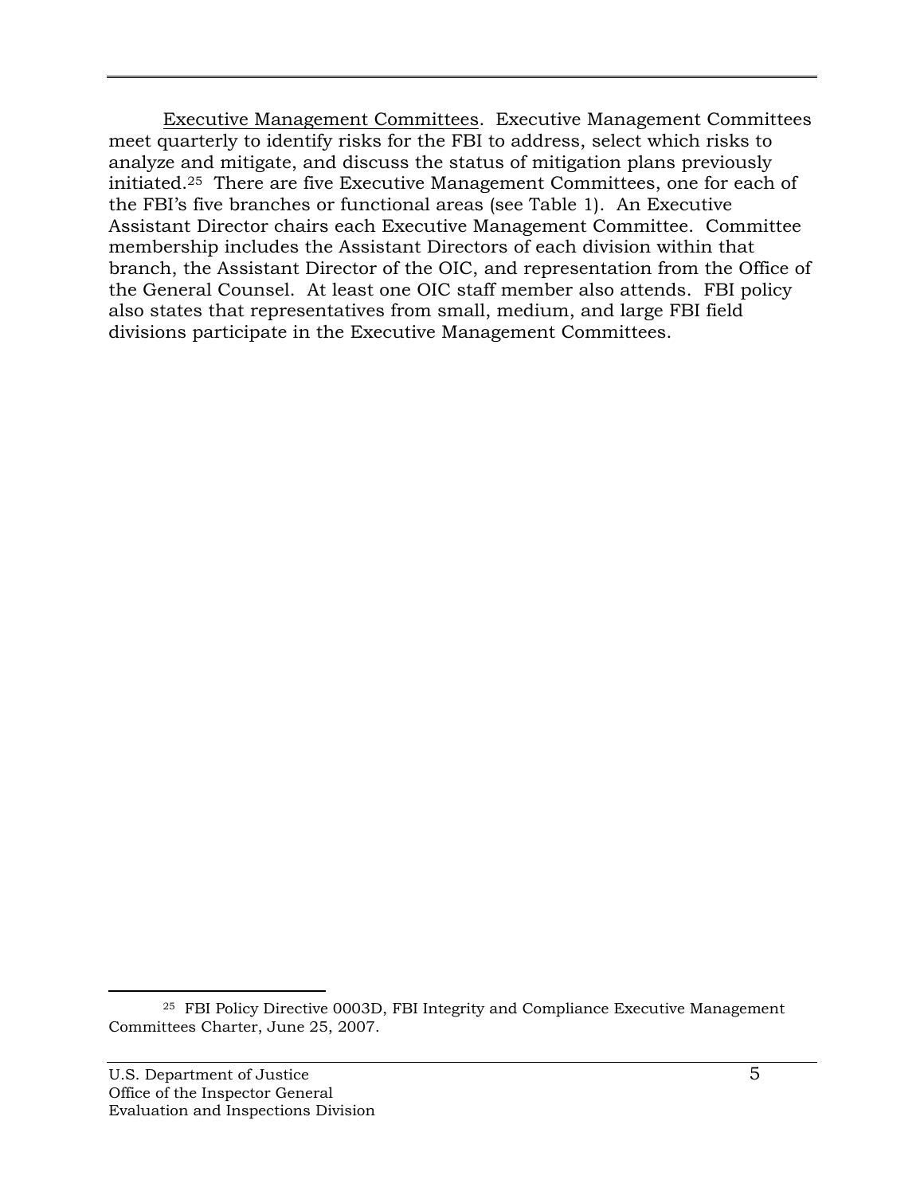<u>Executive Management Committees</u>. Executive Management Committees meet quarterly to identify risks for the FBI to address, select which risks to analyze and mitigate, and discuss the status of mitigation plans previously initiated.[25] There are five Executive Management Committees, one for each of the FBI's five branches or functional areas (see Table 1). An Executive Assistant Director chairs each Executive Management Committee. Committee membership includes the Assistant Directors of each division within that branch, the Assistant Director of the OIC, and representation from the Office of the General Counsel. At least one OIC staff member also attends. FBI policy also states that representatives from small, medium, and large FBI field divisions participate in the Executive Management Committees.

[25] FBI Policy Directive 0003D, FBI Integrity and Compliance Executive Management Committees Charter, June 25, 2007.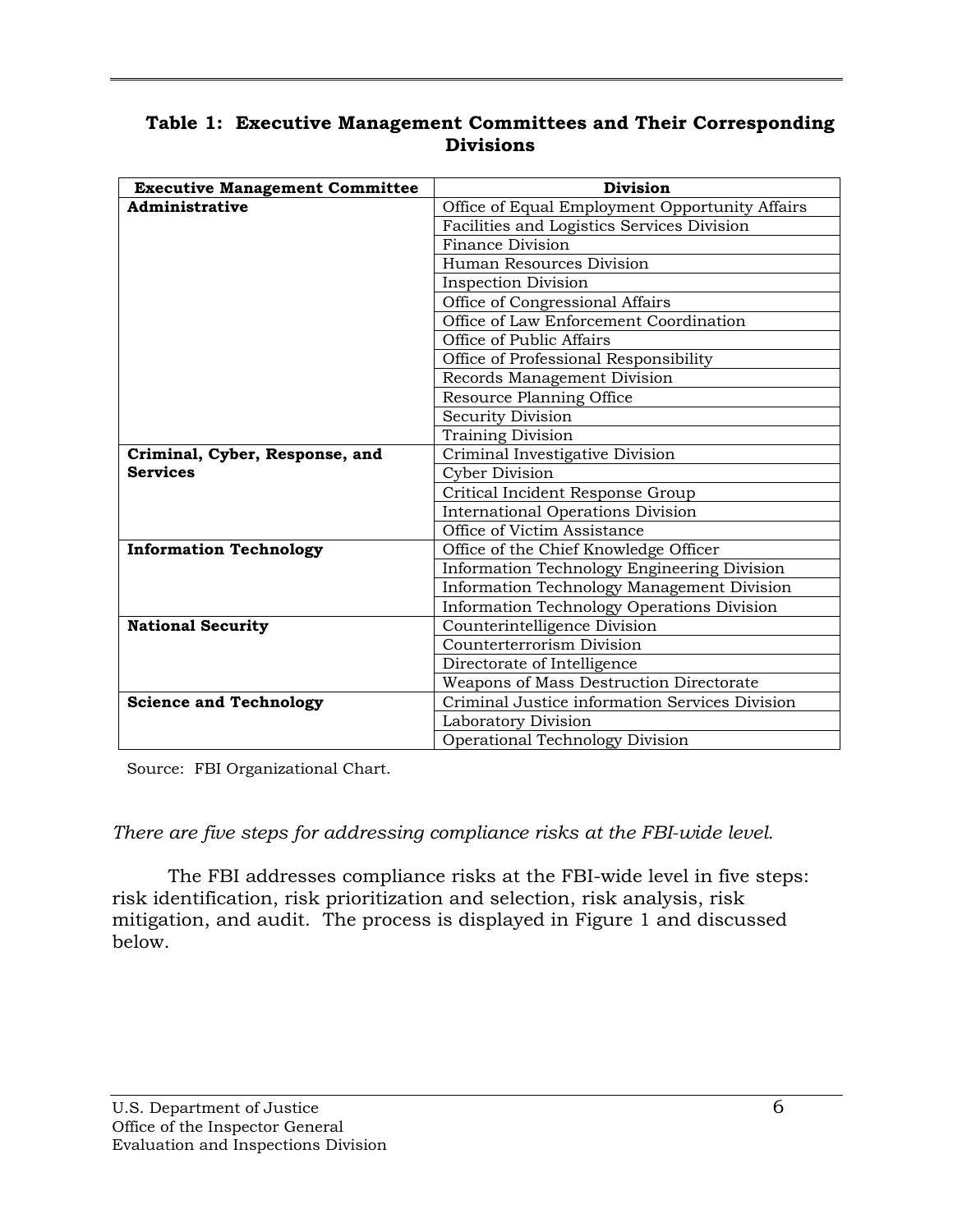**Table 1: Executive Management Committees and Their Corresponding Divisions**

| Executive Management Committee | Division |
|---|---|
| **Administrative** | Office of Equal Employment Opportunity Affairs |
| | Facilities and Logistics Services Division |
| | Finance Division |
| | Human Resources Division |
| | Inspection Division |
| | Office of Congressional Affairs |
| | Office of Law Enforcement Coordination |
| | Office of Public Affairs |
| | Office of Professional Responsibility |
| | Records Management Division |
| | Resource Planning Office |
| | Security Division |
| | Training Division |
| **Criminal, Cyber, Response, and Services** | Criminal Investigative Division |
| | Cyber Division |
| | Critical Incident Response Group |
| | International Operations Division |
| | Office of Victim Assistance |
| **Information Technology** | Office of the Chief Knowledge Officer |
| | Information Technology Engineering Division |
| | Information Technology Management Division |
| | Information Technology Operations Division |
| **National Security** | Counterintelligence Division |
| | Counterterrorism Division |
| | Directorate of Intelligence |
| | Weapons of Mass Destruction Directorate |
| **Science and Technology** | Criminal Justice information Services Division |
| | Laboratory Division |
| | Operational Technology Division |

Source: FBI Organizational Chart.

*There are five steps for addressing compliance risks at the FBI-wide level.*

The FBI addresses compliance risks at the FBI-wide level in five steps: risk identification, risk prioritization and selection, risk analysis, risk mitigation, and audit. The process is displayed in Figure 1 and discussed below.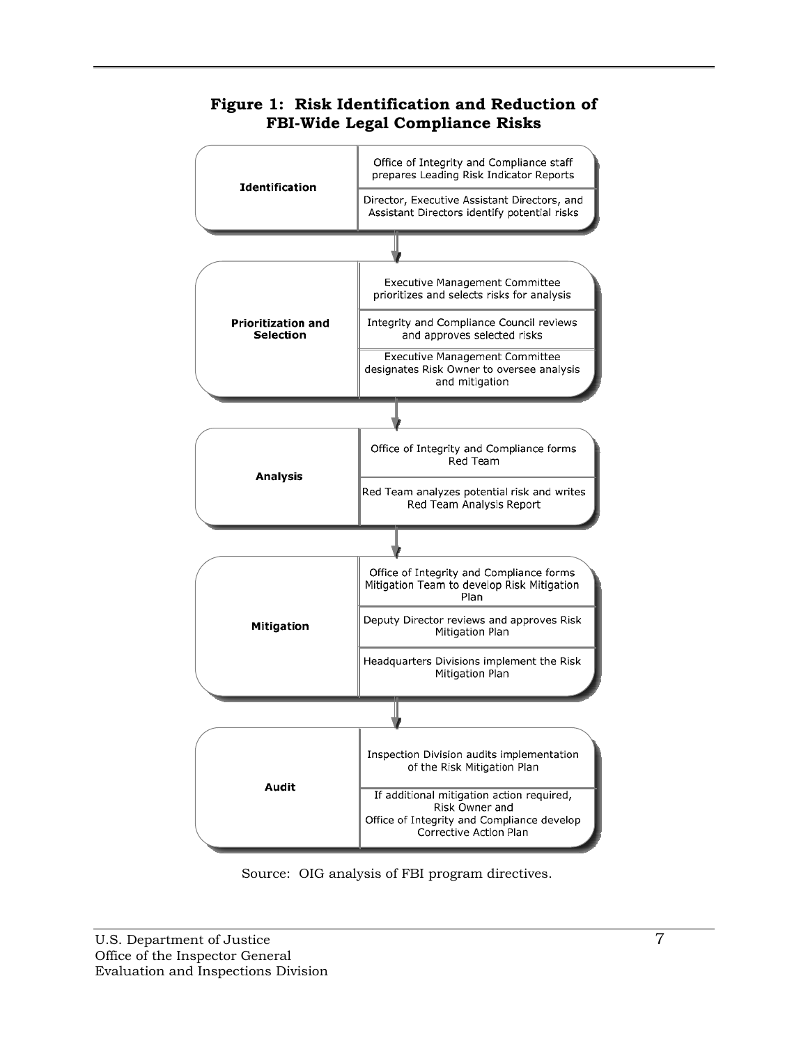**Figure 1: Risk Identification and Reduction of FBI-Wide Legal Compliance Risks**

| Phase | Steps |
| --- | --- |
| **Identification** | Office of Integrity and Compliance staff prepares Leading Risk Indicator Reports |
| | Director, Executive Assistant Directors, and Assistant Directors identify potential risks |
| **Prioritization and Selection** | Executive Management Committee prioritizes and selects risks for analysis |
| | Integrity and Compliance Council reviews and approves selected risks |
| | Executive Management Committee designates Risk Owner to oversee analysis and mitigation |
| **Analysis** | Office of Integrity and Compliance forms Red Team |
| | Red Team analyzes potential risk and writes Red Team Analysis Report |
| **Mitigation** | Office of Integrity and Compliance forms Mitigation Team to develop Risk Mitigation Plan |
| | Deputy Director reviews and approves Risk Mitigation Plan |
| | Headquarters Divisions implement the Risk Mitigation Plan |
| **Audit** | Inspection Division audits implementation of the Risk Mitigation Plan |
| | If additional mitigation action required, Risk Owner and Office of Integrity and Compliance develop Corrective Action Plan |

Source: OIG analysis of FBI program directives.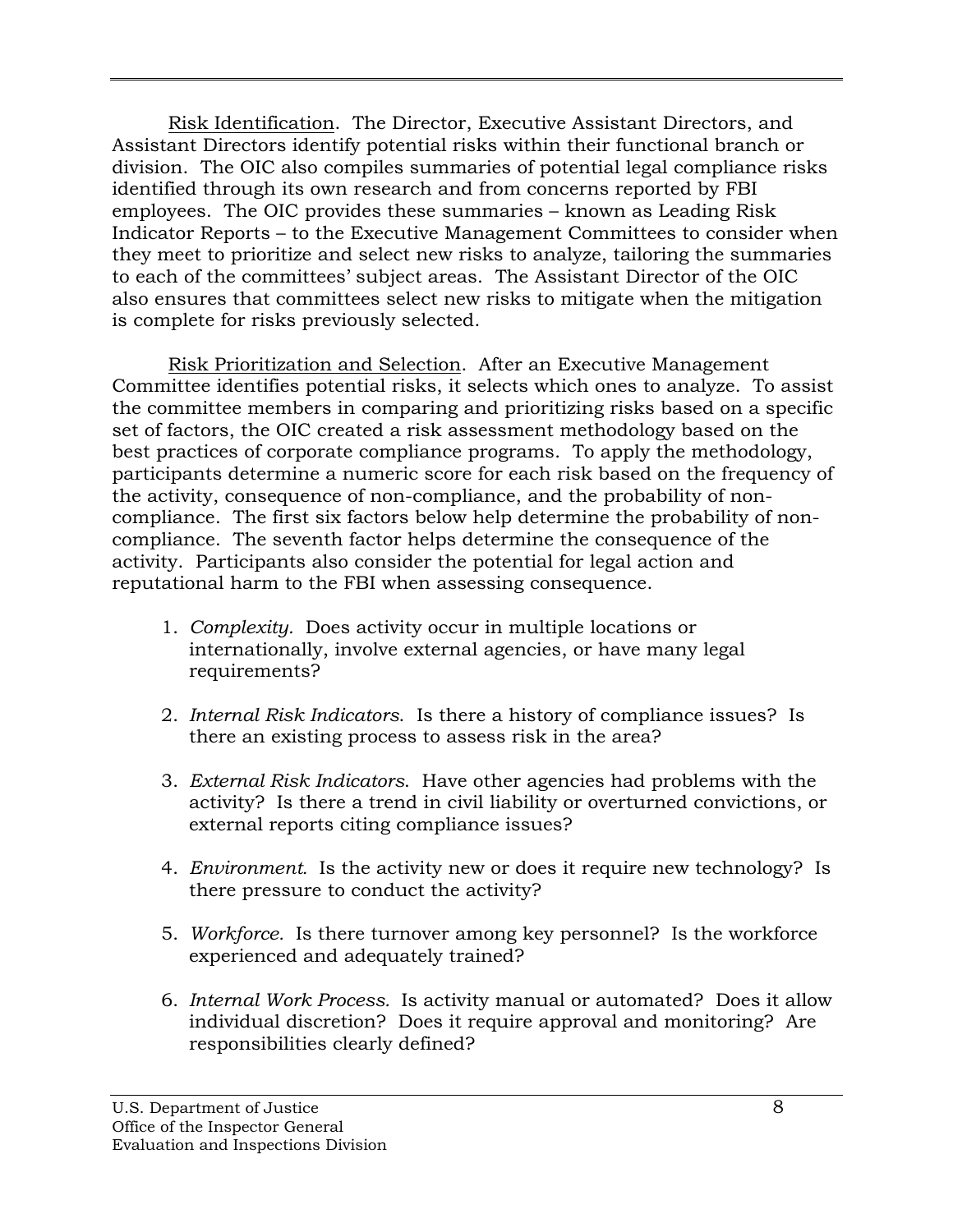Risk Identification. The Director, Executive Assistant Directors, and Assistant Directors identify potential risks within their functional branch or division. The OIC also compiles summaries of potential legal compliance risks identified through its own research and from concerns reported by FBI employees. The OIC provides these summaries – known as Leading Risk Indicator Reports – to the Executive Management Committees to consider when they meet to prioritize and select new risks to analyze, tailoring the summaries to each of the committees' subject areas. The Assistant Director of the OIC also ensures that committees select new risks to mitigate when the mitigation is complete for risks previously selected.

Risk Prioritization and Selection. After an Executive Management Committee identifies potential risks, it selects which ones to analyze. To assist the committee members in comparing and prioritizing risks based on a specific set of factors, the OIC created a risk assessment methodology based on the best practices of corporate compliance programs. To apply the methodology, participants determine a numeric score for each risk based on the frequency of the activity, consequence of non-compliance, and the probability of non-compliance. The first six factors below help determine the probability of non-compliance. The seventh factor helps determine the consequence of the activity. Participants also consider the potential for legal action and reputational harm to the FBI when assessing consequence.

1. *Complexity.* Does activity occur in multiple locations or internationally, involve external agencies, or have many legal requirements?

2. *Internal Risk Indicators*. Is there a history of compliance issues? Is there an existing process to assess risk in the area?

3. *External Risk Indicators*. Have other agencies had problems with the activity? Is there a trend in civil liability or overturned convictions, or external reports citing compliance issues?

4. *Environment.* Is the activity new or does it require new technology? Is there pressure to conduct the activity?

5. *Workforce.* Is there turnover among key personnel? Is the workforce experienced and adequately trained?

6. *Internal Work Process.* Is activity manual or automated? Does it allow individual discretion? Does it require approval and monitoring? Are responsibilities clearly defined?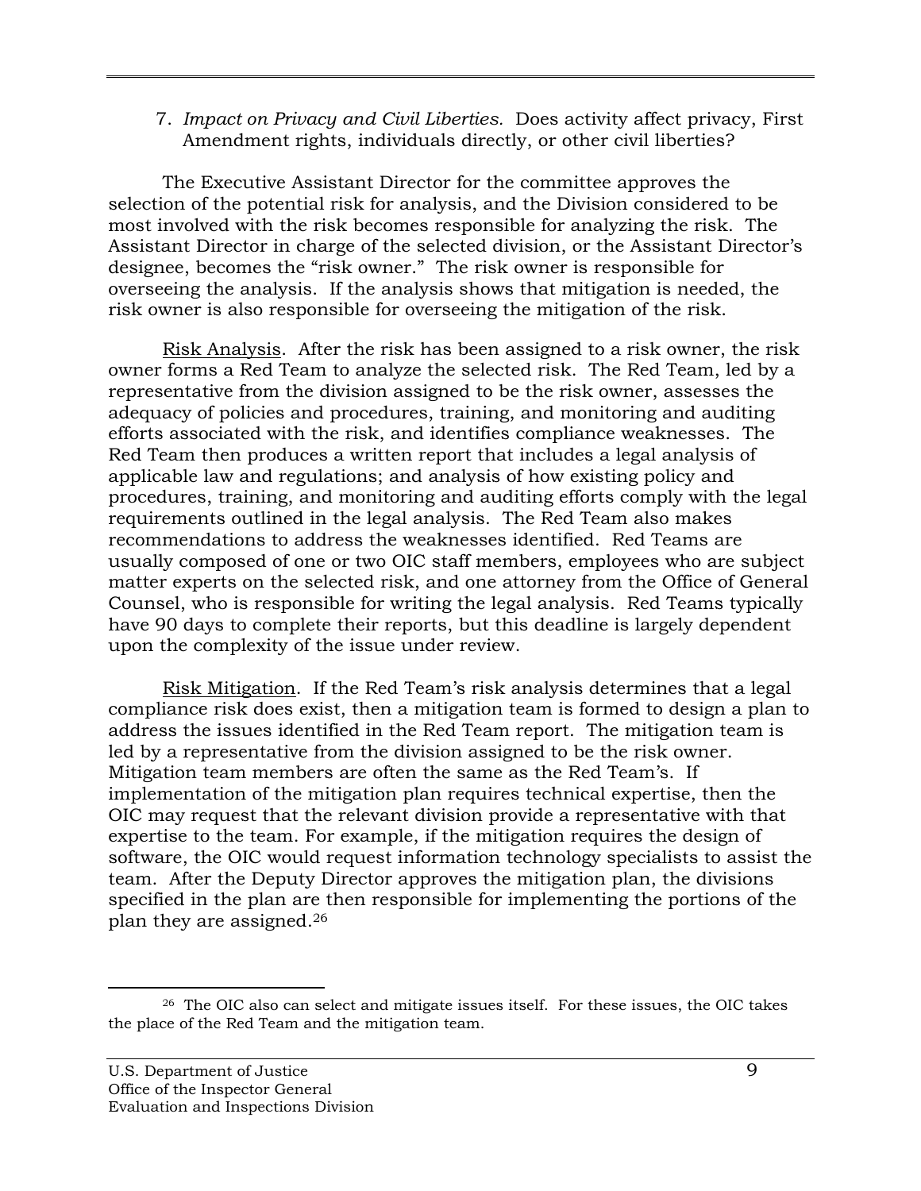7. *Impact on Privacy and Civil Liberties.* Does activity affect privacy, First Amendment rights, individuals directly, or other civil liberties?

The Executive Assistant Director for the committee approves the selection of the potential risk for analysis, and the Division considered to be most involved with the risk becomes responsible for analyzing the risk. The Assistant Director in charge of the selected division, or the Assistant Director's designee, becomes the "risk owner." The risk owner is responsible for overseeing the analysis. If the analysis shows that mitigation is needed, the risk owner is also responsible for overseeing the mitigation of the risk.

<u>Risk Analysis</u>. After the risk has been assigned to a risk owner, the risk owner forms a Red Team to analyze the selected risk. The Red Team, led by a representative from the division assigned to be the risk owner, assesses the adequacy of policies and procedures, training, and monitoring and auditing efforts associated with the risk, and identifies compliance weaknesses. The Red Team then produces a written report that includes a legal analysis of applicable law and regulations; and analysis of how existing policy and procedures, training, and monitoring and auditing efforts comply with the legal requirements outlined in the legal analysis. The Red Team also makes recommendations to address the weaknesses identified. Red Teams are usually composed of one or two OIC staff members, employees who are subject matter experts on the selected risk, and one attorney from the Office of General Counsel, who is responsible for writing the legal analysis. Red Teams typically have 90 days to complete their reports, but this deadline is largely dependent upon the complexity of the issue under review.

<u>Risk Mitigation</u>. If the Red Team's risk analysis determines that a legal compliance risk does exist, then a mitigation team is formed to design a plan to address the issues identified in the Red Team report. The mitigation team is led by a representative from the division assigned to be the risk owner. Mitigation team members are often the same as the Red Team's. If implementation of the mitigation plan requires technical expertise, then the OIC may request that the relevant division provide a representative with that expertise to the team. For example, if the mitigation requires the design of software, the OIC would request information technology specialists to assist the team. After the Deputy Director approves the mitigation plan, the divisions specified in the plan are then responsible for implementing the portions of the plan they are assigned.[26]

---

[26] The OIC also can select and mitigate issues itself. For these issues, the OIC takes the place of the Red Team and the mitigation team.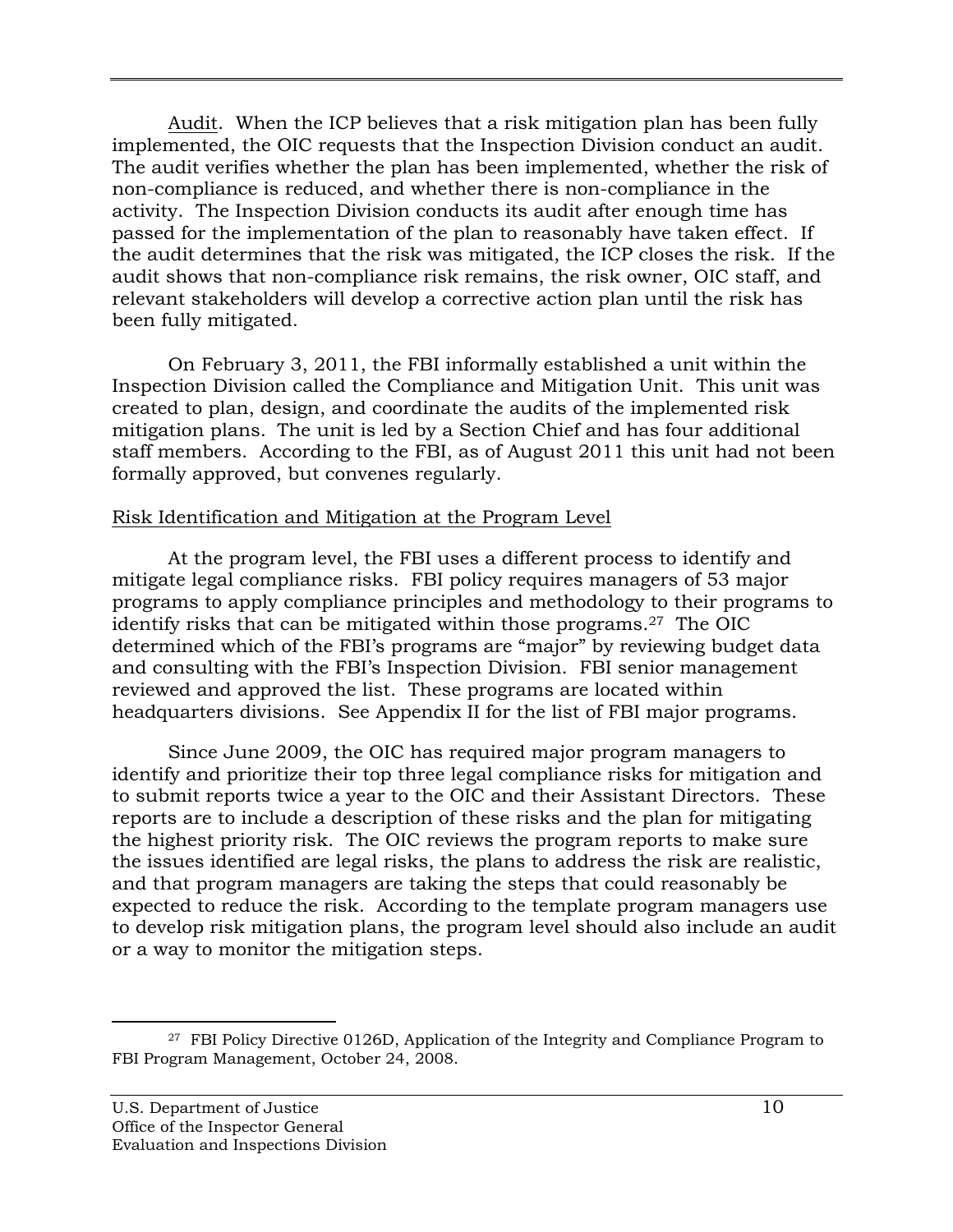Audit. When the ICP believes that a risk mitigation plan has been fully implemented, the OIC requests that the Inspection Division conduct an audit. The audit verifies whether the plan has been implemented, whether the risk of non-compliance is reduced, and whether there is non-compliance in the activity. The Inspection Division conducts its audit after enough time has passed for the implementation of the plan to reasonably have taken effect. If the audit determines that the risk was mitigated, the ICP closes the risk. If the audit shows that non-compliance risk remains, the risk owner, OIC staff, and relevant stakeholders will develop a corrective action plan until the risk has been fully mitigated.

On February 3, 2011, the FBI informally established a unit within the Inspection Division called the Compliance and Mitigation Unit. This unit was created to plan, design, and coordinate the audits of the implemented risk mitigation plans. The unit is led by a Section Chief and has four additional staff members. According to the FBI, as of August 2011 this unit had not been formally approved, but convenes regularly.

Risk Identification and Mitigation at the Program Level

At the program level, the FBI uses a different process to identify and mitigate legal compliance risks. FBI policy requires managers of 53 major programs to apply compliance principles and methodology to their programs to identify risks that can be mitigated within those programs.[27] The OIC determined which of the FBI's programs are "major" by reviewing budget data and consulting with the FBI's Inspection Division. FBI senior management reviewed and approved the list. These programs are located within headquarters divisions. See Appendix II for the list of FBI major programs.

Since June 2009, the OIC has required major program managers to identify and prioritize their top three legal compliance risks for mitigation and to submit reports twice a year to the OIC and their Assistant Directors. These reports are to include a description of these risks and the plan for mitigating the highest priority risk. The OIC reviews the program reports to make sure the issues identified are legal risks, the plans to address the risk are realistic, and that program managers are taking the steps that could reasonably be expected to reduce the risk. According to the template program managers use to develop risk mitigation plans, the program level should also include an audit or a way to monitor the mitigation steps.

[27] FBI Policy Directive 0126D, Application of the Integrity and Compliance Program to FBI Program Management, October 24, 2008.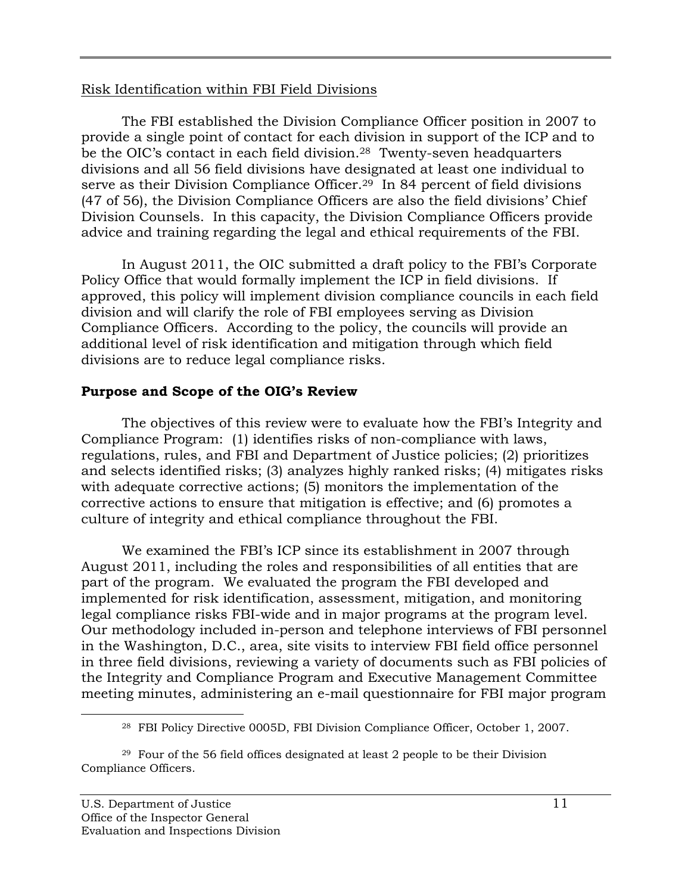Risk Identification within FBI Field Divisions

The FBI established the Division Compliance Officer position in 2007 to provide a single point of contact for each division in support of the ICP and to be the OIC's contact in each field division.[28] Twenty-seven headquarters divisions and all 56 field divisions have designated at least one individual to serve as their Division Compliance Officer.[29] In 84 percent of field divisions (47 of 56), the Division Compliance Officers are also the field divisions' Chief Division Counsels. In this capacity, the Division Compliance Officers provide advice and training regarding the legal and ethical requirements of the FBI.

In August 2011, the OIC submitted a draft policy to the FBI's Corporate Policy Office that would formally implement the ICP in field divisions. If approved, this policy will implement division compliance councils in each field division and will clarify the role of FBI employees serving as Division Compliance Officers. According to the policy, the councils will provide an additional level of risk identification and mitigation through which field divisions are to reduce legal compliance risks.

**Purpose and Scope of the OIG's Review**

The objectives of this review were to evaluate how the FBI's Integrity and Compliance Program: (1) identifies risks of non-compliance with laws, regulations, rules, and FBI and Department of Justice policies; (2) prioritizes and selects identified risks; (3) analyzes highly ranked risks; (4) mitigates risks with adequate corrective actions; (5) monitors the implementation of the corrective actions to ensure that mitigation is effective; and (6) promotes a culture of integrity and ethical compliance throughout the FBI.

We examined the FBI's ICP since its establishment in 2007 through August 2011, including the roles and responsibilities of all entities that are part of the program. We evaluated the program the FBI developed and implemented for risk identification, assessment, mitigation, and monitoring legal compliance risks FBI-wide and in major programs at the program level. Our methodology included in-person and telephone interviews of FBI personnel in the Washington, D.C., area, site visits to interview FBI field office personnel in three field divisions, reviewing a variety of documents such as FBI policies of the Integrity and Compliance Program and Executive Management Committee meeting minutes, administering an e-mail questionnaire for FBI major program

[28] FBI Policy Directive 0005D, FBI Division Compliance Officer, October 1, 2007.

[29] Four of the 56 field offices designated at least 2 people to be their Division Compliance Officers.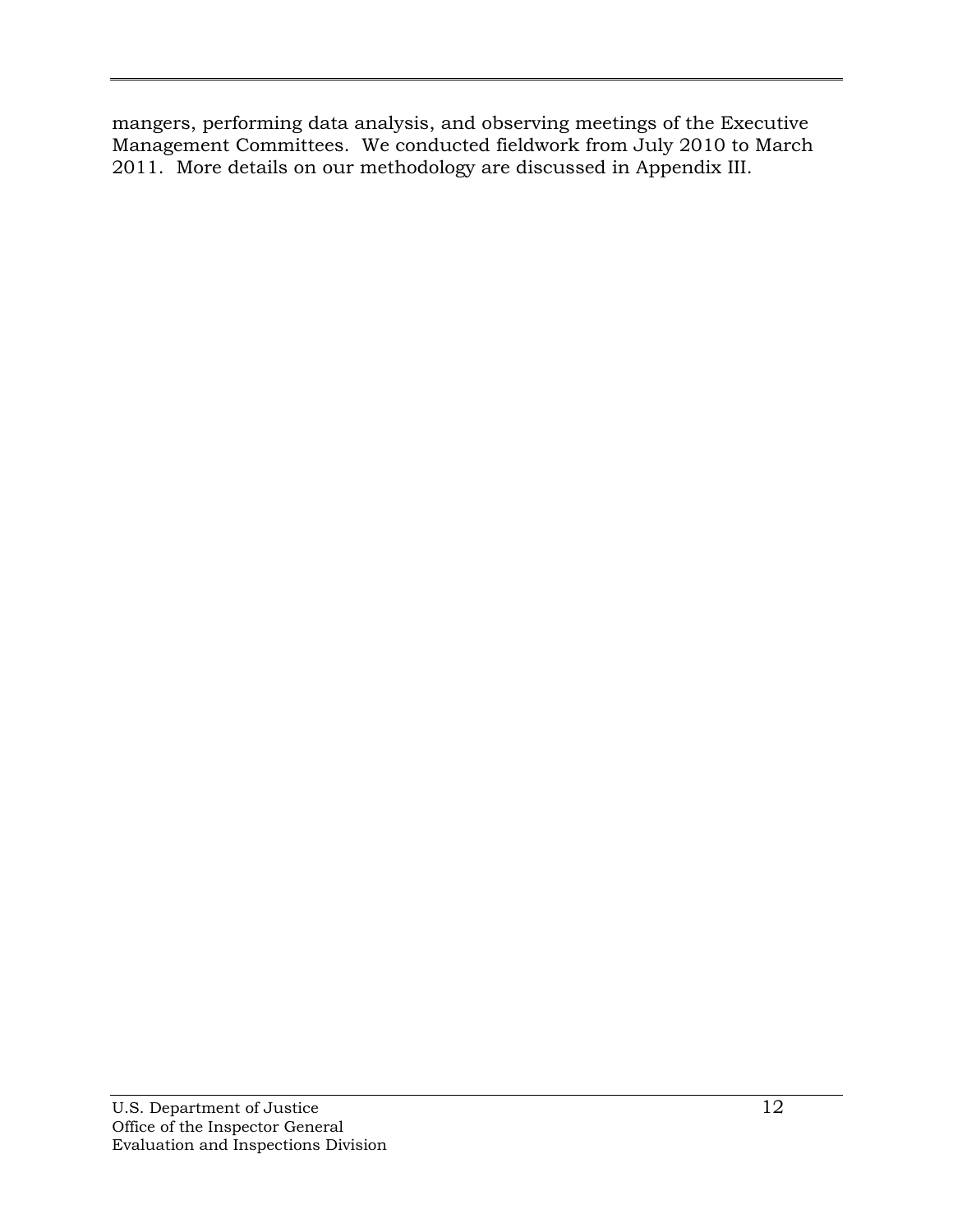mangers, performing data analysis, and observing meetings of the Executive Management Committees. We conducted fieldwork from July 2010 to March 2011. More details on our methodology are discussed in Appendix III.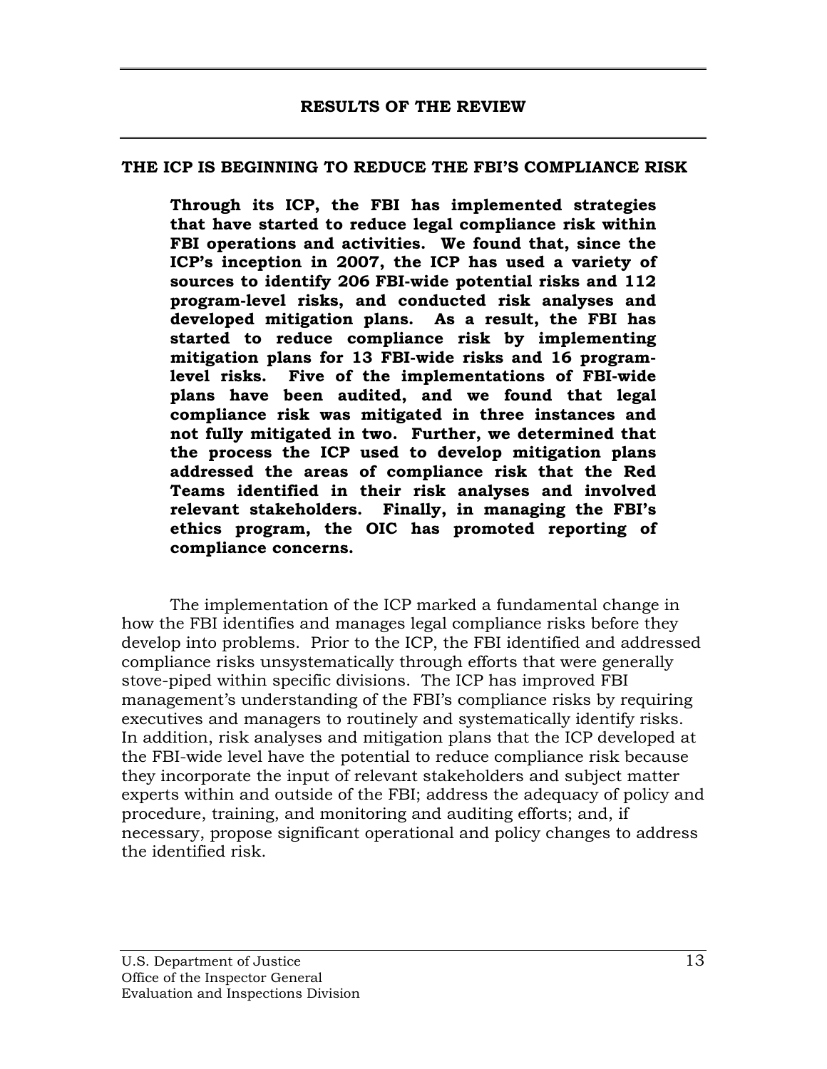## RESULTS OF THE REVIEW

### THE ICP IS BEGINNING TO REDUCE THE FBI'S COMPLIANCE RISK

**Through its ICP, the FBI has implemented strategies that have started to reduce legal compliance risk within FBI operations and activities. We found that, since the ICP's inception in 2007, the ICP has used a variety of sources to identify 206 FBI-wide potential risks and 112 program-level risks, and conducted risk analyses and developed mitigation plans. As a result, the FBI has started to reduce compliance risk by implementing mitigation plans for 13 FBI-wide risks and 16 program-level risks. Five of the implementations of FBI-wide plans have been audited, and we found that legal compliance risk was mitigated in three instances and not fully mitigated in two. Further, we determined that the process the ICP used to develop mitigation plans addressed the areas of compliance risk that the Red Teams identified in their risk analyses and involved relevant stakeholders. Finally, in managing the FBI's ethics program, the OIC has promoted reporting of compliance concerns.**

The implementation of the ICP marked a fundamental change in how the FBI identifies and manages legal compliance risks before they develop into problems. Prior to the ICP, the FBI identified and addressed compliance risks unsystematically through efforts that were generally stove-piped within specific divisions. The ICP has improved FBI management's understanding of the FBI's compliance risks by requiring executives and managers to routinely and systematically identify risks. In addition, risk analyses and mitigation plans that the ICP developed at the FBI-wide level have the potential to reduce compliance risk because they incorporate the input of relevant stakeholders and subject matter experts within and outside of the FBI; address the adequacy of policy and procedure, training, and monitoring and auditing efforts; and, if necessary, propose significant operational and policy changes to address the identified risk.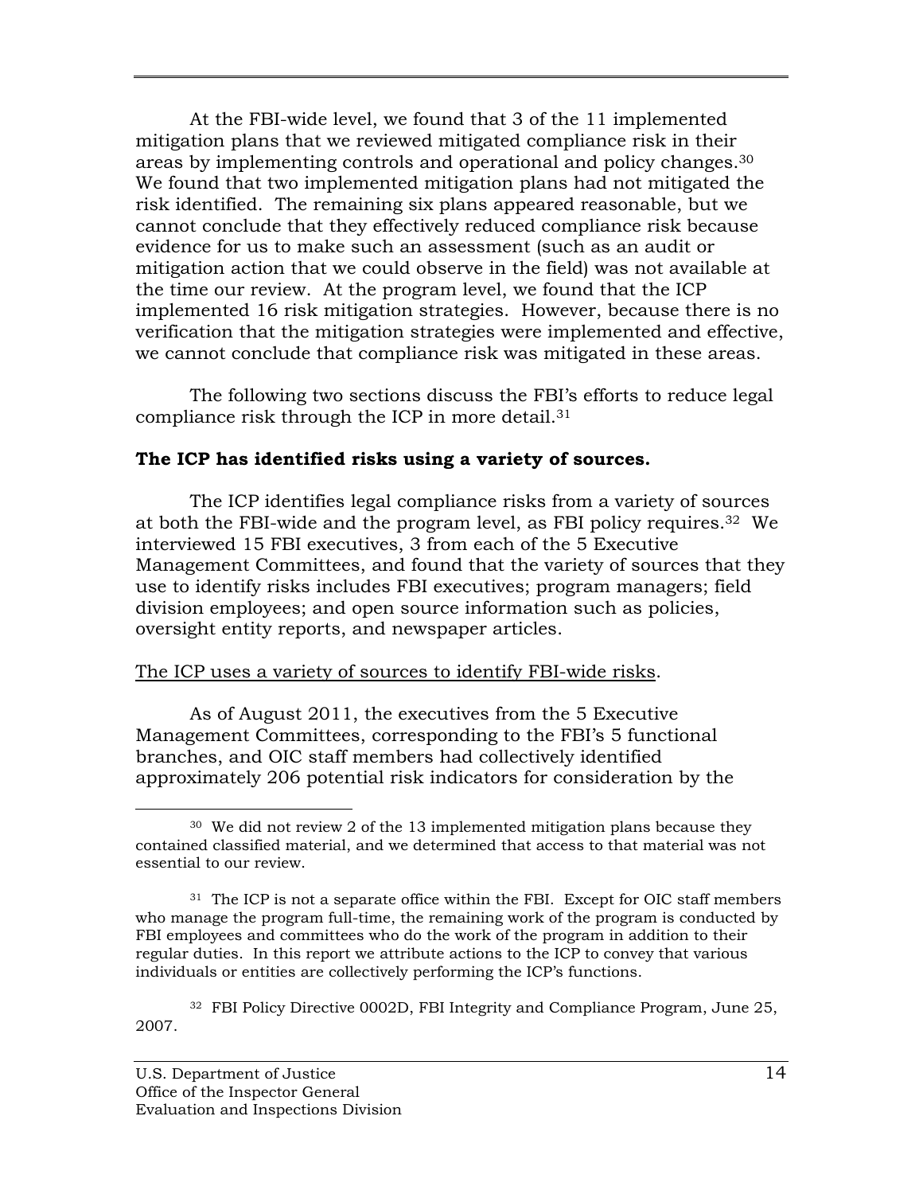At the FBI-wide level, we found that 3 of the 11 implemented mitigation plans that we reviewed mitigated compliance risk in their areas by implementing controls and operational and policy changes.[30] We found that two implemented mitigation plans had not mitigated the risk identified. The remaining six plans appeared reasonable, but we cannot conclude that they effectively reduced compliance risk because evidence for us to make such an assessment (such as an audit or mitigation action that we could observe in the field) was not available at the time our review. At the program level, we found that the ICP implemented 16 risk mitigation strategies. However, because there is no verification that the mitigation strategies were implemented and effective, we cannot conclude that compliance risk was mitigated in these areas.

The following two sections discuss the FBI's efforts to reduce legal compliance risk through the ICP in more detail.[31]

**The ICP has identified risks using a variety of sources.**

The ICP identifies legal compliance risks from a variety of sources at both the FBI-wide and the program level, as FBI policy requires.[32] We interviewed 15 FBI executives, 3 from each of the 5 Executive Management Committees, and found that the variety of sources that they use to identify risks includes FBI executives; program managers; field division employees; and open source information such as policies, oversight entity reports, and newspaper articles.

<u>The ICP uses a variety of sources to identify FBI-wide risks</u>.

As of August 2011, the executives from the 5 Executive Management Committees, corresponding to the FBI's 5 functional branches, and OIC staff members had collectively identified approximately 206 potential risk indicators for consideration by the

---

[30] We did not review 2 of the 13 implemented mitigation plans because they contained classified material, and we determined that access to that material was not essential to our review.

[31] The ICP is not a separate office within the FBI. Except for OIC staff members who manage the program full-time, the remaining work of the program is conducted by FBI employees and committees who do the work of the program in addition to their regular duties. In this report we attribute actions to the ICP to convey that various individuals or entities are collectively performing the ICP's functions.

[32] FBI Policy Directive 0002D, FBI Integrity and Compliance Program, June 25, 2007.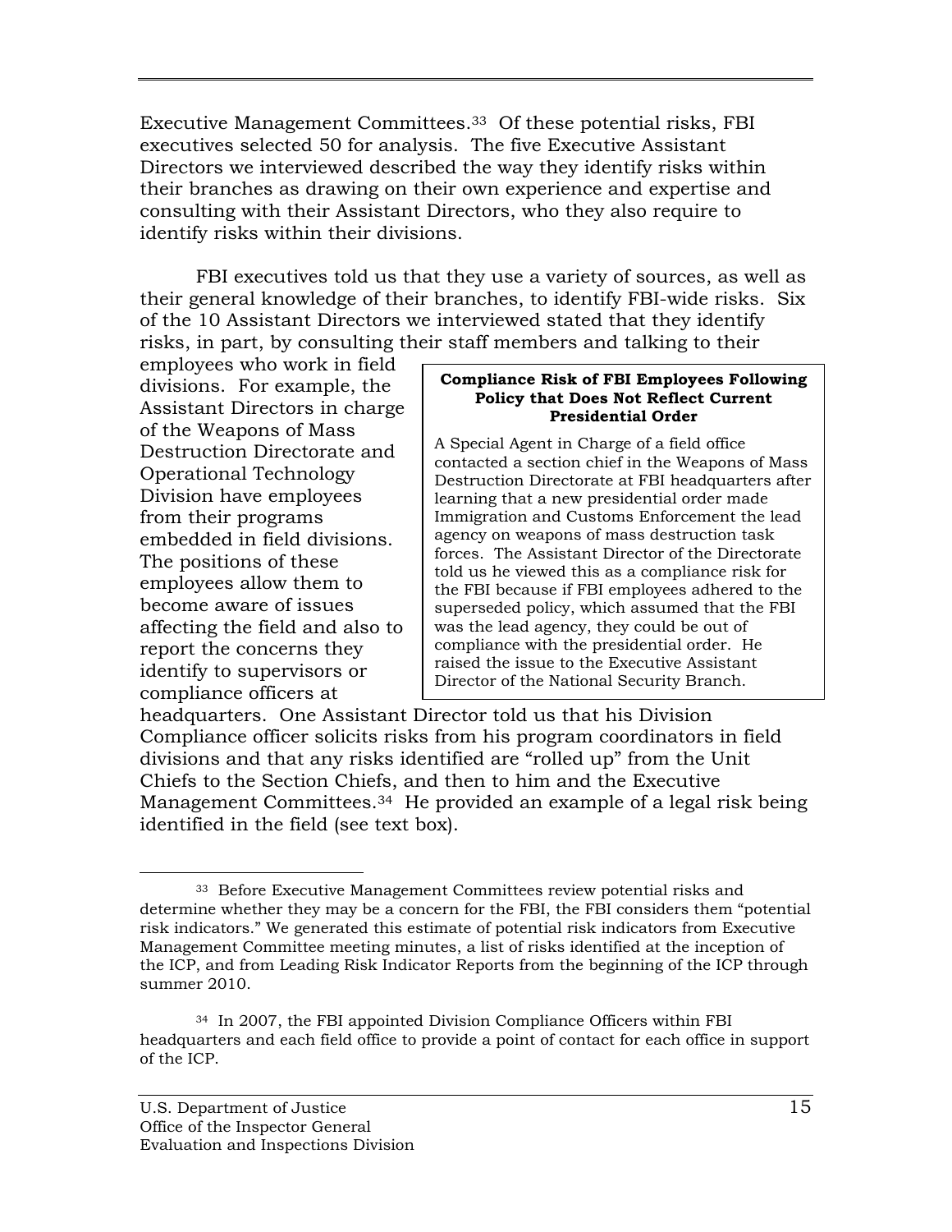Executive Management Committees.[33] Of these potential risks, FBI executives selected 50 for analysis. The five Executive Assistant Directors we interviewed described the way they identify risks within their branches as drawing on their own experience and expertise and consulting with their Assistant Directors, who they also require to identify risks within their divisions.

FBI executives told us that they use a variety of sources, as well as their general knowledge of their branches, to identify FBI-wide risks. Six of the 10 Assistant Directors we interviewed stated that they identify risks, in part, by consulting their staff members and talking to their employees who work in field divisions. For example, the Assistant Directors in charge of the Weapons of Mass Destruction Directorate and Operational Technology Division have employees from their programs embedded in field divisions. The positions of these employees allow them to become aware of issues affecting the field and also to report the concerns they identify to supervisors or compliance officers at headquarters. One Assistant Director told us that his Division Compliance officer solicits risks from his program coordinators in field divisions and that any risks identified are "rolled up" from the Unit Chiefs to the Section Chiefs, and then to him and the Executive Management Committees.[34] He provided an example of a legal risk being identified in the field (see text box).

> **Compliance Risk of FBI Employees Following Policy that Does Not Reflect Current Presidential Order**
>
> A Special Agent in Charge of a field office contacted a section chief in the Weapons of Mass Destruction Directorate at FBI headquarters after learning that a new presidential order made Immigration and Customs Enforcement the lead agency on weapons of mass destruction task forces. The Assistant Director of the Directorate told us he viewed this as a compliance risk for the FBI because if FBI employees adhered to the superseded policy, which assumed that the FBI was the lead agency, they could be out of compliance with the presidential order. He raised the issue to the Executive Assistant Director of the National Security Branch.

---

[33] Before Executive Management Committees review potential risks and determine whether they may be a concern for the FBI, the FBI considers them "potential risk indicators." We generated this estimate of potential risk indicators from Executive Management Committee meeting minutes, a list of risks identified at the inception of the ICP, and from Leading Risk Indicator Reports from the beginning of the ICP through summer 2010.

[34] In 2007, the FBI appointed Division Compliance Officers within FBI headquarters and each field office to provide a point of contact for each office in support of the ICP.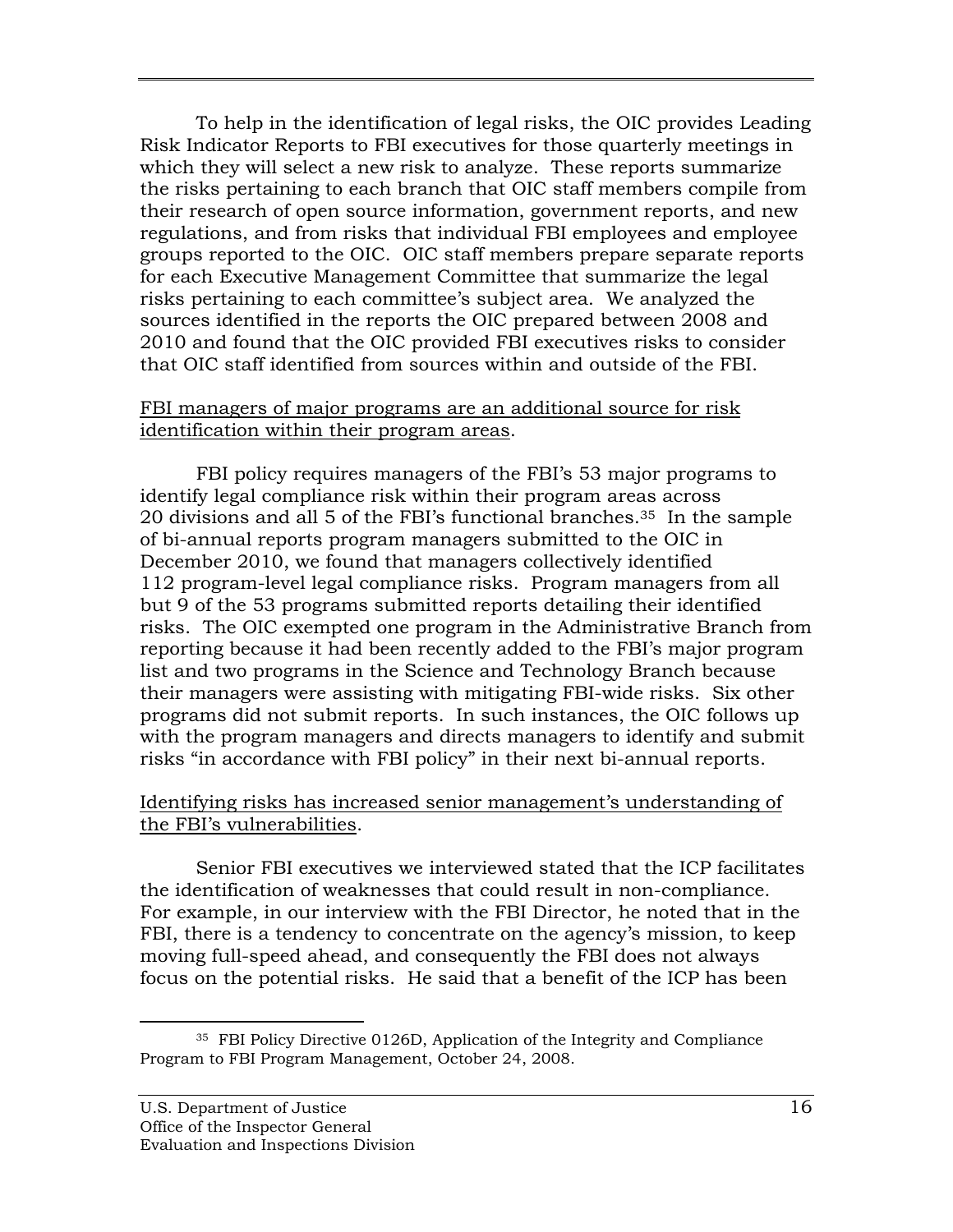To help in the identification of legal risks, the OIC provides Leading Risk Indicator Reports to FBI executives for those quarterly meetings in which they will select a new risk to analyze. These reports summarize the risks pertaining to each branch that OIC staff members compile from their research of open source information, government reports, and new regulations, and from risks that individual FBI employees and employee groups reported to the OIC. OIC staff members prepare separate reports for each Executive Management Committee that summarize the legal risks pertaining to each committee's subject area. We analyzed the sources identified in the reports the OIC prepared between 2008 and 2010 and found that the OIC provided FBI executives risks to consider that OIC staff identified from sources within and outside of the FBI.

<u>FBI managers of major programs are an additional source for risk identification within their program areas</u>.

FBI policy requires managers of the FBI's 53 major programs to identify legal compliance risk within their program areas across 20 divisions and all 5 of the FBI's functional branches.[35] In the sample of bi-annual reports program managers submitted to the OIC in December 2010, we found that managers collectively identified 112 program-level legal compliance risks. Program managers from all but 9 of the 53 programs submitted reports detailing their identified risks. The OIC exempted one program in the Administrative Branch from reporting because it had been recently added to the FBI's major program list and two programs in the Science and Technology Branch because their managers were assisting with mitigating FBI-wide risks. Six other programs did not submit reports. In such instances, the OIC follows up with the program managers and directs managers to identify and submit risks "in accordance with FBI policy" in their next bi-annual reports.

<u>Identifying risks has increased senior management's understanding of the FBI's vulnerabilities</u>.

Senior FBI executives we interviewed stated that the ICP facilitates the identification of weaknesses that could result in non-compliance. For example, in our interview with the FBI Director, he noted that in the FBI, there is a tendency to concentrate on the agency's mission, to keep moving full-speed ahead, and consequently the FBI does not always focus on the potential risks. He said that a benefit of the ICP has been

[35] FBI Policy Directive 0126D, Application of the Integrity and Compliance Program to FBI Program Management, October 24, 2008.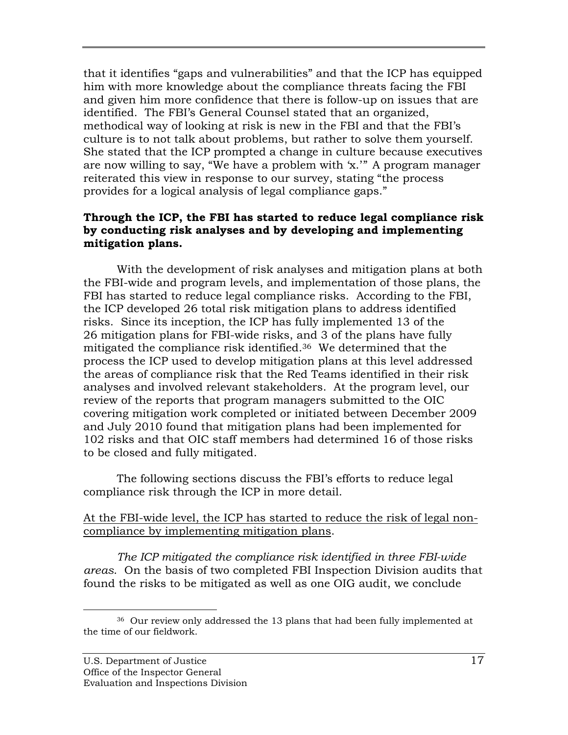that it identifies "gaps and vulnerabilities" and that the ICP has equipped him with more knowledge about the compliance threats facing the FBI and given him more confidence that there is follow-up on issues that are identified. The FBI's General Counsel stated that an organized, methodical way of looking at risk is new in the FBI and that the FBI's culture is to not talk about problems, but rather to solve them yourself. She stated that the ICP prompted a change in culture because executives are now willing to say, "We have a problem with 'x.'" A program manager reiterated this view in response to our survey, stating "the process provides for a logical analysis of legal compliance gaps."

**Through the ICP, the FBI has started to reduce legal compliance risk by conducting risk analyses and by developing and implementing mitigation plans.**

With the development of risk analyses and mitigation plans at both the FBI-wide and program levels, and implementation of those plans, the FBI has started to reduce legal compliance risks. According to the FBI, the ICP developed 26 total risk mitigation plans to address identified risks. Since its inception, the ICP has fully implemented 13 of the 26 mitigation plans for FBI-wide risks, and 3 of the plans have fully mitigated the compliance risk identified.[36] We determined that the process the ICP used to develop mitigation plans at this level addressed the areas of compliance risk that the Red Teams identified in their risk analyses and involved relevant stakeholders. At the program level, our review of the reports that program managers submitted to the OIC covering mitigation work completed or initiated between December 2009 and July 2010 found that mitigation plans had been implemented for 102 risks and that OIC staff members had determined 16 of those risks to be closed and fully mitigated.

The following sections discuss the FBI's efforts to reduce legal compliance risk through the ICP in more detail.

<u>At the FBI-wide level, the ICP has started to reduce the risk of legal non-compliance by implementing mitigation plans</u>.

*The ICP mitigated the compliance risk identified in three FBI-wide areas*. On the basis of two completed FBI Inspection Division audits that found the risks to be mitigated as well as one OIG audit, we conclude

[36] Our review only addressed the 13 plans that had been fully implemented at the time of our fieldwork.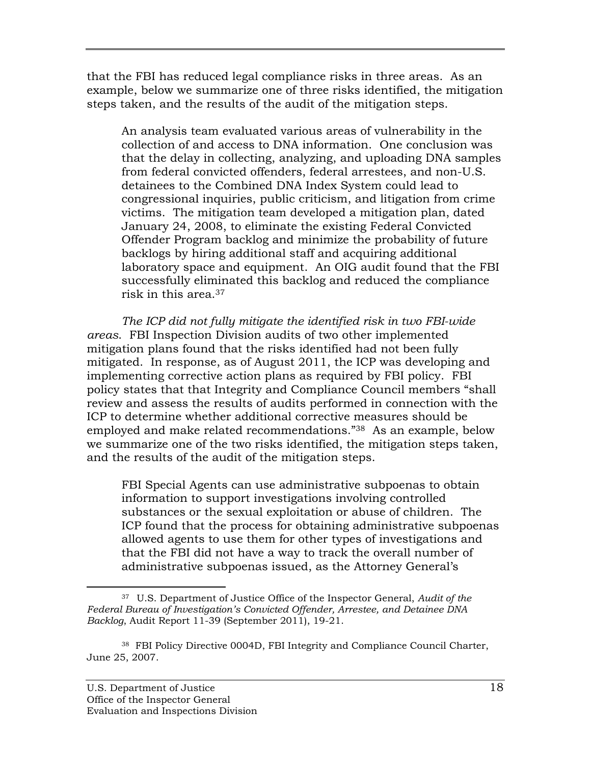that the FBI has reduced legal compliance risks in three areas. As an example, below we summarize one of three risks identified, the mitigation steps taken, and the results of the audit of the mitigation steps.

> An analysis team evaluated various areas of vulnerability in the collection of and access to DNA information. One conclusion was that the delay in collecting, analyzing, and uploading DNA samples from federal convicted offenders, federal arrestees, and non-U.S. detainees to the Combined DNA Index System could lead to congressional inquiries, public criticism, and litigation from crime victims. The mitigation team developed a mitigation plan, dated January 24, 2008, to eliminate the existing Federal Convicted Offender Program backlog and minimize the probability of future backlogs by hiring additional staff and acquiring additional laboratory space and equipment. An OIG audit found that the FBI successfully eliminated this backlog and reduced the compliance risk in this area.[37]

*The ICP did not fully mitigate the identified risk in two FBI-wide areas.* FBI Inspection Division audits of two other implemented mitigation plans found that the risks identified had not been fully mitigated. In response, as of August 2011, the ICP was developing and implementing corrective action plans as required by FBI policy. FBI policy states that that Integrity and Compliance Council members "shall review and assess the results of audits performed in connection with the ICP to determine whether additional corrective measures should be employed and make related recommendations."[38] As an example, below we summarize one of the two risks identified, the mitigation steps taken, and the results of the audit of the mitigation steps.

> FBI Special Agents can use administrative subpoenas to obtain information to support investigations involving controlled substances or the sexual exploitation or abuse of children. The ICP found that the process for obtaining administrative subpoenas allowed agents to use them for other types of investigations and that the FBI did not have a way to track the overall number of administrative subpoenas issued, as the Attorney General's

---

[37] U.S. Department of Justice Office of the Inspector General, *Audit of the Federal Bureau of Investigation's Convicted Offender, Arrestee, and Detainee DNA Backlog*, Audit Report 11-39 (September 2011), 19-21.

[38] FBI Policy Directive 0004D, FBI Integrity and Compliance Council Charter, June 25, 2007.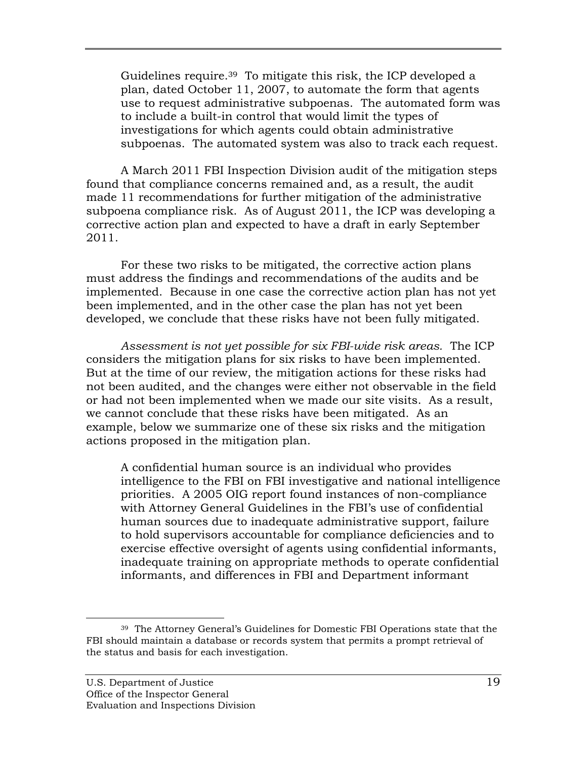> Guidelines require.[39] To mitigate this risk, the ICP developed a plan, dated October 11, 2007, to automate the form that agents use to request administrative subpoenas. The automated form was to include a built-in control that would limit the types of investigations for which agents could obtain administrative subpoenas. The automated system was also to track each request.

A March 2011 FBI Inspection Division audit of the mitigation steps found that compliance concerns remained and, as a result, the audit made 11 recommendations for further mitigation of the administrative subpoena compliance risk. As of August 2011, the ICP was developing a corrective action plan and expected to have a draft in early September 2011.

For these two risks to be mitigated, the corrective action plans must address the findings and recommendations of the audits and be implemented. Because in one case the corrective action plan has not yet been implemented, and in the other case the plan has not yet been developed, we conclude that these risks have not been fully mitigated.

*Assessment is not yet possible for six FBI-wide risk areas.* The ICP considers the mitigation plans for six risks to have been implemented. But at the time of our review, the mitigation actions for these risks had not been audited, and the changes were either not observable in the field or had not been implemented when we made our site visits. As a result, we cannot conclude that these risks have been mitigated. As an example, below we summarize one of these six risks and the mitigation actions proposed in the mitigation plan.

> A confidential human source is an individual who provides intelligence to the FBI on FBI investigative and national intelligence priorities. A 2005 OIG report found instances of non-compliance with Attorney General Guidelines in the FBI's use of confidential human sources due to inadequate administrative support, failure to hold supervisors accountable for compliance deficiencies and to exercise effective oversight of agents using confidential informants, inadequate training on appropriate methods to operate confidential informants, and differences in FBI and Department informant

[39] The Attorney General's Guidelines for Domestic FBI Operations state that the FBI should maintain a database or records system that permits a prompt retrieval of the status and basis for each investigation.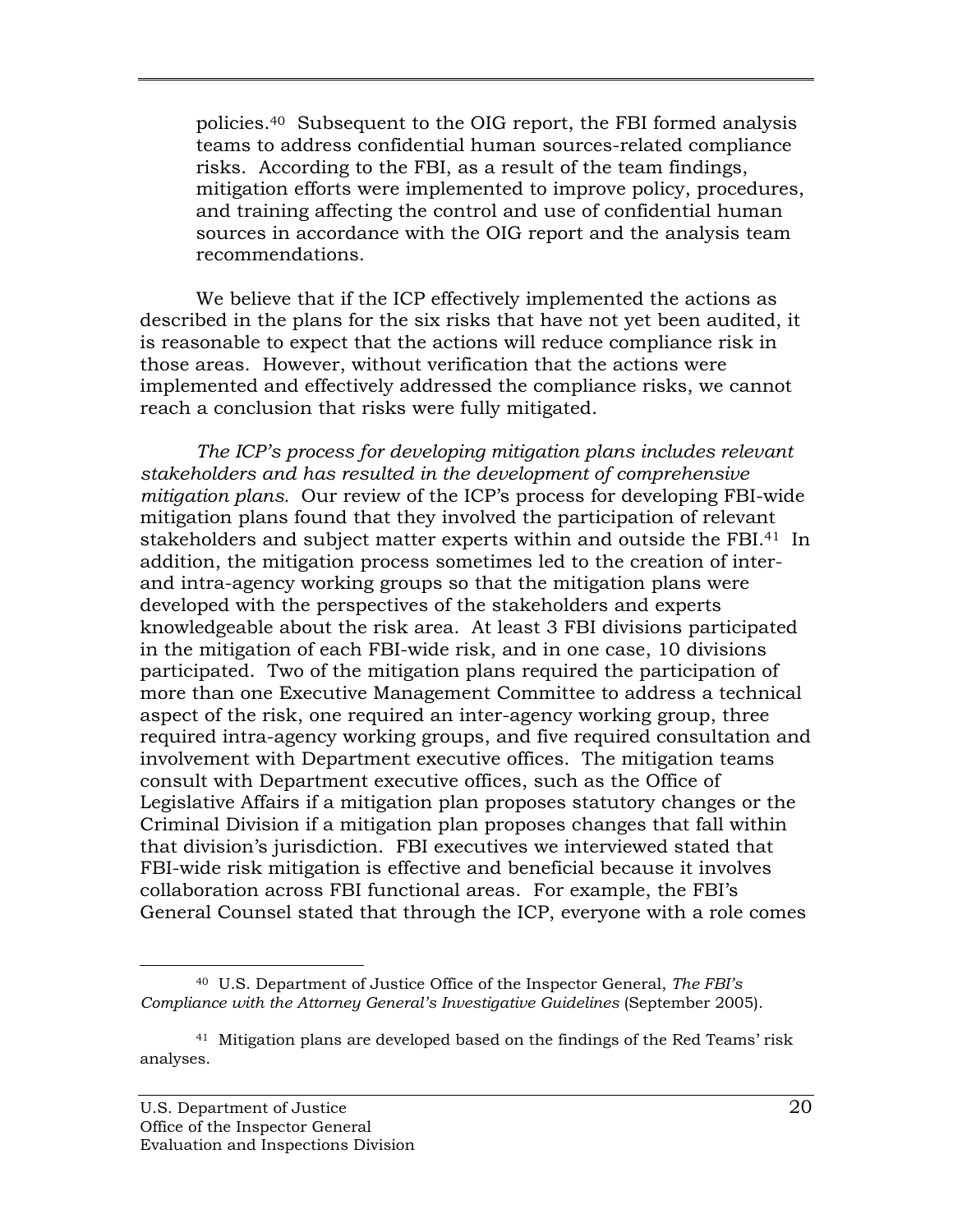policies.[40] Subsequent to the OIG report, the FBI formed analysis teams to address confidential human sources-related compliance risks. According to the FBI, as a result of the team findings, mitigation efforts were implemented to improve policy, procedures, and training affecting the control and use of confidential human sources in accordance with the OIG report and the analysis team recommendations.

We believe that if the ICP effectively implemented the actions as described in the plans for the six risks that have not yet been audited, it is reasonable to expect that the actions will reduce compliance risk in those areas. However, without verification that the actions were implemented and effectively addressed the compliance risks, we cannot reach a conclusion that risks were fully mitigated.

*The ICP's process for developing mitigation plans includes relevant stakeholders and has resulted in the development of comprehensive mitigation plans.* Our review of the ICP's process for developing FBI-wide mitigation plans found that they involved the participation of relevant stakeholders and subject matter experts within and outside the FBI.[41] In addition, the mitigation process sometimes led to the creation of inter- and intra-agency working groups so that the mitigation plans were developed with the perspectives of the stakeholders and experts knowledgeable about the risk area. At least 3 FBI divisions participated in the mitigation of each FBI-wide risk, and in one case, 10 divisions participated. Two of the mitigation plans required the participation of more than one Executive Management Committee to address a technical aspect of the risk, one required an inter-agency working group, three required intra-agency working groups, and five required consultation and involvement with Department executive offices. The mitigation teams consult with Department executive offices, such as the Office of Legislative Affairs if a mitigation plan proposes statutory changes or the Criminal Division if a mitigation plan proposes changes that fall within that division's jurisdiction. FBI executives we interviewed stated that FBI-wide risk mitigation is effective and beneficial because it involves collaboration across FBI functional areas. For example, the FBI's General Counsel stated that through the ICP, everyone with a role comes

---

[40] U.S. Department of Justice Office of the Inspector General, *The FBI's Compliance with the Attorney General's Investigative Guidelines* (September 2005).

[41] Mitigation plans are developed based on the findings of the Red Teams' risk analyses.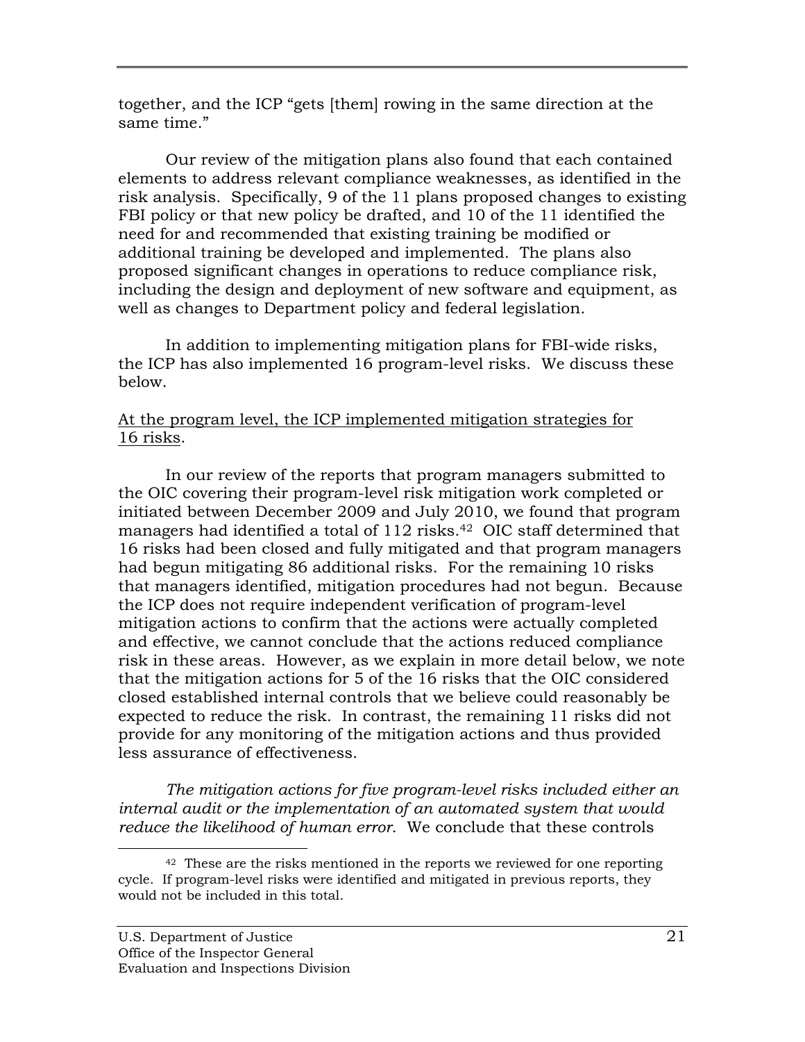together, and the ICP "gets [them] rowing in the same direction at the same time."

Our review of the mitigation plans also found that each contained elements to address relevant compliance weaknesses, as identified in the risk analysis. Specifically, 9 of the 11 plans proposed changes to existing FBI policy or that new policy be drafted, and 10 of the 11 identified the need for and recommended that existing training be modified or additional training be developed and implemented. The plans also proposed significant changes in operations to reduce compliance risk, including the design and deployment of new software and equipment, as well as changes to Department policy and federal legislation.

In addition to implementing mitigation plans for FBI-wide risks, the ICP has also implemented 16 program-level risks. We discuss these below.

<u>At the program level, the ICP implemented mitigation strategies for 16 risks</u>.

In our review of the reports that program managers submitted to the OIC covering their program-level risk mitigation work completed or initiated between December 2009 and July 2010, we found that program managers had identified a total of 112 risks.[42] OIC staff determined that 16 risks had been closed and fully mitigated and that program managers had begun mitigating 86 additional risks. For the remaining 10 risks that managers identified, mitigation procedures had not begun. Because the ICP does not require independent verification of program-level mitigation actions to confirm that the actions were actually completed and effective, we cannot conclude that the actions reduced compliance risk in these areas. However, as we explain in more detail below, we note that the mitigation actions for 5 of the 16 risks that the OIC considered closed established internal controls that we believe could reasonably be expected to reduce the risk. In contrast, the remaining 11 risks did not provide for any monitoring of the mitigation actions and thus provided less assurance of effectiveness.

*The mitigation actions for five program-level risks included either an internal audit or the implementation of an automated system that would reduce the likelihood of human error*. We conclude that these controls

[42] These are the risks mentioned in the reports we reviewed for one reporting cycle. If program-level risks were identified and mitigated in previous reports, they would not be included in this total.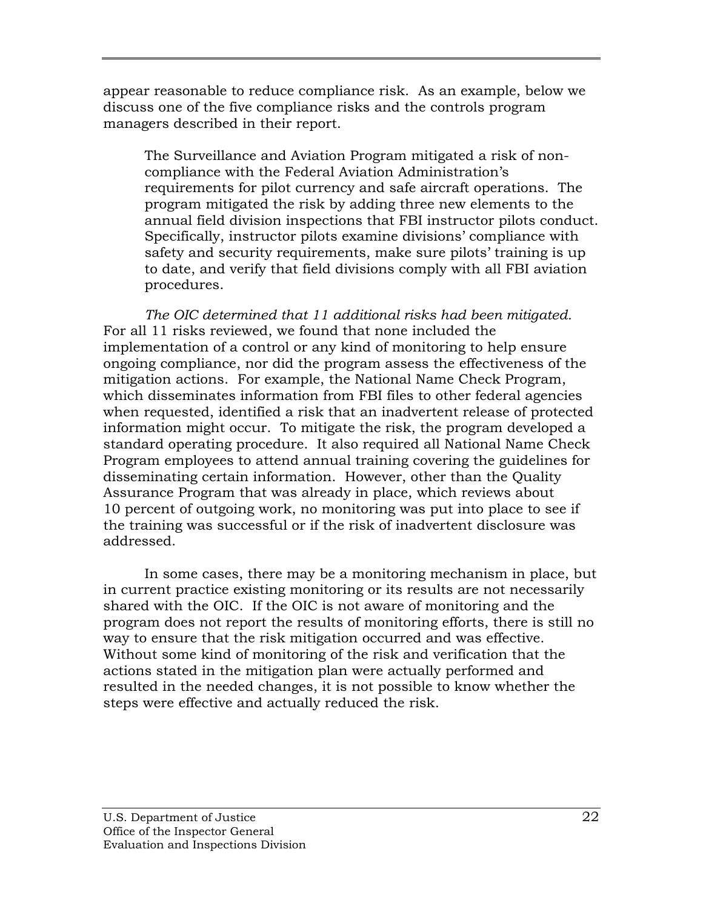appear reasonable to reduce compliance risk. As an example, below we discuss one of the five compliance risks and the controls program managers described in their report.

> The Surveillance and Aviation Program mitigated a risk of non-compliance with the Federal Aviation Administration's requirements for pilot currency and safe aircraft operations. The program mitigated the risk by adding three new elements to the annual field division inspections that FBI instructor pilots conduct. Specifically, instructor pilots examine divisions' compliance with safety and security requirements, make sure pilots' training is up to date, and verify that field divisions comply with all FBI aviation procedures.

*The OIC determined that 11 additional risks had been mitigated.* For all 11 risks reviewed, we found that none included the implementation of a control or any kind of monitoring to help ensure ongoing compliance, nor did the program assess the effectiveness of the mitigation actions. For example, the National Name Check Program, which disseminates information from FBI files to other federal agencies when requested, identified a risk that an inadvertent release of protected information might occur. To mitigate the risk, the program developed a standard operating procedure. It also required all National Name Check Program employees to attend annual training covering the guidelines for disseminating certain information. However, other than the Quality Assurance Program that was already in place, which reviews about 10 percent of outgoing work, no monitoring was put into place to see if the training was successful or if the risk of inadvertent disclosure was addressed.

In some cases, there may be a monitoring mechanism in place, but in current practice existing monitoring or its results are not necessarily shared with the OIC. If the OIC is not aware of monitoring and the program does not report the results of monitoring efforts, there is still no way to ensure that the risk mitigation occurred and was effective. Without some kind of monitoring of the risk and verification that the actions stated in the mitigation plan were actually performed and resulted in the needed changes, it is not possible to know whether the steps were effective and actually reduced the risk.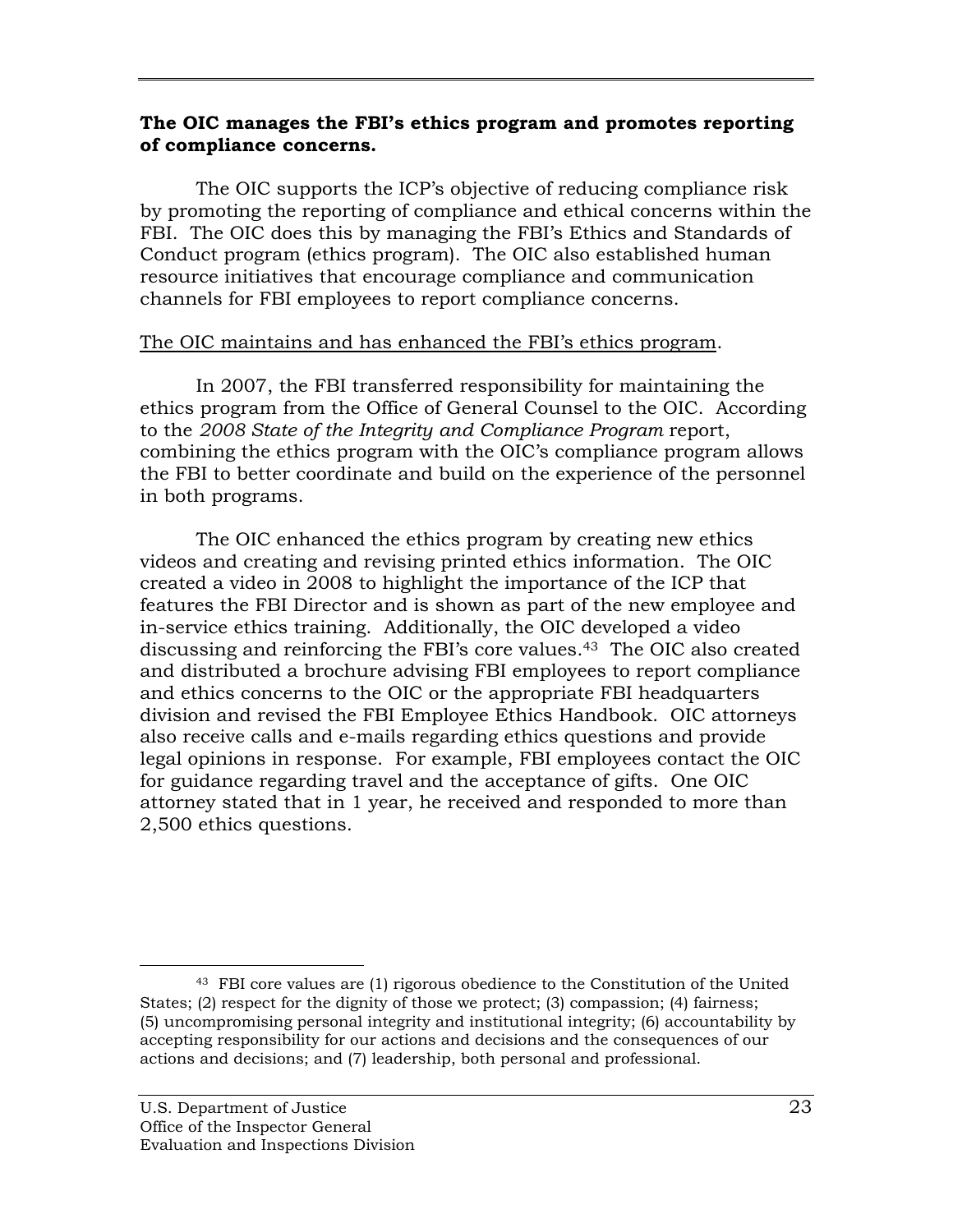**The OIC manages the FBI's ethics program and promotes reporting of compliance concerns.**

The OIC supports the ICP's objective of reducing compliance risk by promoting the reporting of compliance and ethical concerns within the FBI. The OIC does this by managing the FBI's Ethics and Standards of Conduct program (ethics program). The OIC also established human resource initiatives that encourage compliance and communication channels for FBI employees to report compliance concerns.

<u>The OIC maintains and has enhanced the FBI's ethics program</u>.

In 2007, the FBI transferred responsibility for maintaining the ethics program from the Office of General Counsel to the OIC. According to the *2008 State of the Integrity and Compliance Program* report, combining the ethics program with the OIC's compliance program allows the FBI to better coordinate and build on the experience of the personnel in both programs.

The OIC enhanced the ethics program by creating new ethics videos and creating and revising printed ethics information. The OIC created a video in 2008 to highlight the importance of the ICP that features the FBI Director and is shown as part of the new employee and in-service ethics training. Additionally, the OIC developed a video discussing and reinforcing the FBI's core values.[43] The OIC also created and distributed a brochure advising FBI employees to report compliance and ethics concerns to the OIC or the appropriate FBI headquarters division and revised the FBI Employee Ethics Handbook. OIC attorneys also receive calls and e-mails regarding ethics questions and provide legal opinions in response. For example, FBI employees contact the OIC for guidance regarding travel and the acceptance of gifts. One OIC attorney stated that in 1 year, he received and responded to more than 2,500 ethics questions.

---

[43] FBI core values are (1) rigorous obedience to the Constitution of the United States; (2) respect for the dignity of those we protect; (3) compassion; (4) fairness; (5) uncompromising personal integrity and institutional integrity; (6) accountability by accepting responsibility for our actions and decisions and the consequences of our actions and decisions; and (7) leadership, both personal and professional.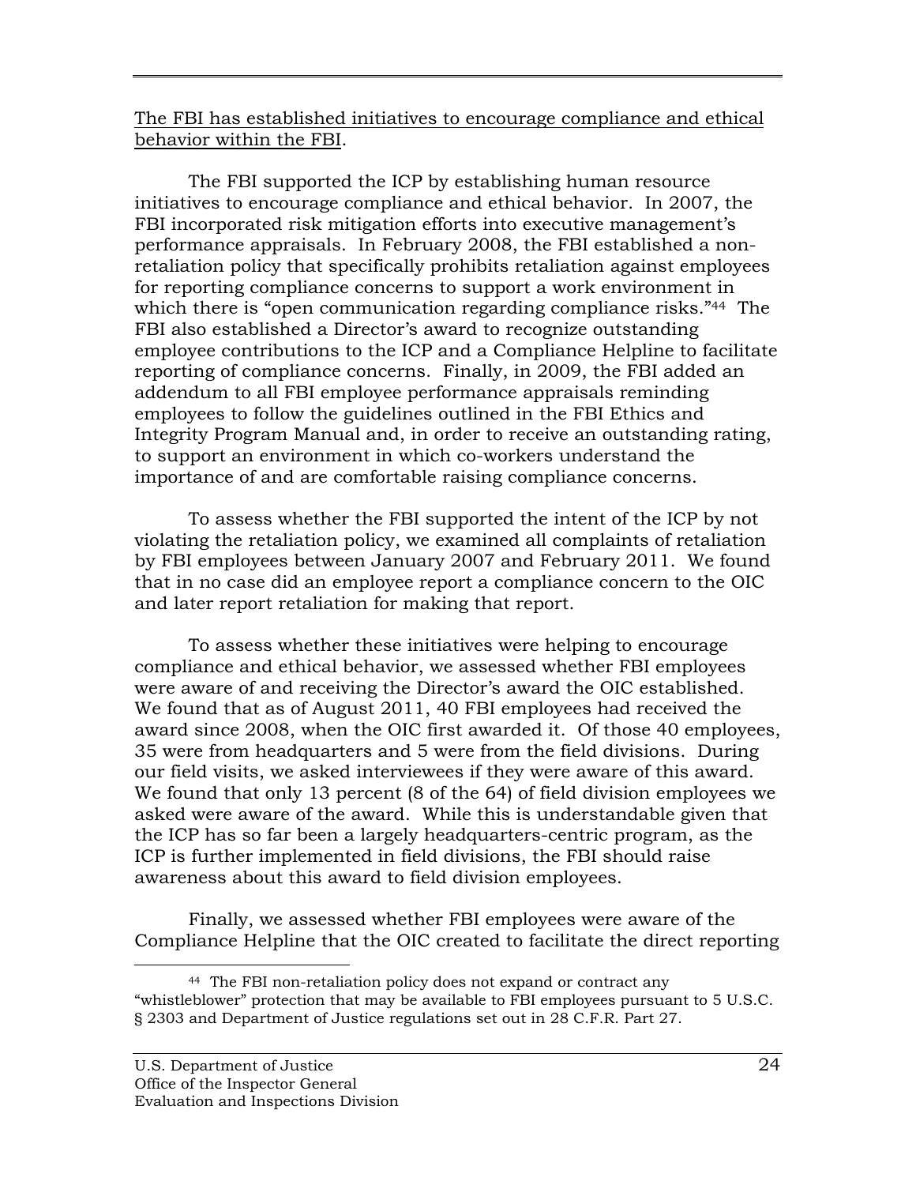The FBI has established initiatives to encourage compliance and ethical behavior within the FBI.

The FBI supported the ICP by establishing human resource initiatives to encourage compliance and ethical behavior. In 2007, the FBI incorporated risk mitigation efforts into executive management's performance appraisals. In February 2008, the FBI established a non-retaliation policy that specifically prohibits retaliation against employees for reporting compliance concerns to support a work environment in which there is "open communication regarding compliance risks."[44] The FBI also established a Director's award to recognize outstanding employee contributions to the ICP and a Compliance Helpline to facilitate reporting of compliance concerns. Finally, in 2009, the FBI added an addendum to all FBI employee performance appraisals reminding employees to follow the guidelines outlined in the FBI Ethics and Integrity Program Manual and, in order to receive an outstanding rating, to support an environment in which co-workers understand the importance of and are comfortable raising compliance concerns.

To assess whether the FBI supported the intent of the ICP by not violating the retaliation policy, we examined all complaints of retaliation by FBI employees between January 2007 and February 2011. We found that in no case did an employee report a compliance concern to the OIC and later report retaliation for making that report.

To assess whether these initiatives were helping to encourage compliance and ethical behavior, we assessed whether FBI employees were aware of and receiving the Director's award the OIC established. We found that as of August 2011, 40 FBI employees had received the award since 2008, when the OIC first awarded it. Of those 40 employees, 35 were from headquarters and 5 were from the field divisions. During our field visits, we asked interviewees if they were aware of this award. We found that only 13 percent (8 of the 64) of field division employees we asked were aware of the award. While this is understandable given that the ICP has so far been a largely headquarters-centric program, as the ICP is further implemented in field divisions, the FBI should raise awareness about this award to field division employees.

Finally, we assessed whether FBI employees were aware of the Compliance Helpline that the OIC created to facilitate the direct reporting

[44] The FBI non-retaliation policy does not expand or contract any "whistleblower" protection that may be available to FBI employees pursuant to 5 U.S.C. § 2303 and Department of Justice regulations set out in 28 C.F.R. Part 27.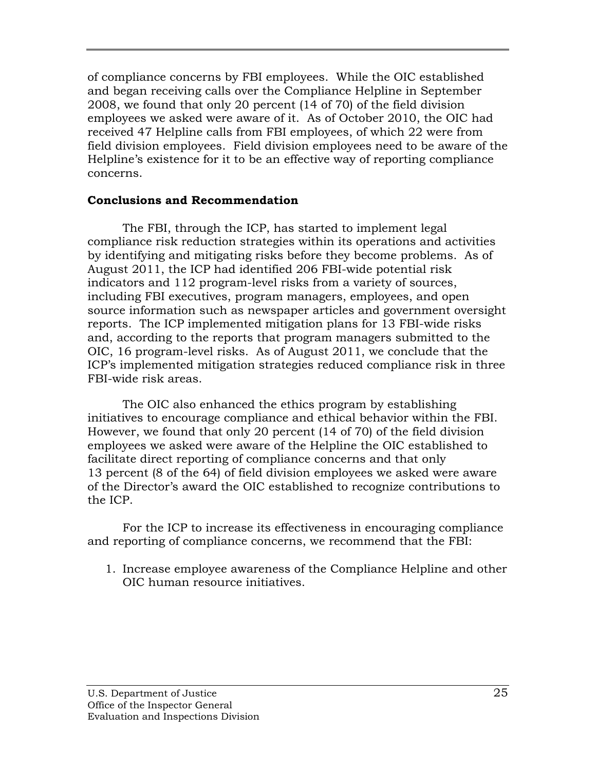of compliance concerns by FBI employees. While the OIC established and began receiving calls over the Compliance Helpline in September 2008, we found that only 20 percent (14 of 70) of the field division employees we asked were aware of it. As of October 2010, the OIC had received 47 Helpline calls from FBI employees, of which 22 were from field division employees. Field division employees need to be aware of the Helpline's existence for it to be an effective way of reporting compliance concerns.

### Conclusions and Recommendation

The FBI, through the ICP, has started to implement legal compliance risk reduction strategies within its operations and activities by identifying and mitigating risks before they become problems. As of August 2011, the ICP had identified 206 FBI-wide potential risk indicators and 112 program-level risks from a variety of sources, including FBI executives, program managers, employees, and open source information such as newspaper articles and government oversight reports. The ICP implemented mitigation plans for 13 FBI-wide risks and, according to the reports that program managers submitted to the OIC, 16 program-level risks. As of August 2011, we conclude that the ICP's implemented mitigation strategies reduced compliance risk in three FBI-wide risk areas.

The OIC also enhanced the ethics program by establishing initiatives to encourage compliance and ethical behavior within the FBI. However, we found that only 20 percent (14 of 70) of the field division employees we asked were aware of the Helpline the OIC established to facilitate direct reporting of compliance concerns and that only 13 percent (8 of the 64) of field division employees we asked were aware of the Director's award the OIC established to recognize contributions to the ICP.

For the ICP to increase its effectiveness in encouraging compliance and reporting of compliance concerns, we recommend that the FBI:

1. Increase employee awareness of the Compliance Helpline and other OIC human resource initiatives.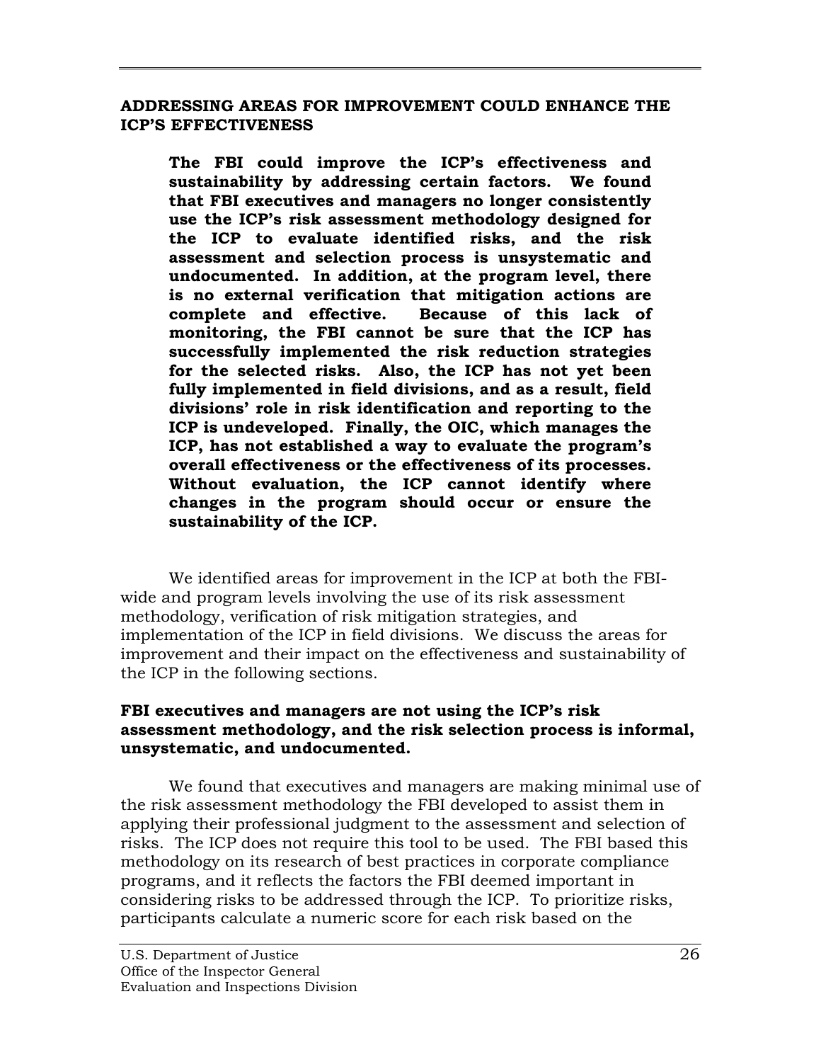## ADDRESSING AREAS FOR IMPROVEMENT COULD ENHANCE THE ICP'S EFFECTIVENESS

> **The FBI could improve the ICP's effectiveness and sustainability by addressing certain factors. We found that FBI executives and managers no longer consistently use the ICP's risk assessment methodology designed for the ICP to evaluate identified risks, and the risk assessment and selection process is unsystematic and undocumented. In addition, at the program level, there is no external verification that mitigation actions are complete and effective. Because of this lack of monitoring, the FBI cannot be sure that the ICP has successfully implemented the risk reduction strategies for the selected risks. Also, the ICP has not yet been fully implemented in field divisions, and as a result, field divisions' role in risk identification and reporting to the ICP is undeveloped. Finally, the OIC, which manages the ICP, has not established a way to evaluate the program's overall effectiveness or the effectiveness of its processes. Without evaluation, the ICP cannot identify where changes in the program should occur or ensure the sustainability of the ICP.**

We identified areas for improvement in the ICP at both the FBI-wide and program levels involving the use of its risk assessment methodology, verification of risk mitigation strategies, and implementation of the ICP in field divisions. We discuss the areas for improvement and their impact on the effectiveness and sustainability of the ICP in the following sections.

### FBI executives and managers are not using the ICP's risk assessment methodology, and the risk selection process is informal, unsystematic, and undocumented.

We found that executives and managers are making minimal use of the risk assessment methodology the FBI developed to assist them in applying their professional judgment to the assessment and selection of risks. The ICP does not require this tool to be used. The FBI based this methodology on its research of best practices in corporate compliance programs, and it reflects the factors the FBI deemed important in considering risks to be addressed through the ICP. To prioritize risks, participants calculate a numeric score for each risk based on the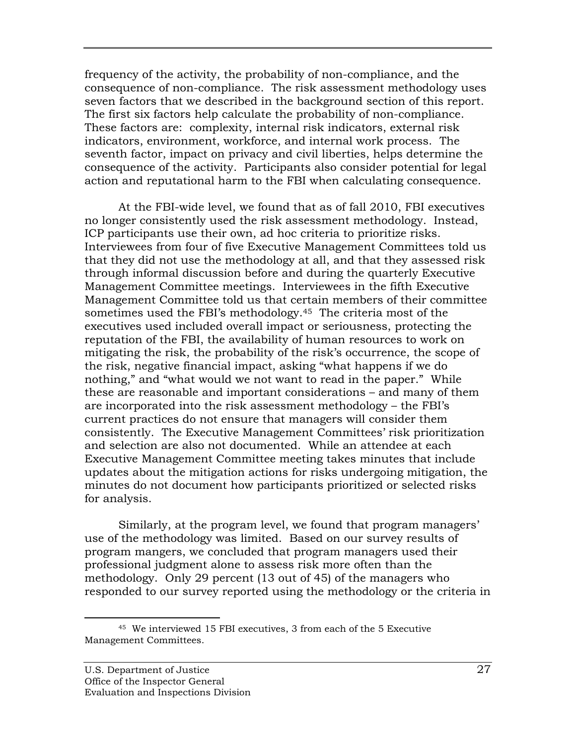frequency of the activity, the probability of non-compliance, and the consequence of non-compliance. The risk assessment methodology uses seven factors that we described in the background section of this report. The first six factors help calculate the probability of non-compliance. These factors are: complexity, internal risk indicators, external risk indicators, environment, workforce, and internal work process. The seventh factor, impact on privacy and civil liberties, helps determine the consequence of the activity. Participants also consider potential for legal action and reputational harm to the FBI when calculating consequence.

At the FBI-wide level, we found that as of fall 2010, FBI executives no longer consistently used the risk assessment methodology. Instead, ICP participants use their own, ad hoc criteria to prioritize risks. Interviewees from four of five Executive Management Committees told us that they did not use the methodology at all, and that they assessed risk through informal discussion before and during the quarterly Executive Management Committee meetings. Interviewees in the fifth Executive Management Committee told us that certain members of their committee sometimes used the FBI's methodology.[45] The criteria most of the executives used included overall impact or seriousness, protecting the reputation of the FBI, the availability of human resources to work on mitigating the risk, the probability of the risk's occurrence, the scope of the risk, negative financial impact, asking "what happens if we do nothing," and "what would we not want to read in the paper." While these are reasonable and important considerations – and many of them are incorporated into the risk assessment methodology – the FBI's current practices do not ensure that managers will consider them consistently. The Executive Management Committees' risk prioritization and selection are also not documented. While an attendee at each Executive Management Committee meeting takes minutes that include updates about the mitigation actions for risks undergoing mitigation, the minutes do not document how participants prioritized or selected risks for analysis.

Similarly, at the program level, we found that program managers' use of the methodology was limited. Based on our survey results of program mangers, we concluded that program managers used their professional judgment alone to assess risk more often than the methodology. Only 29 percent (13 out of 45) of the managers who responded to our survey reported using the methodology or the criteria in

---

[45] We interviewed 15 FBI executives, 3 from each of the 5 Executive Management Committees.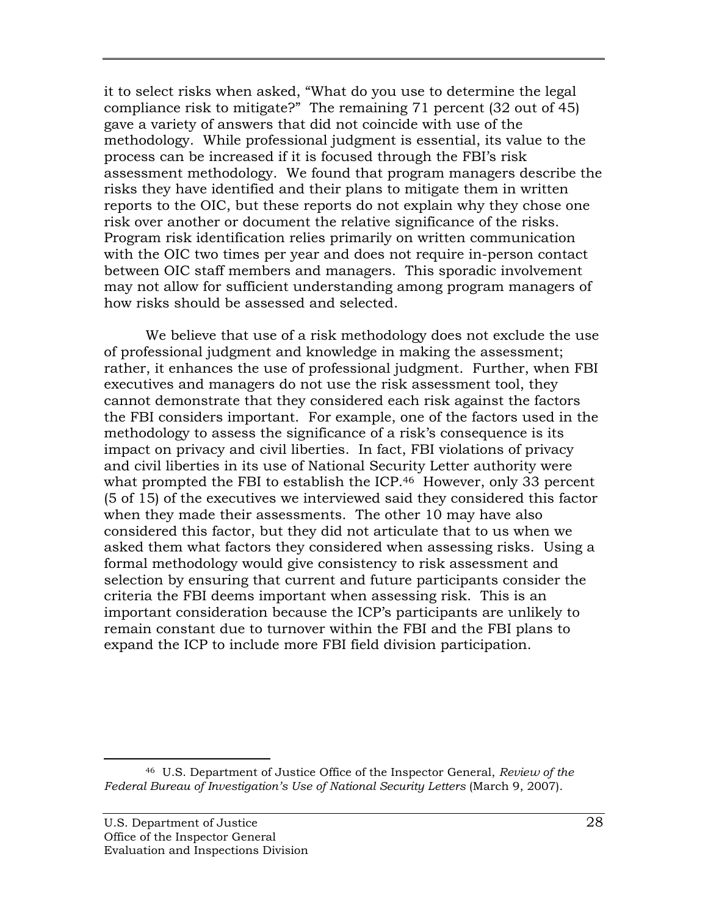it to select risks when asked, "What do you use to determine the legal compliance risk to mitigate?" The remaining 71 percent (32 out of 45) gave a variety of answers that did not coincide with use of the methodology. While professional judgment is essential, its value to the process can be increased if it is focused through the FBI's risk assessment methodology. We found that program managers describe the risks they have identified and their plans to mitigate them in written reports to the OIC, but these reports do not explain why they chose one risk over another or document the relative significance of the risks. Program risk identification relies primarily on written communication with the OIC two times per year and does not require in-person contact between OIC staff members and managers. This sporadic involvement may not allow for sufficient understanding among program managers of how risks should be assessed and selected.

We believe that use of a risk methodology does not exclude the use of professional judgment and knowledge in making the assessment; rather, it enhances the use of professional judgment. Further, when FBI executives and managers do not use the risk assessment tool, they cannot demonstrate that they considered each risk against the factors the FBI considers important. For example, one of the factors used in the methodology to assess the significance of a risk's consequence is its impact on privacy and civil liberties. In fact, FBI violations of privacy and civil liberties in its use of National Security Letter authority were what prompted the FBI to establish the ICP.[46] However, only 33 percent (5 of 15) of the executives we interviewed said they considered this factor when they made their assessments. The other 10 may have also considered this factor, but they did not articulate that to us when we asked them what factors they considered when assessing risks. Using a formal methodology would give consistency to risk assessment and selection by ensuring that current and future participants consider the criteria the FBI deems important when assessing risk. This is an important consideration because the ICP's participants are unlikely to remain constant due to turnover within the FBI and the FBI plans to expand the ICP to include more FBI field division participation.

---

[46] U.S. Department of Justice Office of the Inspector General, *Review of the Federal Bureau of Investigation's Use of National Security Letters* (March 9, 2007).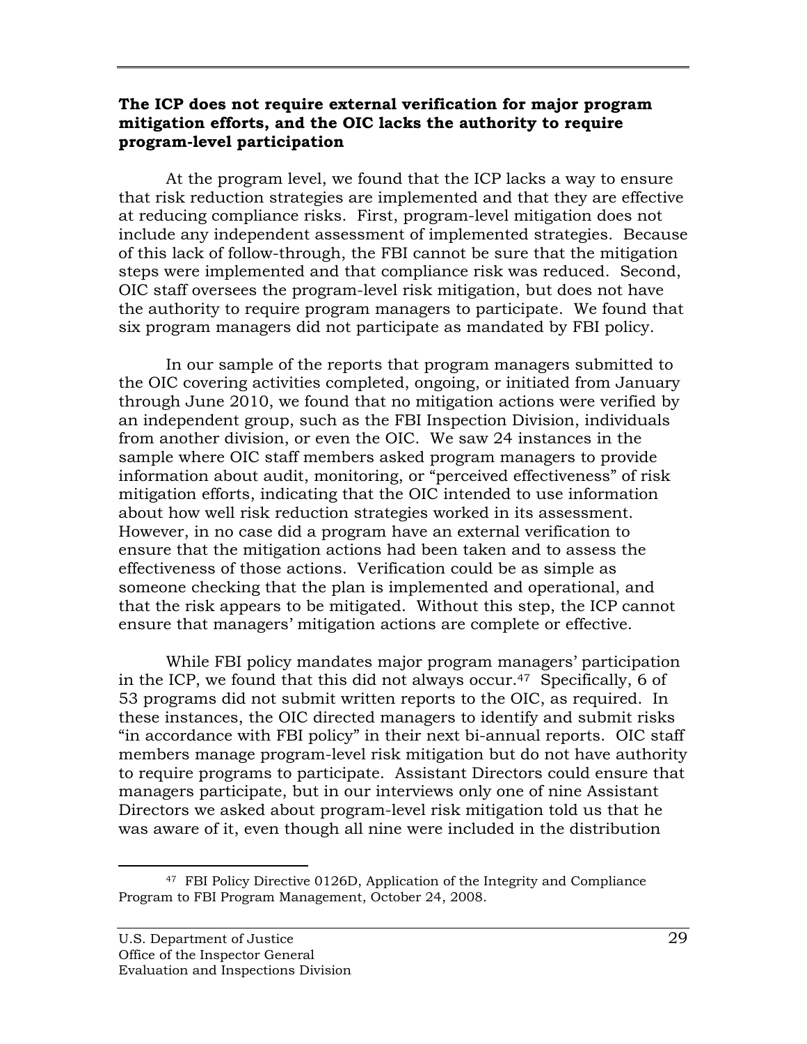**The ICP does not require external verification for major program mitigation efforts, and the OIC lacks the authority to require program-level participation**

At the program level, we found that the ICP lacks a way to ensure that risk reduction strategies are implemented and that they are effective at reducing compliance risks. First, program-level mitigation does not include any independent assessment of implemented strategies. Because of this lack of follow-through, the FBI cannot be sure that the mitigation steps were implemented and that compliance risk was reduced. Second, OIC staff oversees the program-level risk mitigation, but does not have the authority to require program managers to participate. We found that six program managers did not participate as mandated by FBI policy.

In our sample of the reports that program managers submitted to the OIC covering activities completed, ongoing, or initiated from January through June 2010, we found that no mitigation actions were verified by an independent group, such as the FBI Inspection Division, individuals from another division, or even the OIC. We saw 24 instances in the sample where OIC staff members asked program managers to provide information about audit, monitoring, or "perceived effectiveness" of risk mitigation efforts, indicating that the OIC intended to use information about how well risk reduction strategies worked in its assessment. However, in no case did a program have an external verification to ensure that the mitigation actions had been taken and to assess the effectiveness of those actions. Verification could be as simple as someone checking that the plan is implemented and operational, and that the risk appears to be mitigated. Without this step, the ICP cannot ensure that managers' mitigation actions are complete or effective.

While FBI policy mandates major program managers' participation in the ICP, we found that this did not always occur.[47] Specifically, 6 of 53 programs did not submit written reports to the OIC, as required. In these instances, the OIC directed managers to identify and submit risks "in accordance with FBI policy" in their next bi-annual reports. OIC staff members manage program-level risk mitigation but do not have authority to require programs to participate. Assistant Directors could ensure that managers participate, but in our interviews only one of nine Assistant Directors we asked about program-level risk mitigation told us that he was aware of it, even though all nine were included in the distribution

[47] FBI Policy Directive 0126D, Application of the Integrity and Compliance Program to FBI Program Management, October 24, 2008.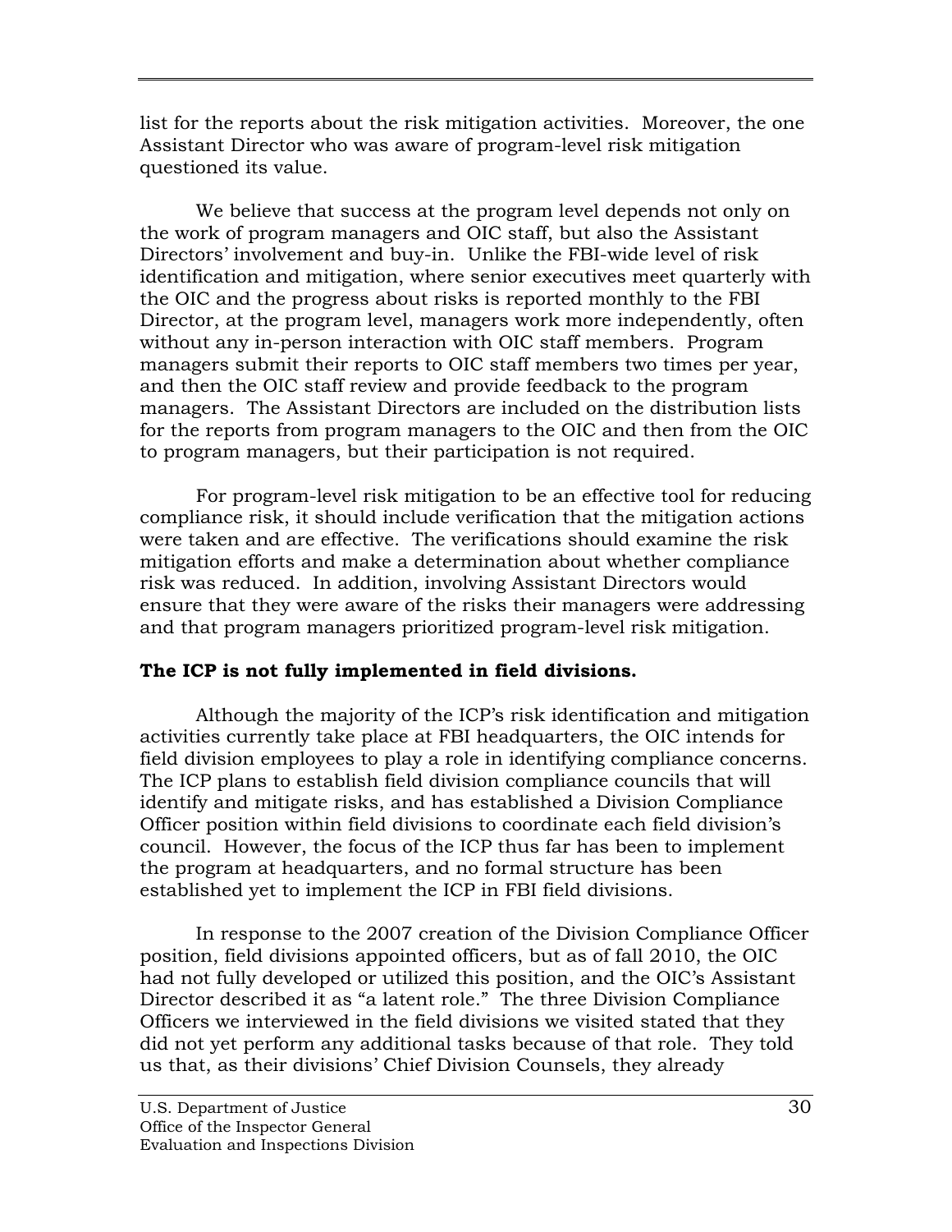list for the reports about the risk mitigation activities. Moreover, the one Assistant Director who was aware of program-level risk mitigation questioned its value.

We believe that success at the program level depends not only on the work of program managers and OIC staff, but also the Assistant Directors' involvement and buy-in. Unlike the FBI-wide level of risk identification and mitigation, where senior executives meet quarterly with the OIC and the progress about risks is reported monthly to the FBI Director, at the program level, managers work more independently, often without any in-person interaction with OIC staff members. Program managers submit their reports to OIC staff members two times per year, and then the OIC staff review and provide feedback to the program managers. The Assistant Directors are included on the distribution lists for the reports from program managers to the OIC and then from the OIC to program managers, but their participation is not required.

For program-level risk mitigation to be an effective tool for reducing compliance risk, it should include verification that the mitigation actions were taken and are effective. The verifications should examine the risk mitigation efforts and make a determination about whether compliance risk was reduced. In addition, involving Assistant Directors would ensure that they were aware of the risks their managers were addressing and that program managers prioritized program-level risk mitigation.

**The ICP is not fully implemented in field divisions.**

Although the majority of the ICP's risk identification and mitigation activities currently take place at FBI headquarters, the OIC intends for field division employees to play a role in identifying compliance concerns. The ICP plans to establish field division compliance councils that will identify and mitigate risks, and has established a Division Compliance Officer position within field divisions to coordinate each field division's council. However, the focus of the ICP thus far has been to implement the program at headquarters, and no formal structure has been established yet to implement the ICP in FBI field divisions.

In response to the 2007 creation of the Division Compliance Officer position, field divisions appointed officers, but as of fall 2010, the OIC had not fully developed or utilized this position, and the OIC's Assistant Director described it as "a latent role." The three Division Compliance Officers we interviewed in the field divisions we visited stated that they did not yet perform any additional tasks because of that role. They told us that, as their divisions' Chief Division Counsels, they already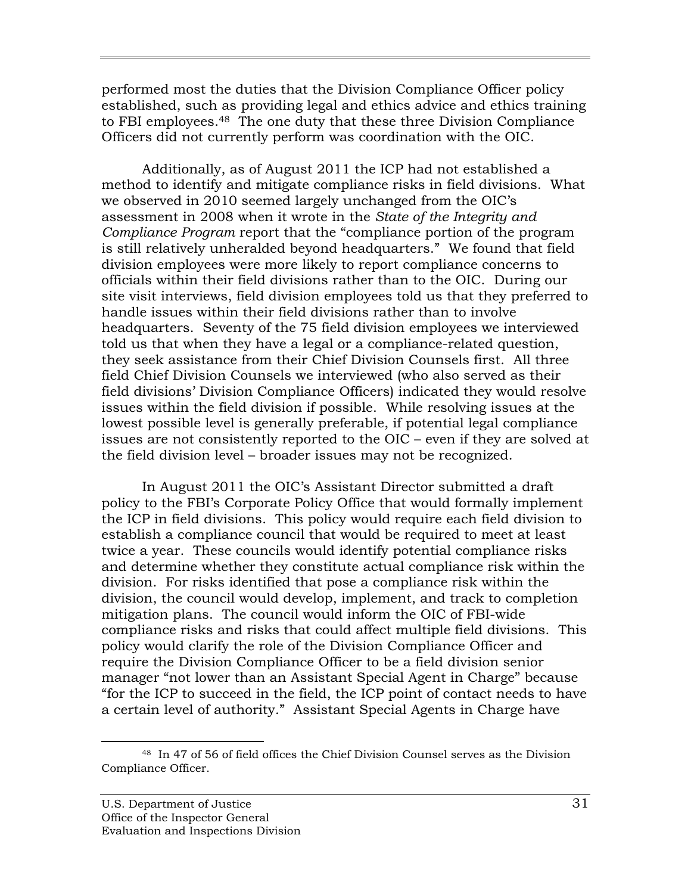performed most the duties that the Division Compliance Officer policy established, such as providing legal and ethics advice and ethics training to FBI employees.[48] The one duty that these three Division Compliance Officers did not currently perform was coordination with the OIC.

Additionally, as of August 2011 the ICP had not established a method to identify and mitigate compliance risks in field divisions. What we observed in 2010 seemed largely unchanged from the OIC's assessment in 2008 when it wrote in the *State of the Integrity and Compliance Program* report that the "compliance portion of the program is still relatively unheralded beyond headquarters." We found that field division employees were more likely to report compliance concerns to officials within their field divisions rather than to the OIC. During our site visit interviews, field division employees told us that they preferred to handle issues within their field divisions rather than to involve headquarters. Seventy of the 75 field division employees we interviewed told us that when they have a legal or a compliance-related question, they seek assistance from their Chief Division Counsels first. All three field Chief Division Counsels we interviewed (who also served as their field divisions' Division Compliance Officers) indicated they would resolve issues within the field division if possible. While resolving issues at the lowest possible level is generally preferable, if potential legal compliance issues are not consistently reported to the OIC – even if they are solved at the field division level – broader issues may not be recognized.

In August 2011 the OIC's Assistant Director submitted a draft policy to the FBI's Corporate Policy Office that would formally implement the ICP in field divisions. This policy would require each field division to establish a compliance council that would be required to meet at least twice a year. These councils would identify potential compliance risks and determine whether they constitute actual compliance risk within the division. For risks identified that pose a compliance risk within the division, the council would develop, implement, and track to completion mitigation plans. The council would inform the OIC of FBI-wide compliance risks and risks that could affect multiple field divisions. This policy would clarify the role of the Division Compliance Officer and require the Division Compliance Officer to be a field division senior manager "not lower than an Assistant Special Agent in Charge" because "for the ICP to succeed in the field, the ICP point of contact needs to have a certain level of authority." Assistant Special Agents in Charge have

[48] In 47 of 56 of field offices the Chief Division Counsel serves as the Division Compliance Officer.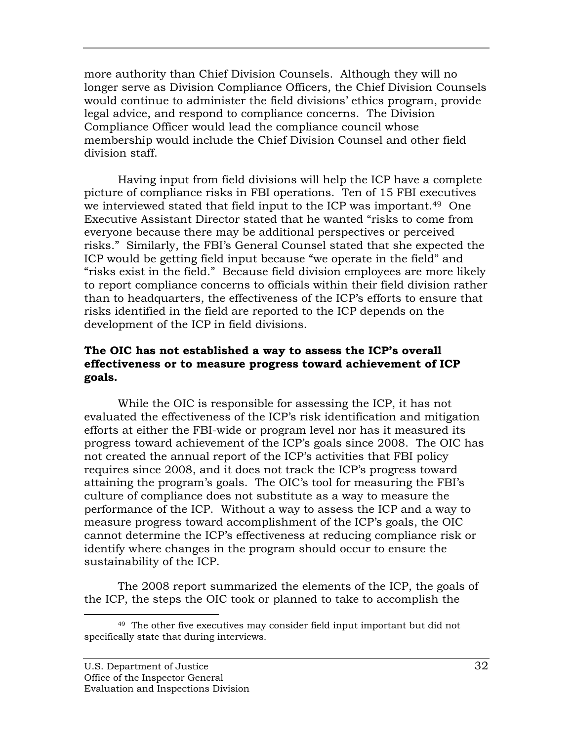more authority than Chief Division Counsels. Although they will no longer serve as Division Compliance Officers, the Chief Division Counsels would continue to administer the field divisions' ethics program, provide legal advice, and respond to compliance concerns. The Division Compliance Officer would lead the compliance council whose membership would include the Chief Division Counsel and other field division staff.

Having input from field divisions will help the ICP have a complete picture of compliance risks in FBI operations. Ten of 15 FBI executives we interviewed stated that field input to the ICP was important.[49] One Executive Assistant Director stated that he wanted "risks to come from everyone because there may be additional perspectives or perceived risks." Similarly, the FBI's General Counsel stated that she expected the ICP would be getting field input because "we operate in the field" and "risks exist in the field." Because field division employees are more likely to report compliance concerns to officials within their field division rather than to headquarters, the effectiveness of the ICP's efforts to ensure that risks identified in the field are reported to the ICP depends on the development of the ICP in field divisions.

**The OIC has not established a way to assess the ICP's overall effectiveness or to measure progress toward achievement of ICP goals.**

While the OIC is responsible for assessing the ICP, it has not evaluated the effectiveness of the ICP's risk identification and mitigation efforts at either the FBI-wide or program level nor has it measured its progress toward achievement of the ICP's goals since 2008. The OIC has not created the annual report of the ICP's activities that FBI policy requires since 2008, and it does not track the ICP's progress toward attaining the program's goals. The OIC's tool for measuring the FBI's culture of compliance does not substitute as a way to measure the performance of the ICP. Without a way to assess the ICP and a way to measure progress toward accomplishment of the ICP's goals, the OIC cannot determine the ICP's effectiveness at reducing compliance risk or identify where changes in the program should occur to ensure the sustainability of the ICP.

The 2008 report summarized the elements of the ICP, the goals of the ICP, the steps the OIC took or planned to take to accomplish the

[49] The other five executives may consider field input important but did not specifically state that during interviews.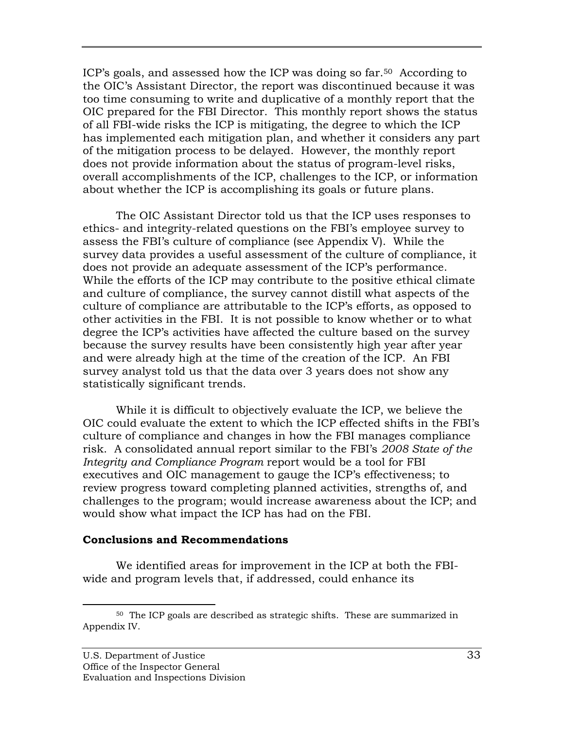ICP's goals, and assessed how the ICP was doing so far.[50] According to the OIC's Assistant Director, the report was discontinued because it was too time consuming to write and duplicative of a monthly report that the OIC prepared for the FBI Director. This monthly report shows the status of all FBI-wide risks the ICP is mitigating, the degree to which the ICP has implemented each mitigation plan, and whether it considers any part of the mitigation process to be delayed. However, the monthly report does not provide information about the status of program-level risks, overall accomplishments of the ICP, challenges to the ICP, or information about whether the ICP is accomplishing its goals or future plans.

The OIC Assistant Director told us that the ICP uses responses to ethics- and integrity-related questions on the FBI's employee survey to assess the FBI's culture of compliance (see Appendix V). While the survey data provides a useful assessment of the culture of compliance, it does not provide an adequate assessment of the ICP's performance. While the efforts of the ICP may contribute to the positive ethical climate and culture of compliance, the survey cannot distill what aspects of the culture of compliance are attributable to the ICP's efforts, as opposed to other activities in the FBI. It is not possible to know whether or to what degree the ICP's activities have affected the culture based on the survey because the survey results have been consistently high year after year and were already high at the time of the creation of the ICP. An FBI survey analyst told us that the data over 3 years does not show any statistically significant trends.

While it is difficult to objectively evaluate the ICP, we believe the OIC could evaluate the extent to which the ICP effected shifts in the FBI's culture of compliance and changes in how the FBI manages compliance risk. A consolidated annual report similar to the FBI's *2008 State of the Integrity and Compliance Program* report would be a tool for FBI executives and OIC management to gauge the ICP's effectiveness; to review progress toward completing planned activities, strengths of, and challenges to the program; would increase awareness about the ICP; and would show what impact the ICP has had on the FBI.

**Conclusions and Recommendations**

We identified areas for improvement in the ICP at both the FBI-wide and program levels that, if addressed, could enhance its

---

[50] The ICP goals are described as strategic shifts. These are summarized in Appendix IV.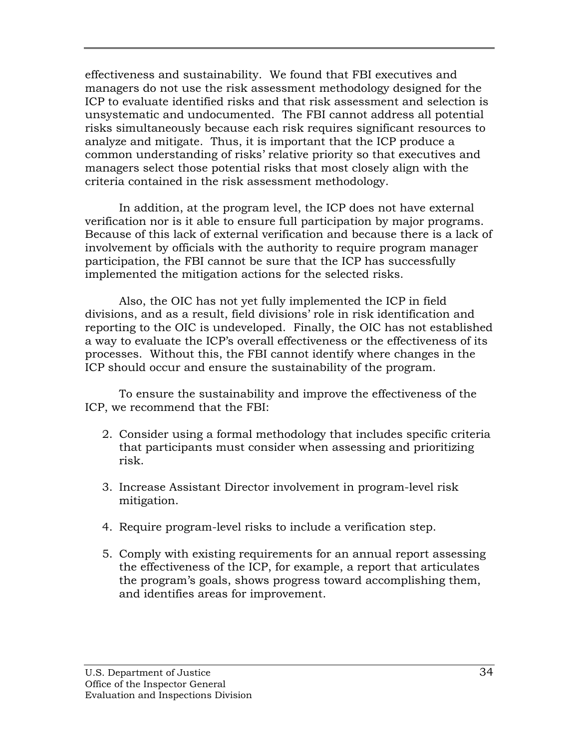effectiveness and sustainability. We found that FBI executives and managers do not use the risk assessment methodology designed for the ICP to evaluate identified risks and that risk assessment and selection is unsystematic and undocumented. The FBI cannot address all potential risks simultaneously because each risk requires significant resources to analyze and mitigate. Thus, it is important that the ICP produce a common understanding of risks' relative priority so that executives and managers select those potential risks that most closely align with the criteria contained in the risk assessment methodology.

In addition, at the program level, the ICP does not have external verification nor is it able to ensure full participation by major programs. Because of this lack of external verification and because there is a lack of involvement by officials with the authority to require program manager participation, the FBI cannot be sure that the ICP has successfully implemented the mitigation actions for the selected risks.

Also, the OIC has not yet fully implemented the ICP in field divisions, and as a result, field divisions' role in risk identification and reporting to the OIC is undeveloped. Finally, the OIC has not established a way to evaluate the ICP's overall effectiveness or the effectiveness of its processes. Without this, the FBI cannot identify where changes in the ICP should occur and ensure the sustainability of the program.

To ensure the sustainability and improve the effectiveness of the ICP, we recommend that the FBI:

2. Consider using a formal methodology that includes specific criteria that participants must consider when assessing and prioritizing risk.

3. Increase Assistant Director involvement in program-level risk mitigation.

4. Require program-level risks to include a verification step.

5. Comply with existing requirements for an annual report assessing the effectiveness of the ICP, for example, a report that articulates the program's goals, shows progress toward accomplishing them, and identifies areas for improvement.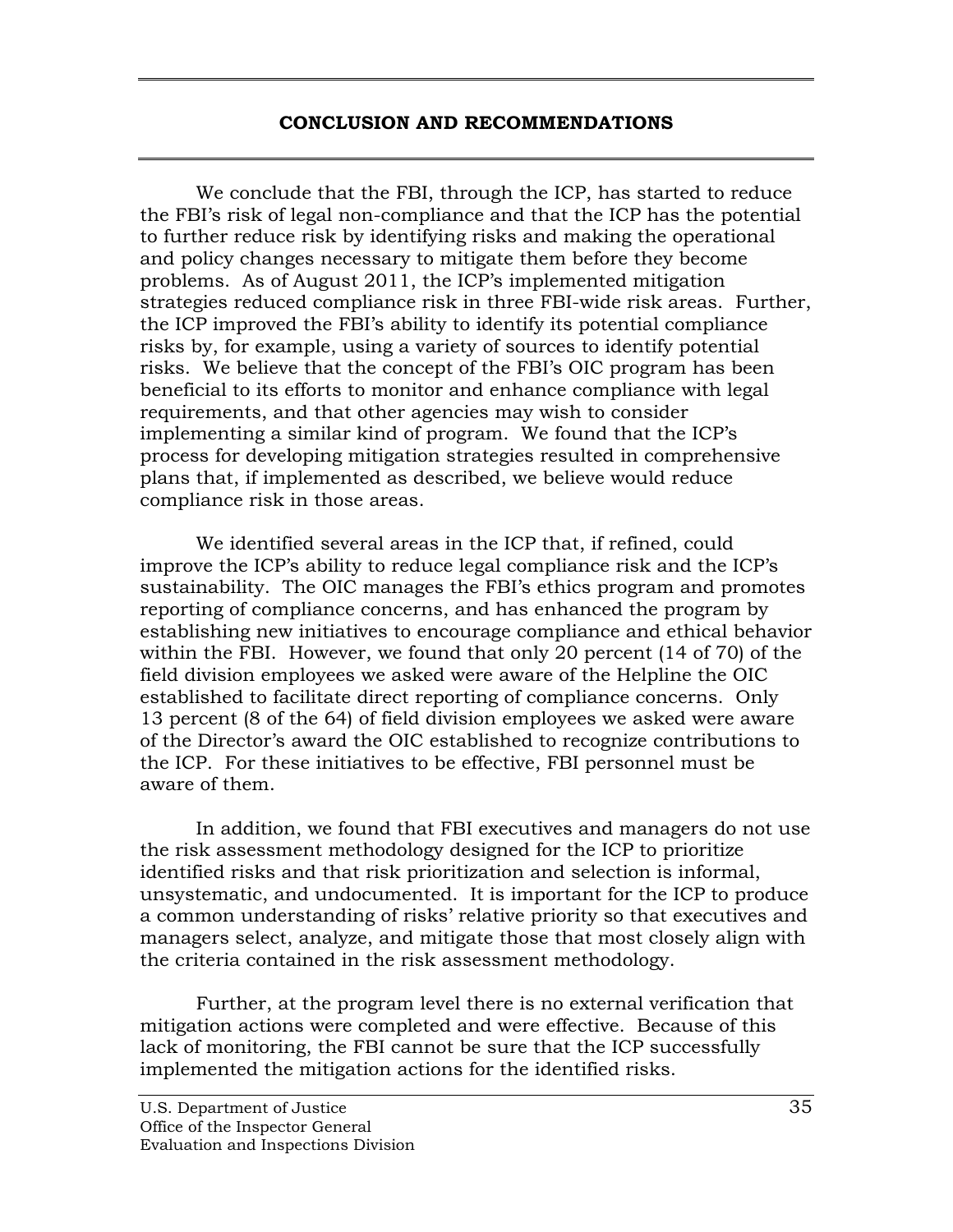## CONCLUSION AND RECOMMENDATIONS

We conclude that the FBI, through the ICP, has started to reduce the FBI's risk of legal non-compliance and that the ICP has the potential to further reduce risk by identifying risks and making the operational and policy changes necessary to mitigate them before they become problems. As of August 2011, the ICP's implemented mitigation strategies reduced compliance risk in three FBI-wide risk areas. Further, the ICP improved the FBI's ability to identify its potential compliance risks by, for example, using a variety of sources to identify potential risks. We believe that the concept of the FBI's OIC program has been beneficial to its efforts to monitor and enhance compliance with legal requirements, and that other agencies may wish to consider implementing a similar kind of program. We found that the ICP's process for developing mitigation strategies resulted in comprehensive plans that, if implemented as described, we believe would reduce compliance risk in those areas.

We identified several areas in the ICP that, if refined, could improve the ICP's ability to reduce legal compliance risk and the ICP's sustainability. The OIC manages the FBI's ethics program and promotes reporting of compliance concerns, and has enhanced the program by establishing new initiatives to encourage compliance and ethical behavior within the FBI. However, we found that only 20 percent (14 of 70) of the field division employees we asked were aware of the Helpline the OIC established to facilitate direct reporting of compliance concerns. Only 13 percent (8 of the 64) of field division employees we asked were aware of the Director's award the OIC established to recognize contributions to the ICP. For these initiatives to be effective, FBI personnel must be aware of them.

In addition, we found that FBI executives and managers do not use the risk assessment methodology designed for the ICP to prioritize identified risks and that risk prioritization and selection is informal, unsystematic, and undocumented. It is important for the ICP to produce a common understanding of risks' relative priority so that executives and managers select, analyze, and mitigate those that most closely align with the criteria contained in the risk assessment methodology.

Further, at the program level there is no external verification that mitigation actions were completed and were effective. Because of this lack of monitoring, the FBI cannot be sure that the ICP successfully implemented the mitigation actions for the identified risks.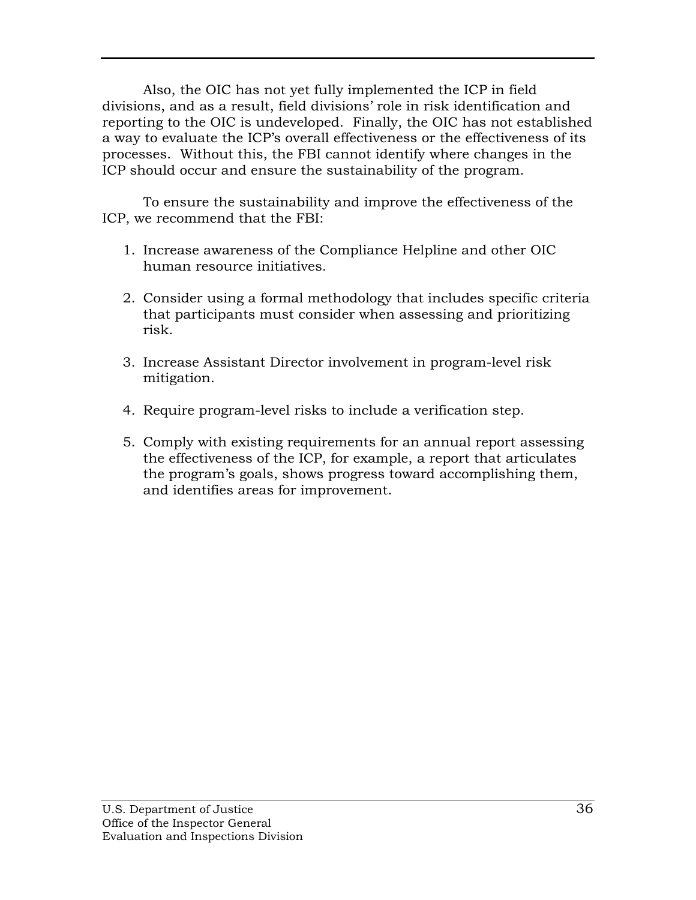Also, the OIC has not yet fully implemented the ICP in field divisions, and as a result, field divisions' role in risk identification and reporting to the OIC is undeveloped. Finally, the OIC has not established a way to evaluate the ICP's overall effectiveness or the effectiveness of its processes. Without this, the FBI cannot identify where changes in the ICP should occur and ensure the sustainability of the program.

To ensure the sustainability and improve the effectiveness of the ICP, we recommend that the FBI:

1. Increase awareness of the Compliance Helpline and other OIC human resource initiatives.

2. Consider using a formal methodology that includes specific criteria that participants must consider when assessing and prioritizing risk.

3. Increase Assistant Director involvement in program-level risk mitigation.

4. Require program-level risks to include a verification step.

5. Comply with existing requirements for an annual report assessing the effectiveness of the ICP, for example, a report that articulates the program's goals, shows progress toward accomplishing them, and identifies areas for improvement.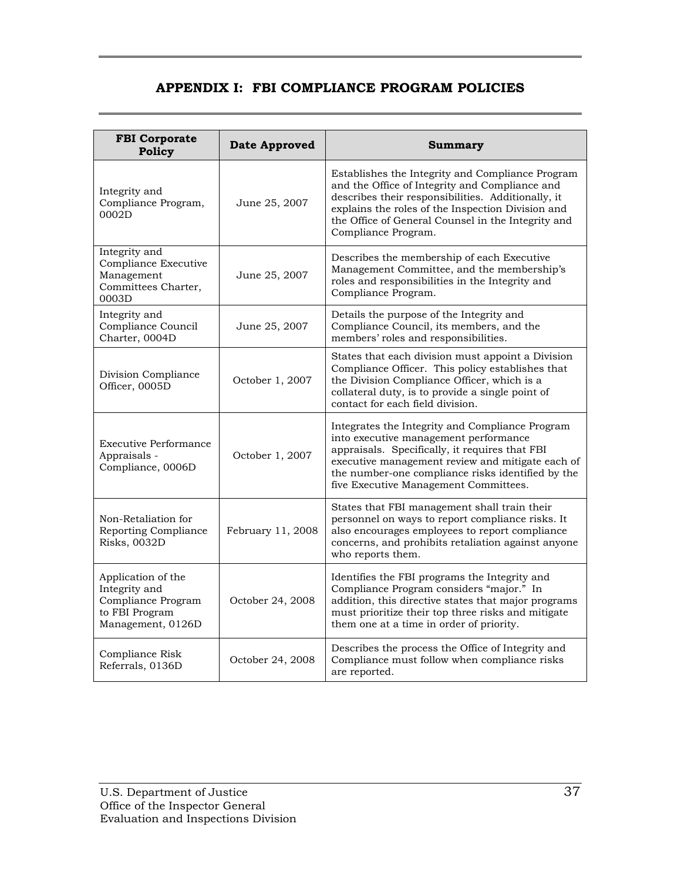# APPENDIX I: FBI COMPLIANCE PROGRAM POLICIES

| FBI Corporate Policy | Date Approved | Summary |
|---|---|---|
| Integrity and Compliance Program, 0002D | June 25, 2007 | Establishes the Integrity and Compliance Program and the Office of Integrity and Compliance and describes their responsibilities. Additionally, it explains the roles of the Inspection Division and the Office of General Counsel in the Integrity and Compliance Program. |
| Integrity and Compliance Executive Management Committees Charter, 0003D | June 25, 2007 | Describes the membership of each Executive Management Committee, and the membership's roles and responsibilities in the Integrity and Compliance Program. |
| Integrity and Compliance Council Charter, 0004D | June 25, 2007 | Details the purpose of the Integrity and Compliance Council, its members, and the members' roles and responsibilities. |
| Division Compliance Officer, 0005D | October 1, 2007 | States that each division must appoint a Division Compliance Officer. This policy establishes that the Division Compliance Officer, which is a collateral duty, is to provide a single point of contact for each field division. |
| Executive Performance Appraisals - Compliance, 0006D | October 1, 2007 | Integrates the Integrity and Compliance Program into executive management performance appraisals. Specifically, it requires that FBI executive management review and mitigate each of the number-one compliance risks identified by the five Executive Management Committees. |
| Non-Retaliation for Reporting Compliance Risks, 0032D | February 11, 2008 | States that FBI management shall train their personnel on ways to report compliance risks. It also encourages employees to report compliance concerns, and prohibits retaliation against anyone who reports them. |
| Application of the Integrity and Compliance Program to FBI Program Management, 0126D | October 24, 2008 | Identifies the FBI programs the Integrity and Compliance Program considers "major." In addition, this directive states that major programs must prioritize their top three risks and mitigate them one at a time in order of priority. |
| Compliance Risk Referrals, 0136D | October 24, 2008 | Describes the process the Office of Integrity and Compliance must follow when compliance risks are reported. |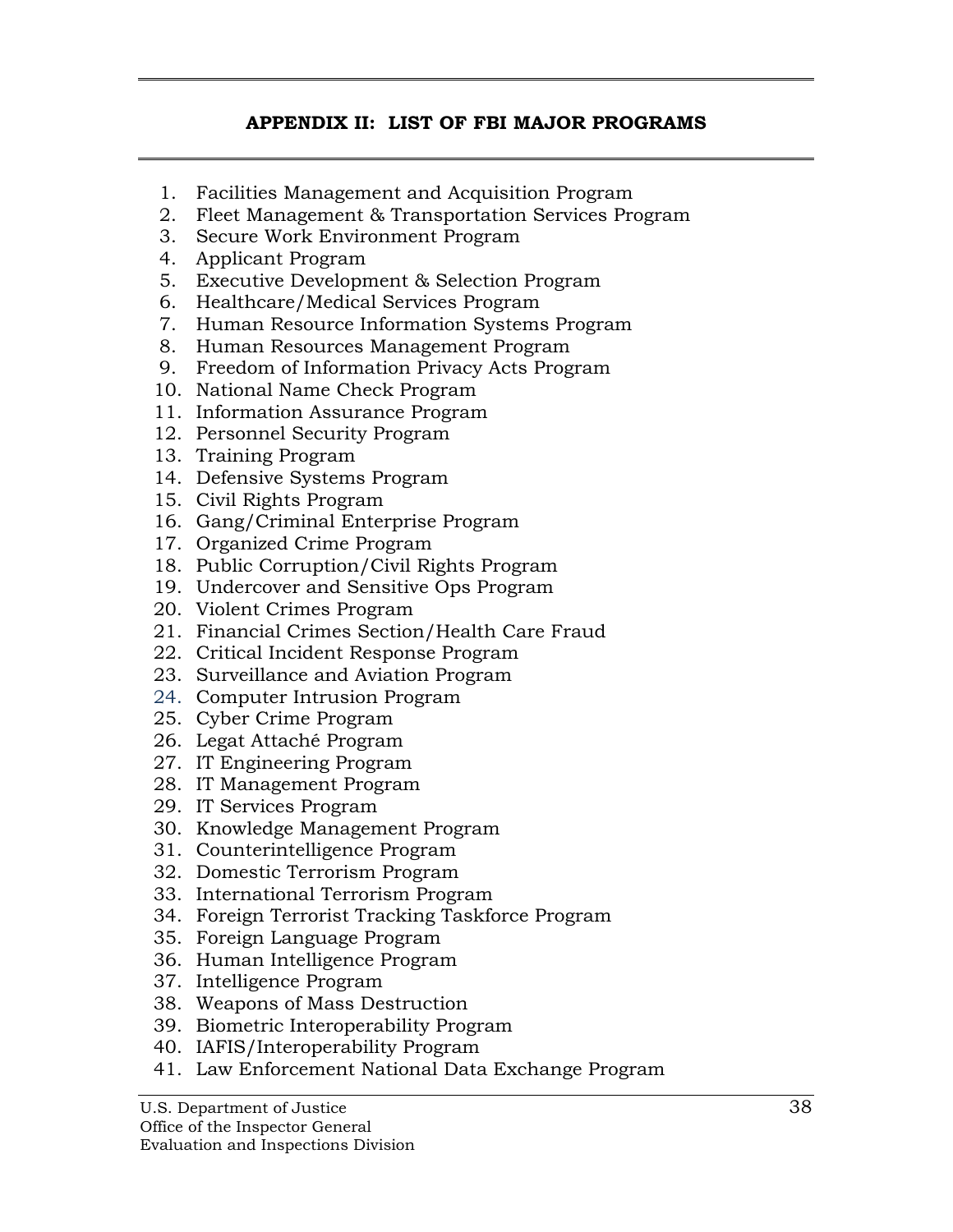## APPENDIX II: LIST OF FBI MAJOR PROGRAMS

1. Facilities Management and Acquisition Program
2. Fleet Management & Transportation Services Program
3. Secure Work Environment Program
4. Applicant Program
5. Executive Development & Selection Program
6. Healthcare/Medical Services Program
7. Human Resource Information Systems Program
8. Human Resources Management Program
9. Freedom of Information Privacy Acts Program
10. National Name Check Program
11. Information Assurance Program
12. Personnel Security Program
13. Training Program
14. Defensive Systems Program
15. Civil Rights Program
16. Gang/Criminal Enterprise Program
17. Organized Crime Program
18. Public Corruption/Civil Rights Program
19. Undercover and Sensitive Ops Program
20. Violent Crimes Program
21. Financial Crimes Section/Health Care Fraud
22. Critical Incident Response Program
23. Surveillance and Aviation Program
24. Computer Intrusion Program
25. Cyber Crime Program
26. Legat Attaché Program
27. IT Engineering Program
28. IT Management Program
29. IT Services Program
30. Knowledge Management Program
31. Counterintelligence Program
32. Domestic Terrorism Program
33. International Terrorism Program
34. Foreign Terrorist Tracking Taskforce Program
35. Foreign Language Program
36. Human Intelligence Program
37. Intelligence Program
38. Weapons of Mass Destruction
39. Biometric Interoperability Program
40. IAFIS/Interoperability Program
41. Law Enforcement National Data Exchange Program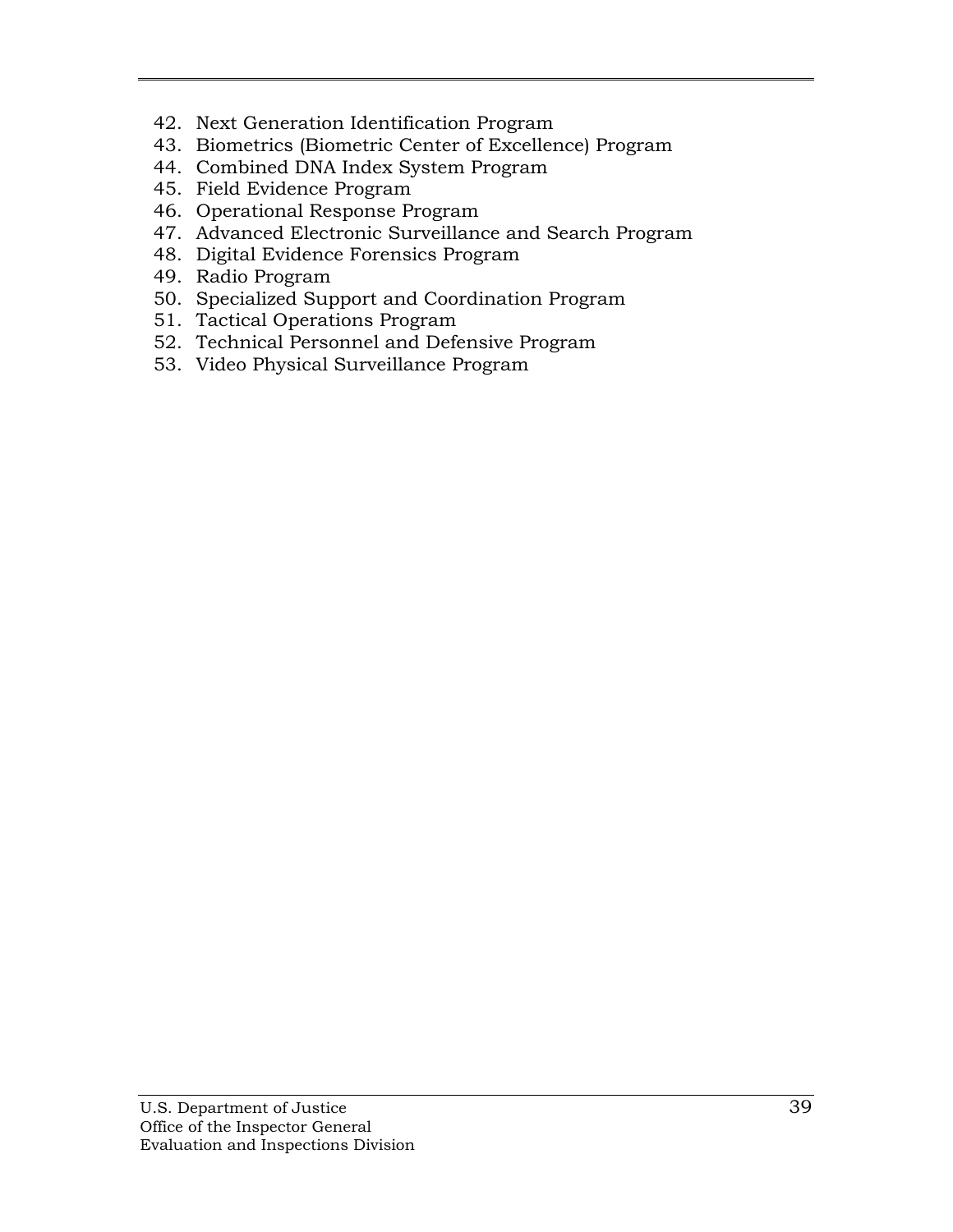42. Next Generation Identification Program
43. Biometrics (Biometric Center of Excellence) Program
44. Combined DNA Index System Program
45. Field Evidence Program
46. Operational Response Program
47. Advanced Electronic Surveillance and Search Program
48. Digital Evidence Forensics Program
49. Radio Program
50. Specialized Support and Coordination Program
51. Tactical Operations Program
52. Technical Personnel and Defensive Program
53. Video Physical Surveillance Program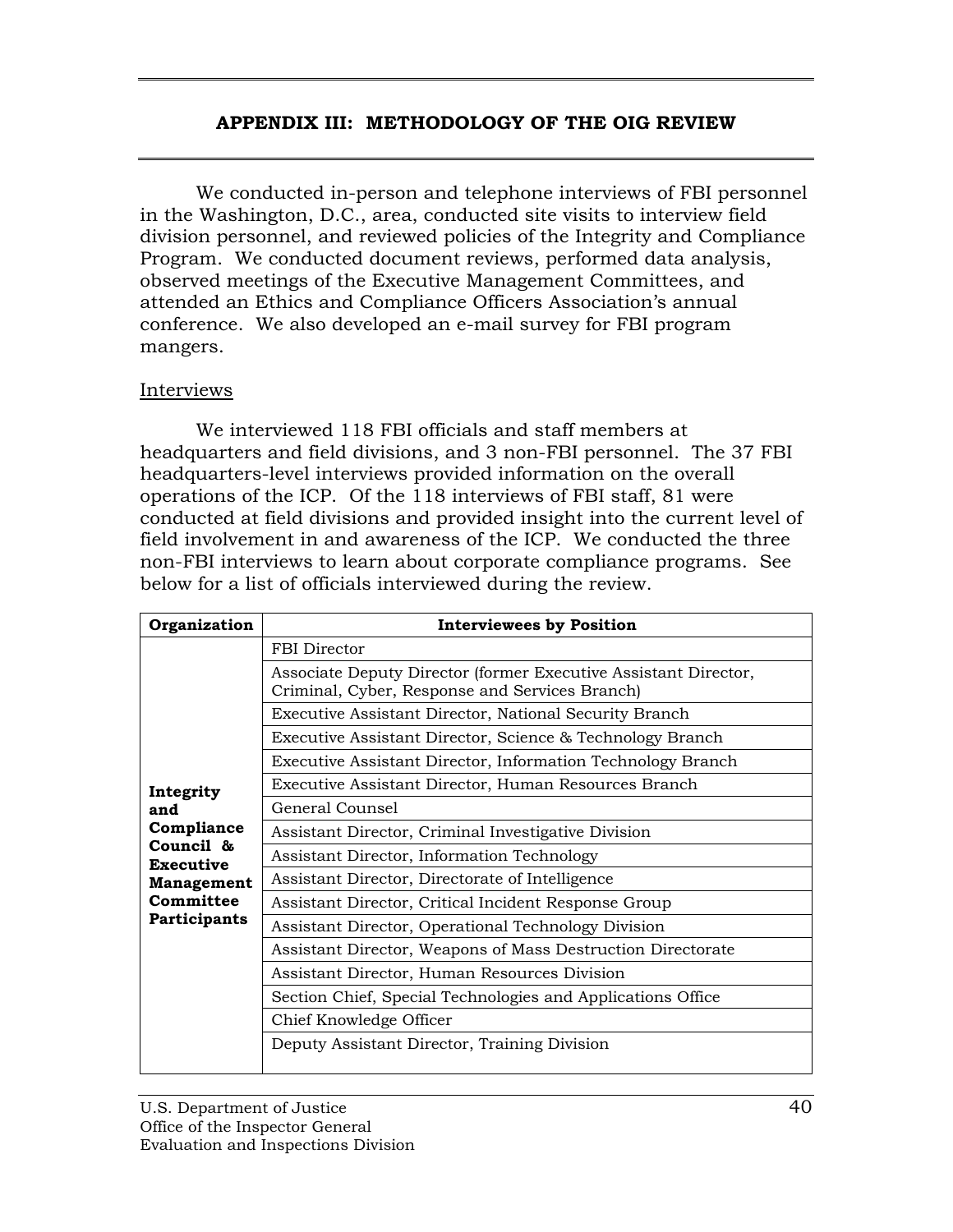## APPENDIX III: METHODOLOGY OF THE OIG REVIEW

We conducted in-person and telephone interviews of FBI personnel in the Washington, D.C., area, conducted site visits to interview field division personnel, and reviewed policies of the Integrity and Compliance Program. We conducted document reviews, performed data analysis, observed meetings of the Executive Management Committees, and attended an Ethics and Compliance Officers Association's annual conference. We also developed an e-mail survey for FBI program mangers.

### Interviews

We interviewed 118 FBI officials and staff members at headquarters and field divisions, and 3 non-FBI personnel. The 37 FBI headquarters-level interviews provided information on the overall operations of the ICP. Of the 118 interviews of FBI staff, 81 were conducted at field divisions and provided insight into the current level of field involvement in and awareness of the ICP. We conducted the three non-FBI interviews to learn about corporate compliance programs. See below for a list of officials interviewed during the review.

| Organization | Interviewees by Position |
|---|---|
| **Integrity and Compliance Council & Executive Management Committee Participants** | FBI Director |
| | Associate Deputy Director (former Executive Assistant Director, Criminal, Cyber, Response and Services Branch) |
| | Executive Assistant Director, National Security Branch |
| | Executive Assistant Director, Science & Technology Branch |
| | Executive Assistant Director, Information Technology Branch |
| | Executive Assistant Director, Human Resources Branch |
| | General Counsel |
| | Assistant Director, Criminal Investigative Division |
| | Assistant Director, Information Technology |
| | Assistant Director, Directorate of Intelligence |
| | Assistant Director, Critical Incident Response Group |
| | Assistant Director, Operational Technology Division |
| | Assistant Director, Weapons of Mass Destruction Directorate |
| | Assistant Director, Human Resources Division |
| | Section Chief, Special Technologies and Applications Office |
| | Chief Knowledge Officer |
| | Deputy Assistant Director, Training Division |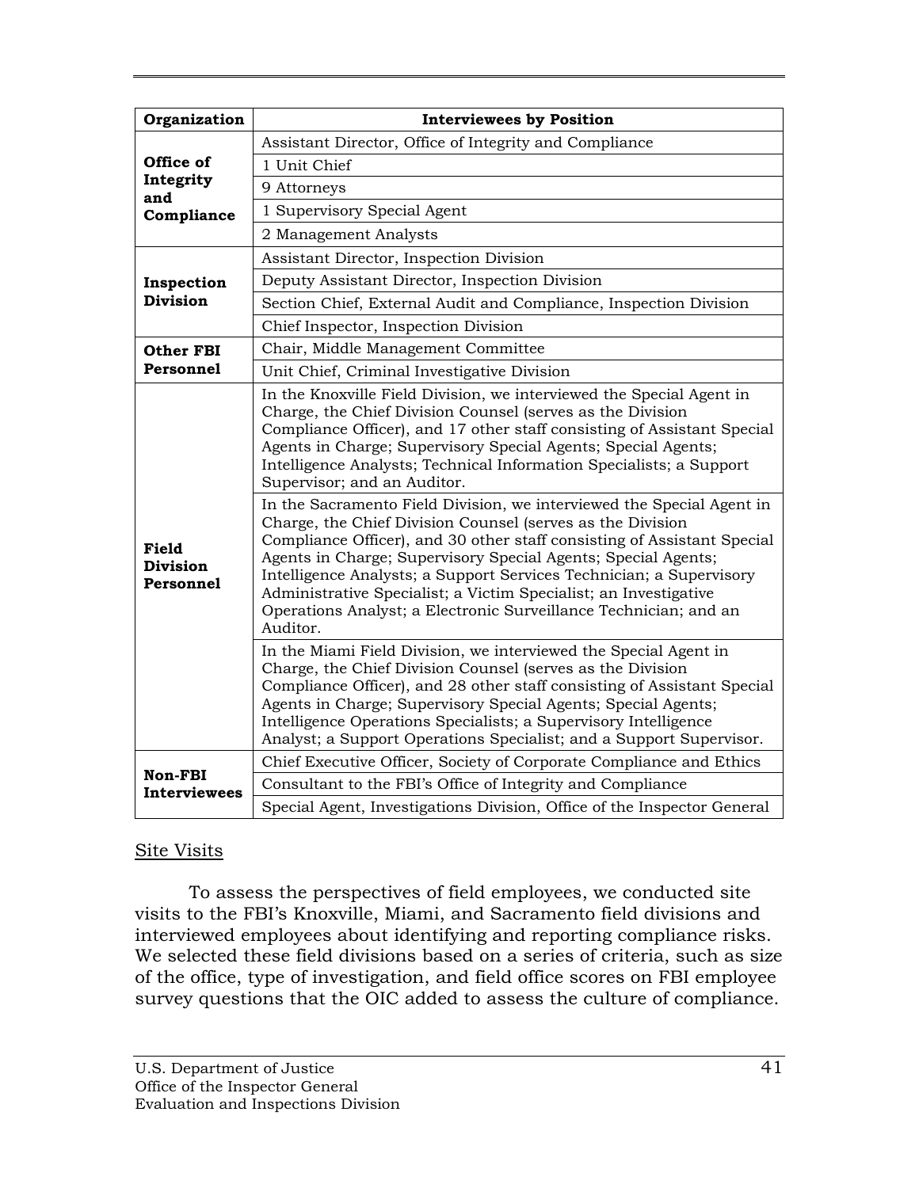| Organization | Interviewees by Position |
|---|---|
| Office of Integrity and Compliance | Assistant Director, Office of Integrity and Compliance |
| | 1 Unit Chief |
| | 9 Attorneys |
| | 1 Supervisory Special Agent |
| | 2 Management Analysts |
| Inspection Division | Assistant Director, Inspection Division |
| | Deputy Assistant Director, Inspection Division |
| | Section Chief, External Audit and Compliance, Inspection Division |
| | Chief Inspector, Inspection Division |
| Other FBI Personnel | Chair, Middle Management Committee |
| | Unit Chief, Criminal Investigative Division |
| Field Division Personnel | In the Knoxville Field Division, we interviewed the Special Agent in Charge, the Chief Division Counsel (serves as the Division Compliance Officer), and 17 other staff consisting of Assistant Special Agents in Charge; Supervisory Special Agents; Special Agents; Intelligence Analysts; Technical Information Specialists; a Support Supervisor; and an Auditor. |
| | In the Sacramento Field Division, we interviewed the Special Agent in Charge, the Chief Division Counsel (serves as the Division Compliance Officer), and 30 other staff consisting of Assistant Special Agents in Charge; Supervisory Special Agents; Special Agents; Intelligence Analysts; a Support Services Technician; a Supervisory Administrative Specialist; a Victim Specialist; an Investigative Operations Analyst; a Electronic Surveillance Technician; and an Auditor. |
| | In the Miami Field Division, we interviewed the Special Agent in Charge, the Chief Division Counsel (serves as the Division Compliance Officer), and 28 other staff consisting of Assistant Special Agents in Charge; Supervisory Special Agents; Special Agents; Intelligence Operations Specialists; a Supervisory Intelligence Analyst; a Support Operations Specialist; and a Support Supervisor. |
| Non-FBI Interviewees | Chief Executive Officer, Society of Corporate Compliance and Ethics |
| | Consultant to the FBI's Office of Integrity and Compliance |
| | Special Agent, Investigations Division, Office of the Inspector General |

Site Visits

To assess the perspectives of field employees, we conducted site visits to the FBI's Knoxville, Miami, and Sacramento field divisions and interviewed employees about identifying and reporting compliance risks. We selected these field divisions based on a series of criteria, such as size of the office, type of investigation, and field office scores on FBI employee survey questions that the OIC added to assess the culture of compliance.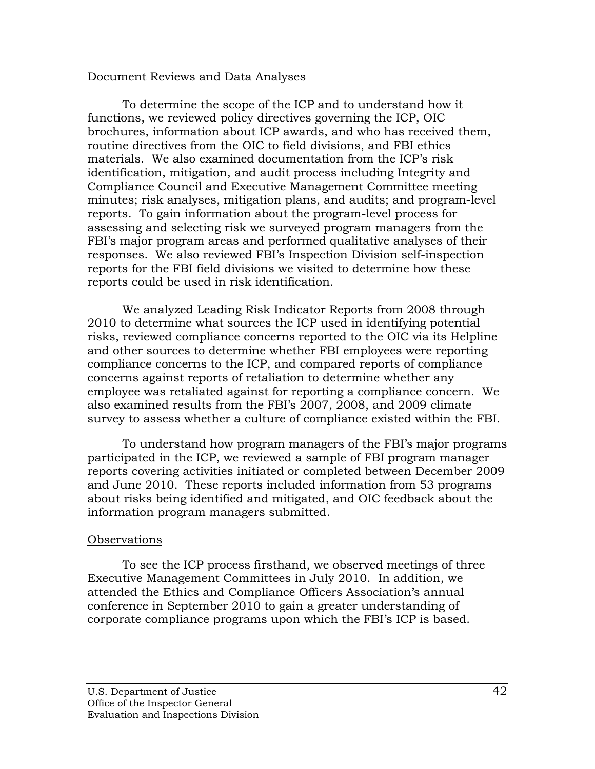Document Reviews and Data Analyses

To determine the scope of the ICP and to understand how it functions, we reviewed policy directives governing the ICP, OIC brochures, information about ICP awards, and who has received them, routine directives from the OIC to field divisions, and FBI ethics materials. We also examined documentation from the ICP's risk identification, mitigation, and audit process including Integrity and Compliance Council and Executive Management Committee meeting minutes; risk analyses, mitigation plans, and audits; and program-level reports. To gain information about the program-level process for assessing and selecting risk we surveyed program managers from the FBI's major program areas and performed qualitative analyses of their responses. We also reviewed FBI's Inspection Division self-inspection reports for the FBI field divisions we visited to determine how these reports could be used in risk identification.

We analyzed Leading Risk Indicator Reports from 2008 through 2010 to determine what sources the ICP used in identifying potential risks, reviewed compliance concerns reported to the OIC via its Helpline and other sources to determine whether FBI employees were reporting compliance concerns to the ICP, and compared reports of compliance concerns against reports of retaliation to determine whether any employee was retaliated against for reporting a compliance concern. We also examined results from the FBI's 2007, 2008, and 2009 climate survey to assess whether a culture of compliance existed within the FBI.

To understand how program managers of the FBI's major programs participated in the ICP, we reviewed a sample of FBI program manager reports covering activities initiated or completed between December 2009 and June 2010. These reports included information from 53 programs about risks being identified and mitigated, and OIC feedback about the information program managers submitted.

Observations

To see the ICP process firsthand, we observed meetings of three Executive Management Committees in July 2010. In addition, we attended the Ethics and Compliance Officers Association's annual conference in September 2010 to gain a greater understanding of corporate compliance programs upon which the FBI's ICP is based.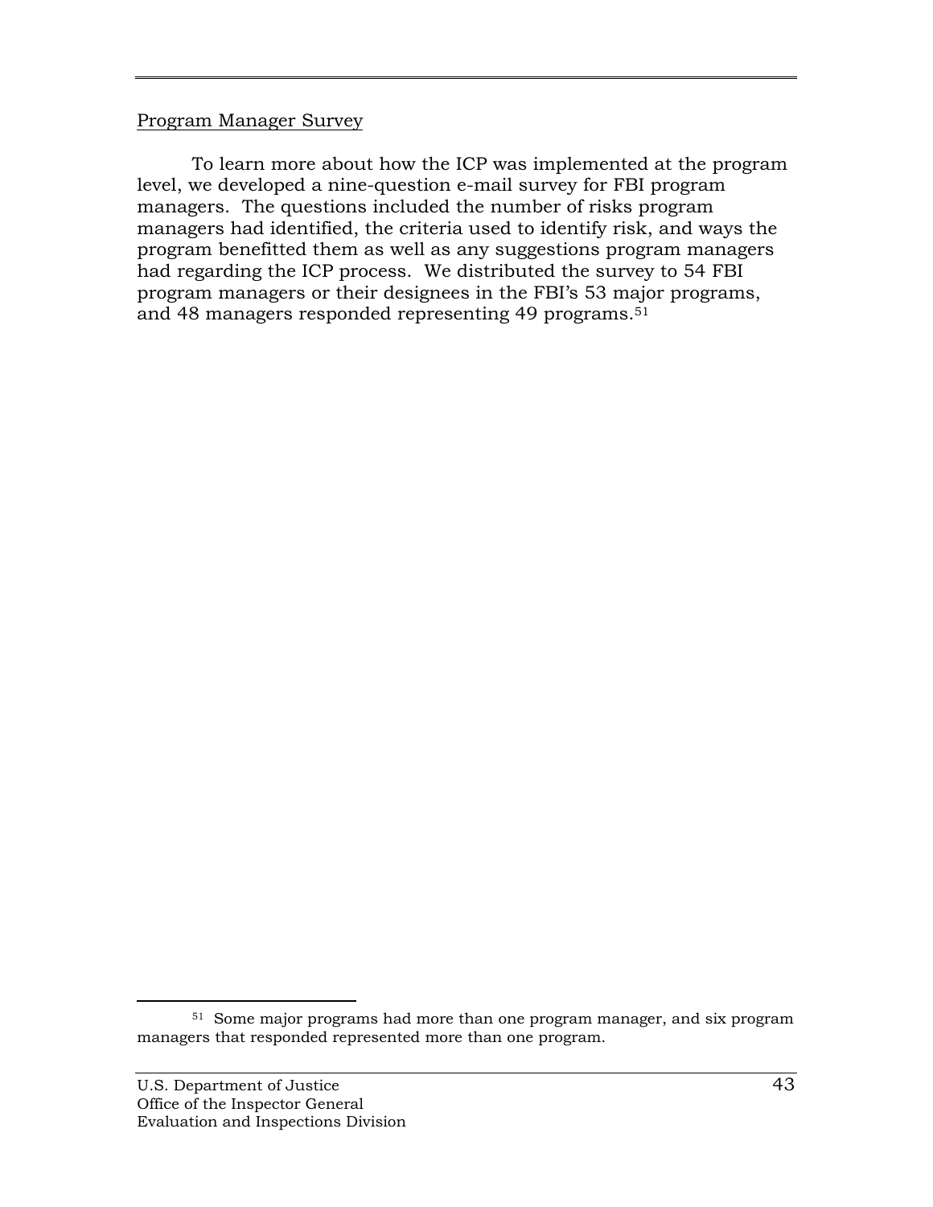Program Manager Survey

To learn more about how the ICP was implemented at the program level, we developed a nine-question e-mail survey for FBI program managers. The questions included the number of risks program managers had identified, the criteria used to identify risk, and ways the program benefitted them as well as any suggestions program managers had regarding the ICP process. We distributed the survey to 54 FBI program managers or their designees in the FBI's 53 major programs, and 48 managers responded representing 49 programs.[51]

---

[51] Some major programs had more than one program manager, and six program managers that responded represented more than one program.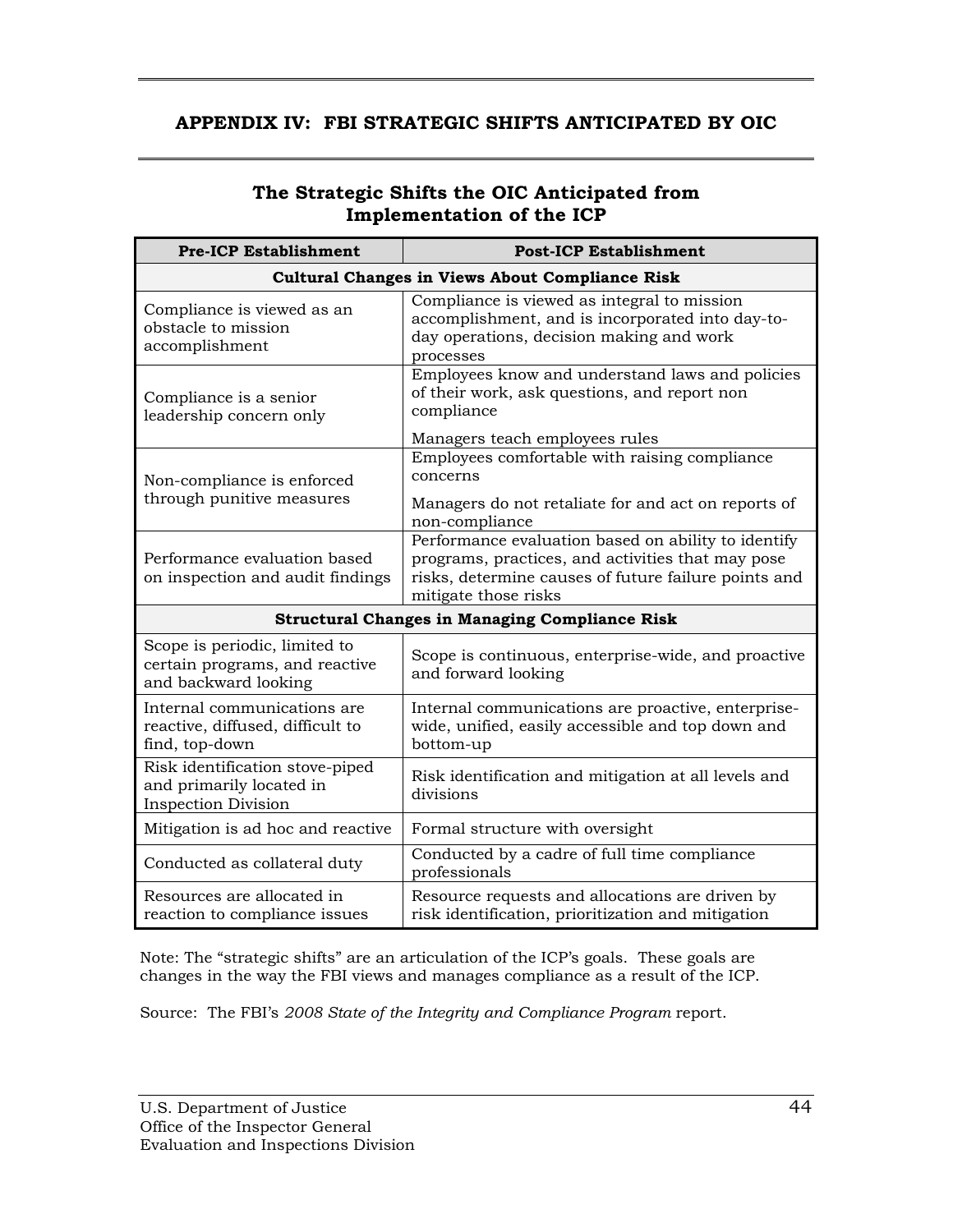# APPENDIX IV: FBI STRATEGIC SHIFTS ANTICIPATED BY OIC

## The Strategic Shifts the OIC Anticipated from Implementation of the ICP

| Pre-ICP Establishment | Post-ICP Establishment |
|---|---|
| **Cultural Changes in Views About Compliance Risk** | |
| Compliance is viewed as an obstacle to mission accomplishment | Compliance is viewed as integral to mission accomplishment, and is incorporated into day-to-day operations, decision making and work processes |
| Compliance is a senior leadership concern only | Employees know and understand laws and policies of their work, ask questions, and report non compliance<br><br>Managers teach employees rules |
| Non-compliance is enforced through punitive measures | Employees comfortable with raising compliance concerns<br><br>Managers do not retaliate for and act on reports of non-compliance |
| Performance evaluation based on inspection and audit findings | Performance evaluation based on ability to identify programs, practices, and activities that may pose risks, determine causes of future failure points and mitigate those risks |
| **Structural Changes in Managing Compliance Risk** | |
| Scope is periodic, limited to certain programs, and reactive and backward looking | Scope is continuous, enterprise-wide, and proactive and forward looking |
| Internal communications are reactive, diffused, difficult to find, top-down | Internal communications are proactive, enterprise-wide, unified, easily accessible and top down and bottom-up |
| Risk identification stove-piped and primarily located in Inspection Division | Risk identification and mitigation at all levels and divisions |
| Mitigation is ad hoc and reactive | Formal structure with oversight |
| Conducted as collateral duty | Conducted by a cadre of full time compliance professionals |
| Resources are allocated in reaction to compliance issues | Resource requests and allocations are driven by risk identification, prioritization and mitigation |

Note: The "strategic shifts" are an articulation of the ICP's goals. These goals are changes in the way the FBI views and manages compliance as a result of the ICP.

Source: The FBI's *2008 State of the Integrity and Compliance Program* report.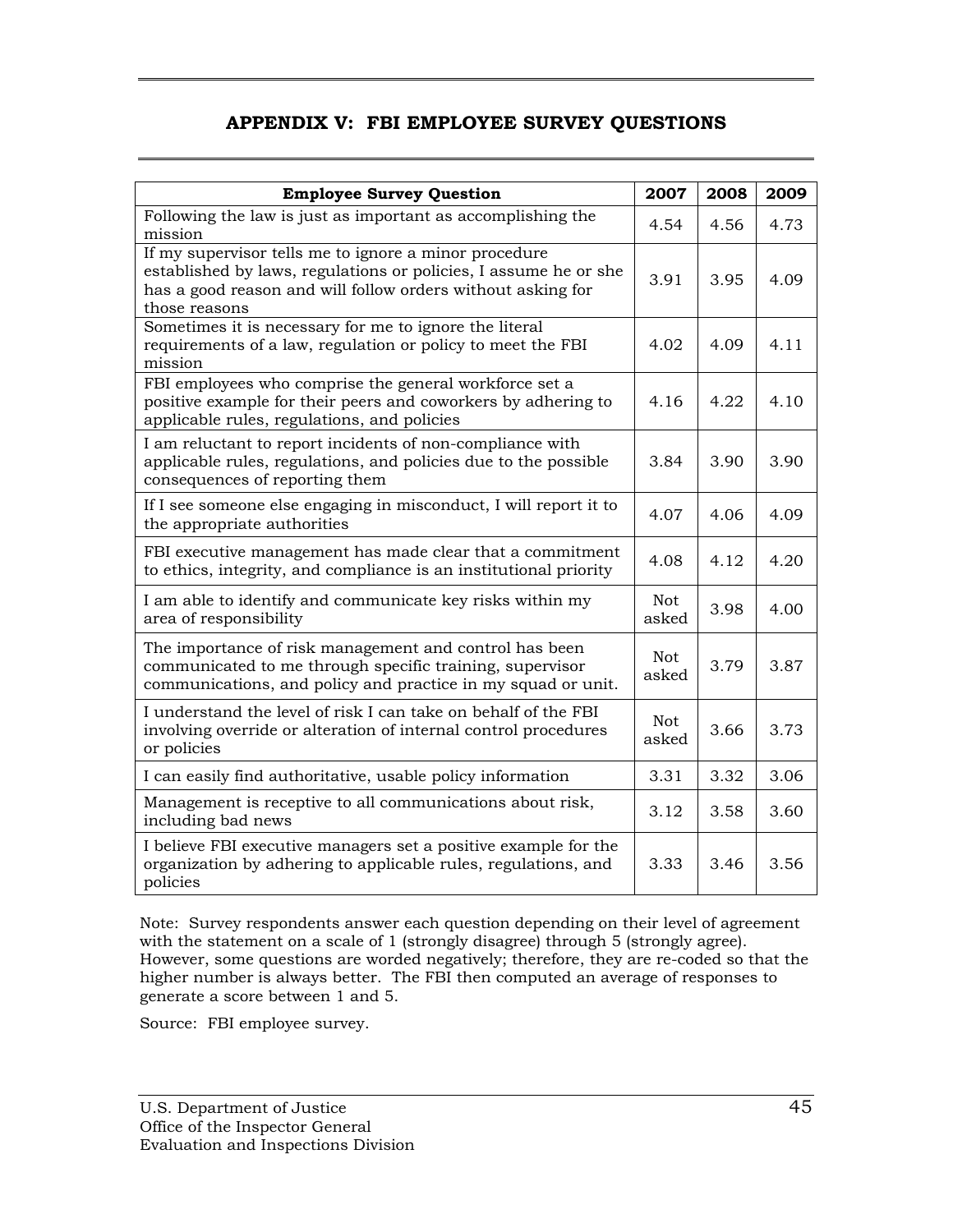# APPENDIX V: FBI EMPLOYEE SURVEY QUESTIONS

| Employee Survey Question | 2007 | 2008 | 2009 |
|---|---|---|---|
| Following the law is just as important as accomplishing the mission | 4.54 | 4.56 | 4.73 |
| If my supervisor tells me to ignore a minor procedure established by laws, regulations or policies, I assume he or she has a good reason and will follow orders without asking for those reasons | 3.91 | 3.95 | 4.09 |
| Sometimes it is necessary for me to ignore the literal requirements of a law, regulation or policy to meet the FBI mission | 4.02 | 4.09 | 4.11 |
| FBI employees who comprise the general workforce set a positive example for their peers and coworkers by adhering to applicable rules, regulations, and policies | 4.16 | 4.22 | 4.10 |
| I am reluctant to report incidents of non-compliance with applicable rules, regulations, and policies due to the possible consequences of reporting them | 3.84 | 3.90 | 3.90 |
| If I see someone else engaging in misconduct, I will report it to the appropriate authorities | 4.07 | 4.06 | 4.09 |
| FBI executive management has made clear that a commitment to ethics, integrity, and compliance is an institutional priority | 4.08 | 4.12 | 4.20 |
| I am able to identify and communicate key risks within my area of responsibility | Not asked | 3.98 | 4.00 |
| The importance of risk management and control has been communicated to me through specific training, supervisor communications, and policy and practice in my squad or unit. | Not asked | 3.79 | 3.87 |
| I understand the level of risk I can take on behalf of the FBI involving override or alteration of internal control procedures or policies | Not asked | 3.66 | 3.73 |
| I can easily find authoritative, usable policy information | 3.31 | 3.32 | 3.06 |
| Management is receptive to all communications about risk, including bad news | 3.12 | 3.58 | 3.60 |
| I believe FBI executive managers set a positive example for the organization by adhering to applicable rules, regulations, and policies | 3.33 | 3.46 | 3.56 |

Note: Survey respondents answer each question depending on their level of agreement with the statement on a scale of 1 (strongly disagree) through 5 (strongly agree). However, some questions are worded negatively; therefore, they are re-coded so that the higher number is always better. The FBI then computed an average of responses to generate a score between 1 and 5.

Source: FBI employee survey.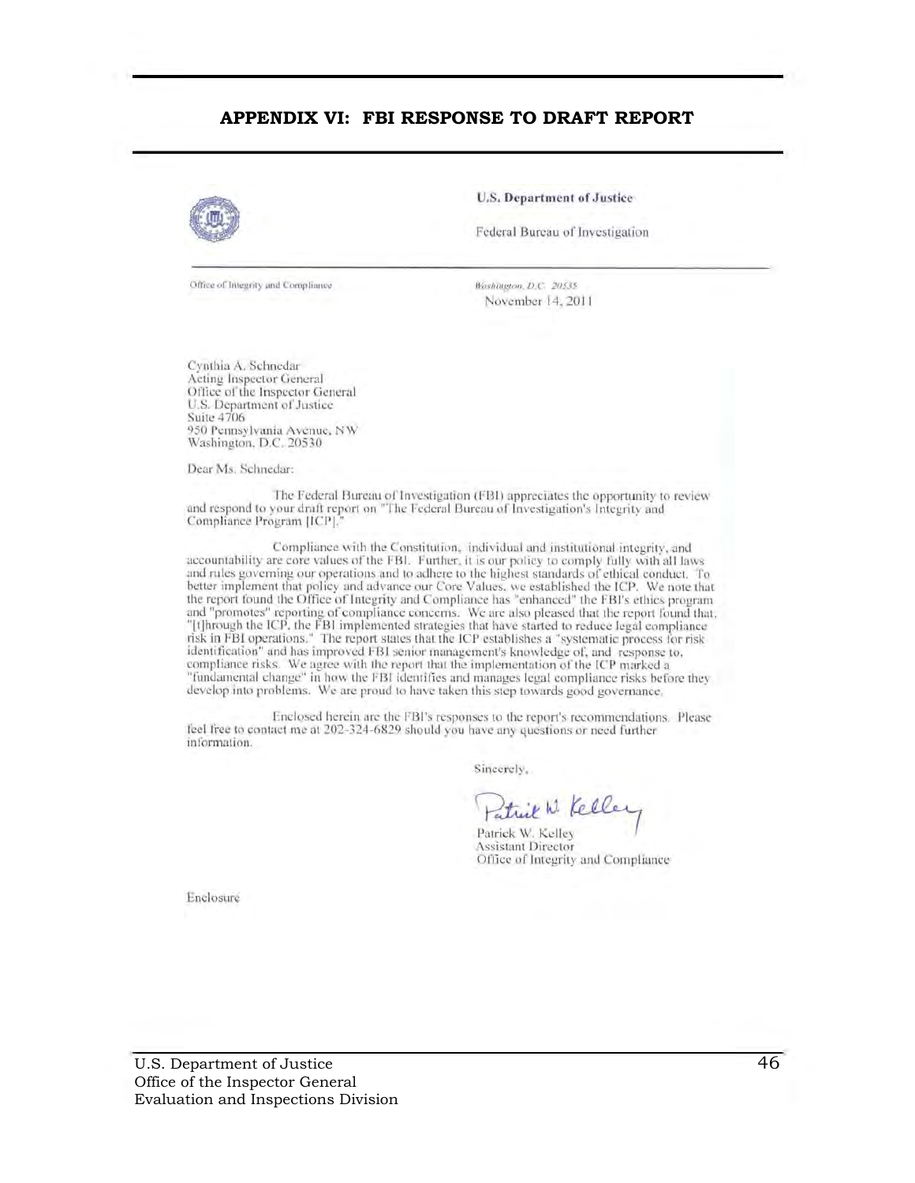## APPENDIX VI: FBI RESPONSE TO DRAFT REPORT

**U.S. Department of Justice**

Federal Bureau of Investigation

Office of Integrity and Compliance

*Washington, D.C. 20535*
November 14, 2011

Cynthia A. Schnedar
Acting Inspector General
Office of the Inspector General
U.S. Department of Justice
Suite 4706
950 Pennsylvania Avenue, NW
Washington, D.C. 20530

Dear Ms. Schnedar:

The Federal Bureau of Investigation (FBI) appreciates the opportunity to review and respond to your draft report on "The Federal Bureau of Investigation's Integrity and Compliance Program [ICP]."

Compliance with the Constitution, individual and institutional integrity, and accountability are core values of the FBI. Further, it is our policy to comply fully with all laws and rules governing our operations and to adhere to the highest standards of ethical conduct. To better implement that policy and advance our Core Values, we established the ICP. We note that the report found the Office of Integrity and Compliance has "enhanced" the FBI's ethics program and "promotes" reporting of compliance concerns. We are also pleased that the report found that, "[t]hrough the ICP, the FBI implemented strategies that have started to reduce legal compliance risk in FBI operations." The report states that the ICP establishes a "systematic process for risk identification" and has improved FBI senior management's knowledge of, and response to, compliance risks. We agree with the report that the implementation of the ICP marked a "fundamental change" in how the FBI identifies and manages legal compliance risks before they develop into problems. We are proud to have taken this step towards good governance.

Enclosed herein are the FBI's responses to the report's recommendations. Please feel free to contact me at 202-324-6829 should you have any questions or need further information.

Sincerely,

Patrick W. Kelley
Assistant Director
Office of Integrity and Compliance

Enclosure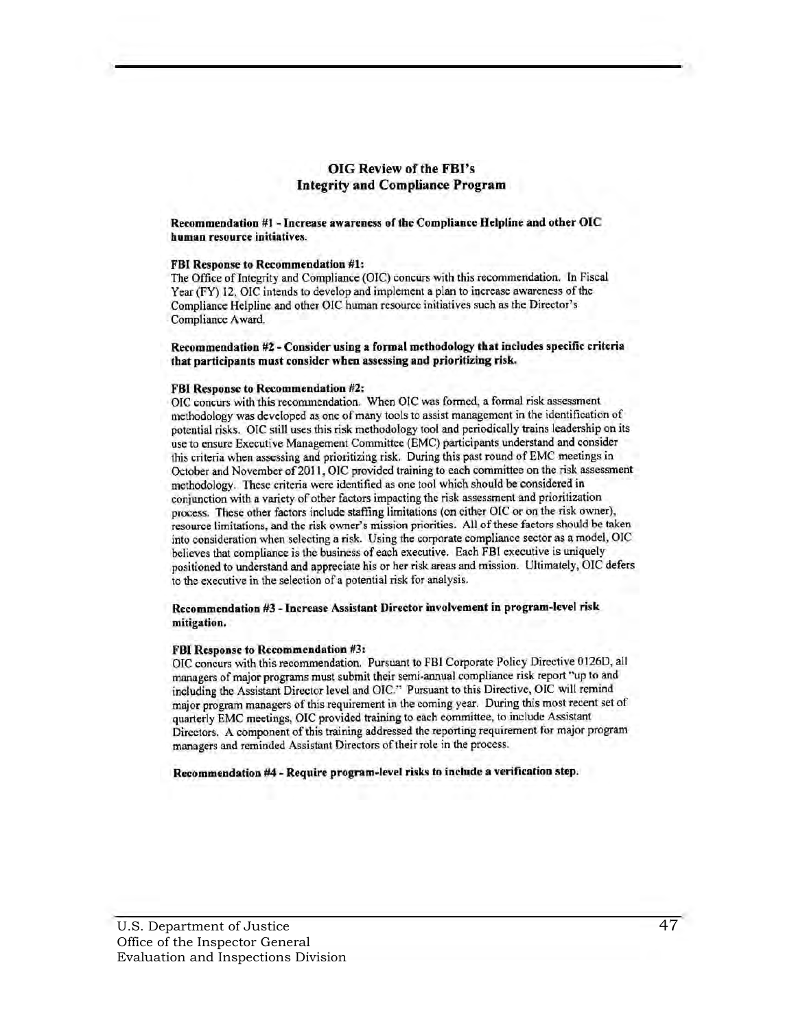## OIG Review of the FBI's Integrity and Compliance Program

**Recommendation #1 - Increase awareness of the Compliance Helpline and other OIC human resource initiatives.**

**FBI Response to Recommendation #1:**

The Office of Integrity and Compliance (OIC) concurs with this recommendation. In Fiscal Year (FY) 12, OIC intends to develop and implement a plan to increase awareness of the Compliance Helpline and other OIC human resource initiatives such as the Director's Compliance Award.

**Recommendation #2 - Consider using a formal methodology that includes specific criteria that participants must consider when assessing and prioritizing risk.**

**FBI Response to Recommendation #2:**

OIC concurs with this recommendation. When OIC was formed, a formal risk assessment methodology was developed as one of many tools to assist management in the identification of potential risks. OIC still uses this risk methodology tool and periodically trains leadership on its use to ensure Executive Management Committee (EMC) participants understand and consider this criteria when assessing and prioritizing risk. During this past round of EMC meetings in October and November of 2011, OIC provided training to each committee on the risk assessment methodology. These criteria were identified as one tool which should be considered in conjunction with a variety of other factors impacting the risk assessment and prioritization process. These other factors include staffing limitations (on either OIC or on the risk owner), resource limitations, and the risk owner's mission priorities. All of these factors should be taken into consideration when selecting a risk. Using the corporate compliance sector as a model, OIC believes that compliance is the business of each executive. Each FBI executive is uniquely positioned to understand and appreciate his or her risk areas and mission. Ultimately, OIC defers to the executive in the selection of a potential risk for analysis.

**Recommendation #3 - Increase Assistant Director involvement in program-level risk mitigation.**

**FBI Response to Recommendation #3:**

OIC concurs with this recommendation. Pursuant to FBI Corporate Policy Directive 0126D, all managers of major programs must submit their semi-annual compliance risk report "up to and including the Assistant Director level and OIC." Pursuant to this Directive, OIC will remind major program managers of this requirement in the coming year. During this most recent set of quarterly EMC meetings, OIC provided training to each committee, to include Assistant Directors. A component of this training addressed the reporting requirement for major program managers and reminded Assistant Directors of their role in the process.

**Recommendation #4 - Require program-level risks to include a verification step.**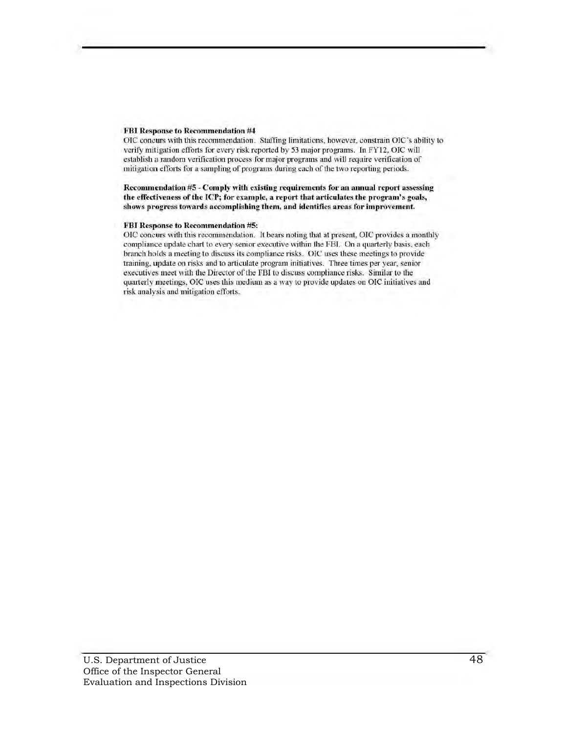**FBI Response to Recommendation #4**

OIC concurs with this recommendation. Staffing limitations, however, constrain OIC's ability to verify mitigation efforts for every risk reported by 53 major programs. In FY12, OIC will establish a random verification process for major programs and will require verification of mitigation efforts for a sampling of programs during each of the two reporting periods.

**Recommendation #5 - Comply with existing requirements for an annual report assessing the effectiveness of the ICP; for example, a report that articulates the program's goals, shows progress towards accomplishing them, and identifies areas for improvement.**

**FBI Response to Recommendation #5:**

OIC concurs with this recommendation. It bears noting that at present, OIC provides a monthly compliance update chart to every senior executive within the FBI. On a quarterly basis, each branch holds a meeting to discuss its compliance risks. OIC uses these meetings to provide training, update on risks and to articulate program initiatives. Three times per year, senior executives meet with the Director of the FBI to discuss compliance risks. Similar to the quarterly meetings, OIC uses this medium as a way to provide updates on OIC initiatives and risk analysis and mitigation efforts.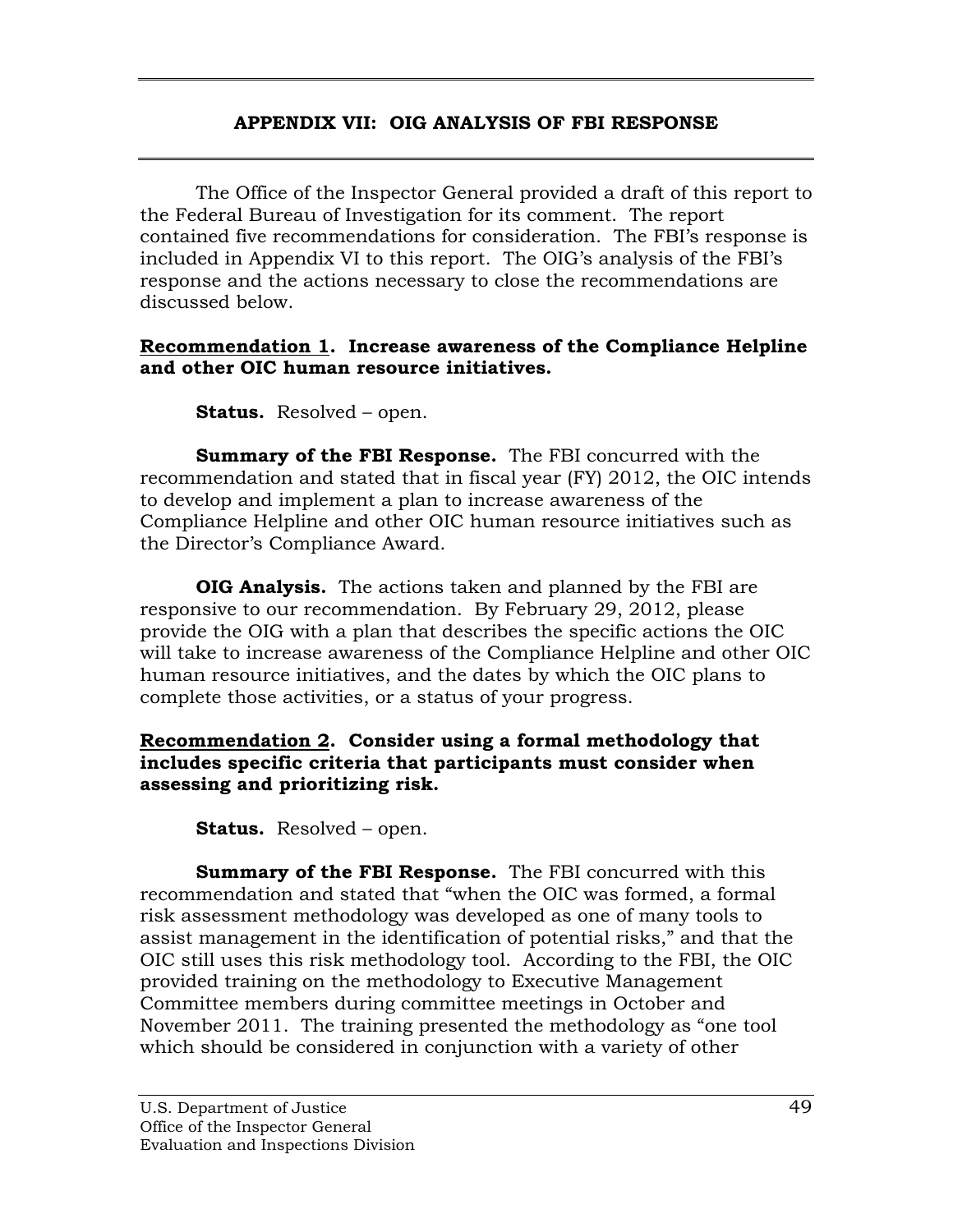## APPENDIX VII: OIG ANALYSIS OF FBI RESPONSE

The Office of the Inspector General provided a draft of this report to the Federal Bureau of Investigation for its comment. The report contained five recommendations for consideration. The FBI's response is included in Appendix VI to this report. The OIG's analysis of the FBI's response and the actions necessary to close the recommendations are discussed below.

**Recommendation 1. Increase awareness of the Compliance Helpline and other OIC human resource initiatives.**

**Status.** Resolved – open.

**Summary of the FBI Response.** The FBI concurred with the recommendation and stated that in fiscal year (FY) 2012, the OIC intends to develop and implement a plan to increase awareness of the Compliance Helpline and other OIC human resource initiatives such as the Director's Compliance Award.

**OIG Analysis.** The actions taken and planned by the FBI are responsive to our recommendation. By February 29, 2012, please provide the OIG with a plan that describes the specific actions the OIC will take to increase awareness of the Compliance Helpline and other OIC human resource initiatives, and the dates by which the OIC plans to complete those activities, or a status of your progress.

**Recommendation 2. Consider using a formal methodology that includes specific criteria that participants must consider when assessing and prioritizing risk.**

**Status.** Resolved – open.

**Summary of the FBI Response.** The FBI concurred with this recommendation and stated that "when the OIC was formed, a formal risk assessment methodology was developed as one of many tools to assist management in the identification of potential risks," and that the OIC still uses this risk methodology tool. According to the FBI, the OIC provided training on the methodology to Executive Management Committee members during committee meetings in October and November 2011. The training presented the methodology as "one tool which should be considered in conjunction with a variety of other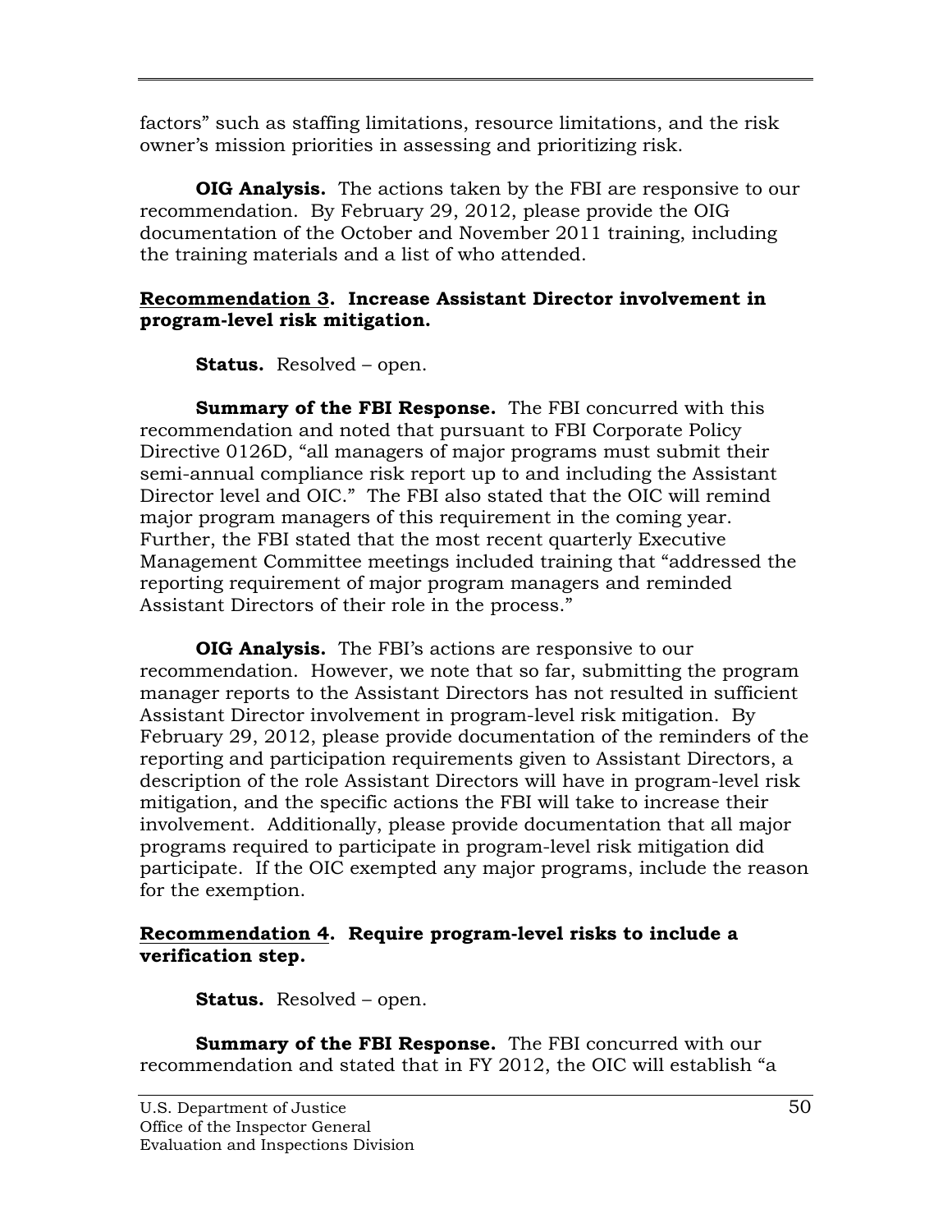factors" such as staffing limitations, resource limitations, and the risk owner's mission priorities in assessing and prioritizing risk.

**OIG Analysis.** The actions taken by the FBI are responsive to our recommendation. By February 29, 2012, please provide the OIG documentation of the October and November 2011 training, including the training materials and a list of who attended.

**<u>Recommendation 3</u>. Increase Assistant Director involvement in program-level risk mitigation.**

**Status.** Resolved – open.

**Summary of the FBI Response.** The FBI concurred with this recommendation and noted that pursuant to FBI Corporate Policy Directive 0126D, "all managers of major programs must submit their semi-annual compliance risk report up to and including the Assistant Director level and OIC." The FBI also stated that the OIC will remind major program managers of this requirement in the coming year. Further, the FBI stated that the most recent quarterly Executive Management Committee meetings included training that "addressed the reporting requirement of major program managers and reminded Assistant Directors of their role in the process."

**OIG Analysis.** The FBI's actions are responsive to our recommendation. However, we note that so far, submitting the program manager reports to the Assistant Directors has not resulted in sufficient Assistant Director involvement in program-level risk mitigation. By February 29, 2012, please provide documentation of the reminders of the reporting and participation requirements given to Assistant Directors, a description of the role Assistant Directors will have in program-level risk mitigation, and the specific actions the FBI will take to increase their involvement. Additionally, please provide documentation that all major programs required to participate in program-level risk mitigation did participate. If the OIC exempted any major programs, include the reason for the exemption.

**<u>Recommendation 4</u>. Require program-level risks to include a verification step.**

**Status.** Resolved – open.

**Summary of the FBI Response.** The FBI concurred with our recommendation and stated that in FY 2012, the OIC will establish "a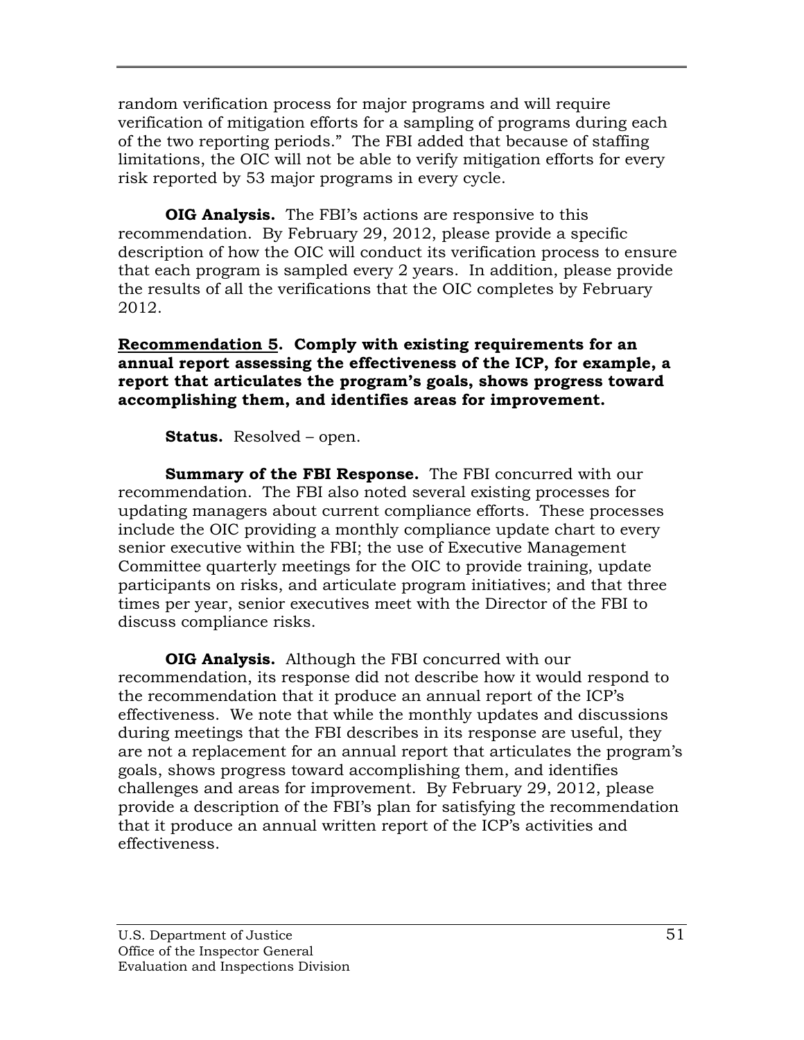random verification process for major programs and will require verification of mitigation efforts for a sampling of programs during each of the two reporting periods." The FBI added that because of staffing limitations, the OIC will not be able to verify mitigation efforts for every risk reported by 53 major programs in every cycle.

**OIG Analysis.** The FBI's actions are responsive to this recommendation. By February 29, 2012, please provide a specific description of how the OIC will conduct its verification process to ensure that each program is sampled every 2 years. In addition, please provide the results of all the verifications that the OIC completes by February 2012.

**Recommendation 5. Comply with existing requirements for an annual report assessing the effectiveness of the ICP, for example, a report that articulates the program's goals, shows progress toward accomplishing them, and identifies areas for improvement.**

**Status.** Resolved – open.

**Summary of the FBI Response.** The FBI concurred with our recommendation. The FBI also noted several existing processes for updating managers about current compliance efforts. These processes include the OIC providing a monthly compliance update chart to every senior executive within the FBI; the use of Executive Management Committee quarterly meetings for the OIC to provide training, update participants on risks, and articulate program initiatives; and that three times per year, senior executives meet with the Director of the FBI to discuss compliance risks.

**OIG Analysis.** Although the FBI concurred with our recommendation, its response did not describe how it would respond to the recommendation that it produce an annual report of the ICP's effectiveness. We note that while the monthly updates and discussions during meetings that the FBI describes in its response are useful, they are not a replacement for an annual report that articulates the program's goals, shows progress toward accomplishing them, and identifies challenges and areas for improvement. By February 29, 2012, please provide a description of the FBI's plan for satisfying the recommendation that it produce an annual written report of the ICP's activities and effectiveness.